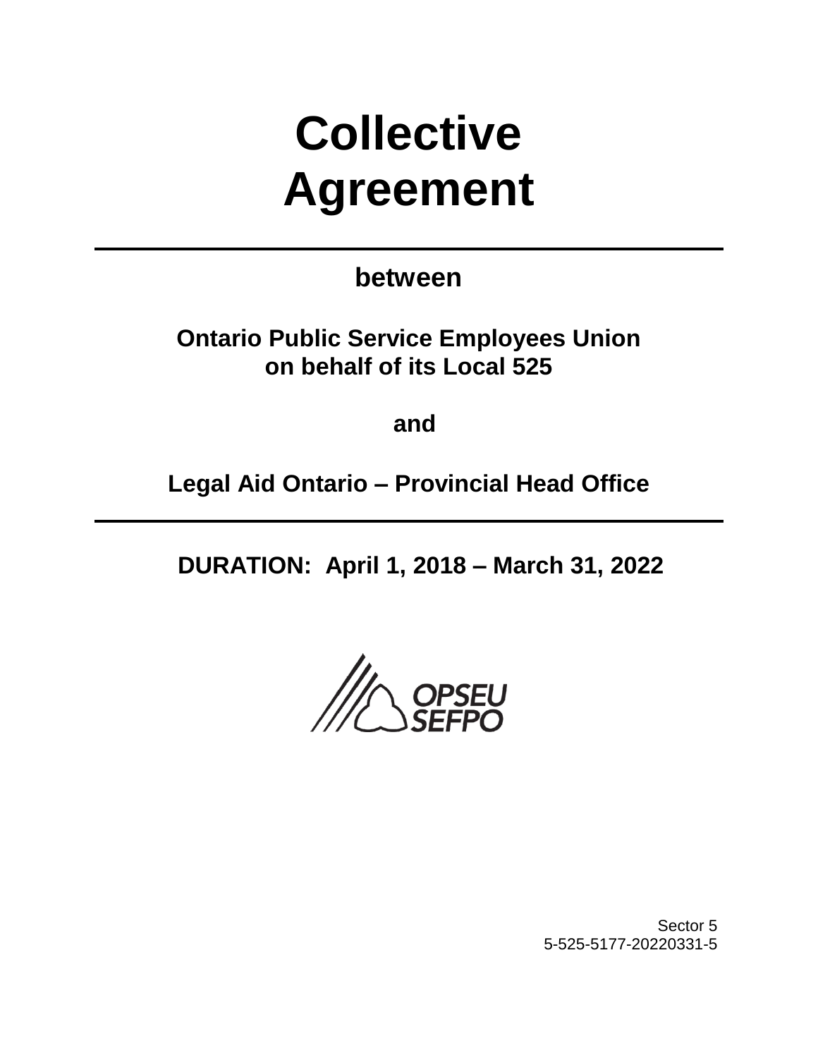# Collective Agreement

**between**

**Ontario Public Service Employees Union on behalf of its Local 525**

**and**

**Legal Aid Ontario – Provincial Head Office**

**DURATION: April 1, 2018 – March 31, 2022**

OPSEU SEFPO

Sector 5
5-525-5177-20220331-5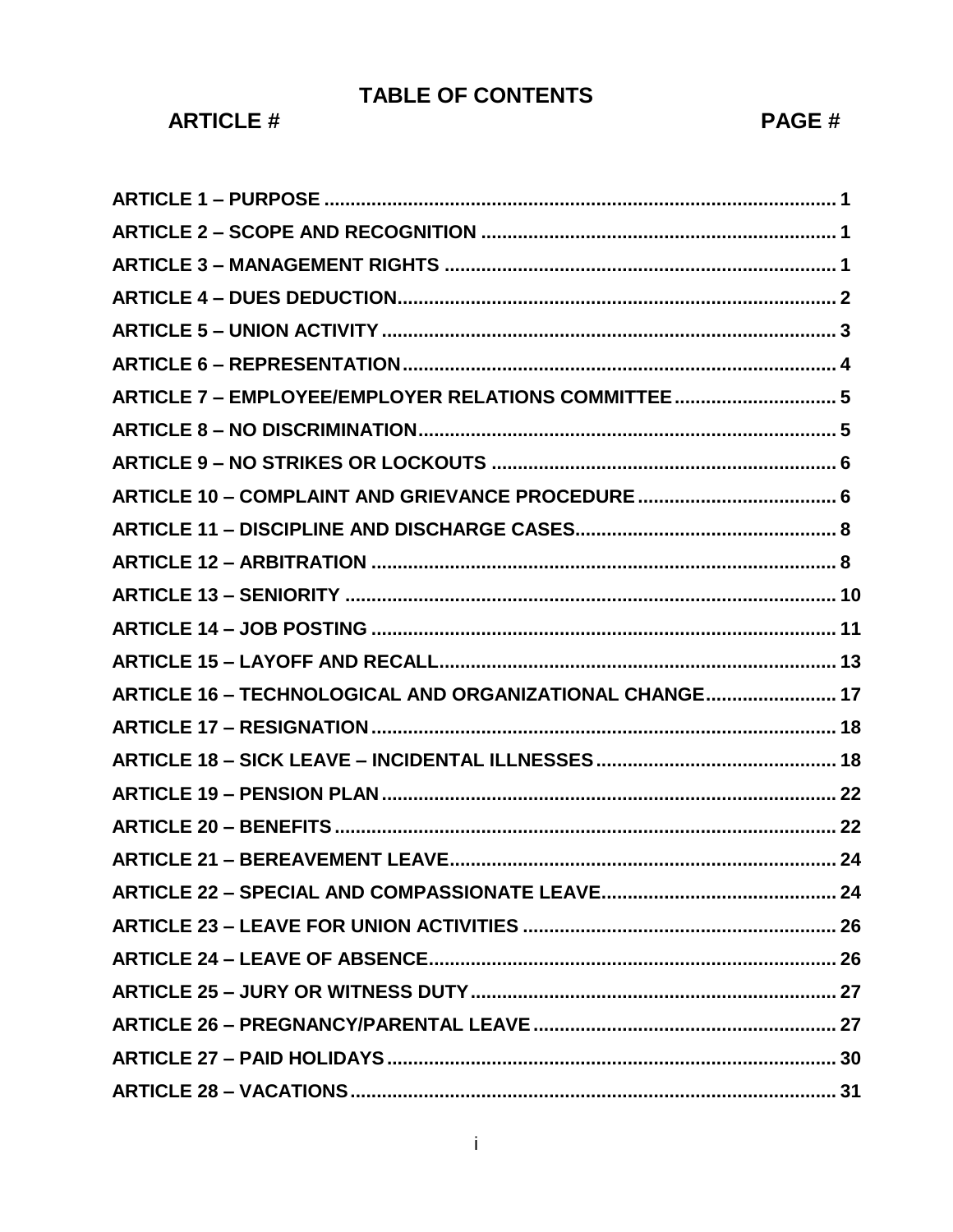# TABLE OF CONTENTS

| ARTICLE # | PAGE # |
|---|---|
| ARTICLE 1 – PURPOSE | 1 |
| ARTICLE 2 – SCOPE AND RECOGNITION | 1 |
| ARTICLE 3 – MANAGEMENT RIGHTS | 1 |
| ARTICLE 4 – DUES DEDUCTION | 2 |
| ARTICLE 5 – UNION ACTIVITY | 3 |
| ARTICLE 6 – REPRESENTATION | 4 |
| ARTICLE 7 – EMPLOYEE/EMPLOYER RELATIONS COMMITTEE | 5 |
| ARTICLE 8 – NO DISCRIMINATION | 5 |
| ARTICLE 9 – NO STRIKES OR LOCKOUTS | 6 |
| ARTICLE 10 – COMPLAINT AND GRIEVANCE PROCEDURE | 6 |
| ARTICLE 11 – DISCIPLINE AND DISCHARGE CASES | 8 |
| ARTICLE 12 – ARBITRATION | 8 |
| ARTICLE 13 – SENIORITY | 10 |
| ARTICLE 14 – JOB POSTING | 11 |
| ARTICLE 15 – LAYOFF AND RECALL | 13 |
| ARTICLE 16 – TECHNOLOGICAL AND ORGANIZATIONAL CHANGE | 17 |
| ARTICLE 17 – RESIGNATION | 18 |
| ARTICLE 18 – SICK LEAVE – INCIDENTAL ILLNESSES | 18 |
| ARTICLE 19 – PENSION PLAN | 22 |
| ARTICLE 20 – BENEFITS | 22 |
| ARTICLE 21 – BEREAVEMENT LEAVE | 24 |
| ARTICLE 22 – SPECIAL AND COMPASSIONATE LEAVE | 24 |
| ARTICLE 23 – LEAVE FOR UNION ACTIVITIES | 26 |
| ARTICLE 24 – LEAVE OF ABSENCE | 26 |
| ARTICLE 25 – JURY OR WITNESS DUTY | 27 |
| ARTICLE 26 – PREGNANCY/PARENTAL LEAVE | 27 |
| ARTICLE 27 – PAID HOLIDAYS | 30 |
| ARTICLE 28 – VACATIONS | 31 |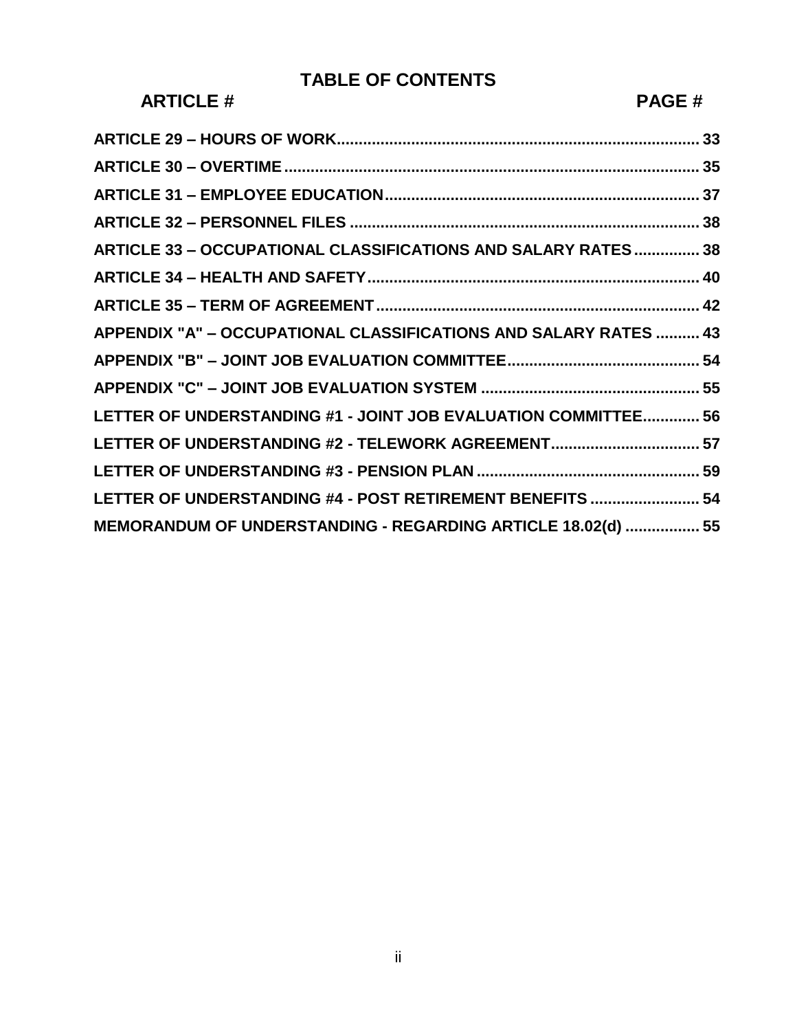# TABLE OF CONTENTS

| ARTICLE # | PAGE # |
|---|---|
| ARTICLE 29 – HOURS OF WORK | 33 |
| ARTICLE 30 – OVERTIME | 35 |
| ARTICLE 31 – EMPLOYEE EDUCATION | 37 |
| ARTICLE 32 – PERSONNEL FILES | 38 |
| ARTICLE 33 – OCCUPATIONAL CLASSIFICATIONS AND SALARY RATES | 38 |
| ARTICLE 34 – HEALTH AND SAFETY | 40 |
| ARTICLE 35 – TERM OF AGREEMENT | 42 |
| APPENDIX "A" – OCCUPATIONAL CLASSIFICATIONS AND SALARY RATES | 43 |
| APPENDIX "B" – JOINT JOB EVALUATION COMMITTEE | 54 |
| APPENDIX "C" – JOINT JOB EVALUATION SYSTEM | 55 |
| LETTER OF UNDERSTANDING #1 - JOINT JOB EVALUATION COMMITTEE | 56 |
| LETTER OF UNDERSTANDING #2 - TELEWORK AGREEMENT | 57 |
| LETTER OF UNDERSTANDING #3 - PENSION PLAN | 59 |
| LETTER OF UNDERSTANDING #4 - POST RETIREMENT BENEFITS | 54 |
| MEMORANDUM OF UNDERSTANDING - REGARDING ARTICLE 18.02(d) | 55 |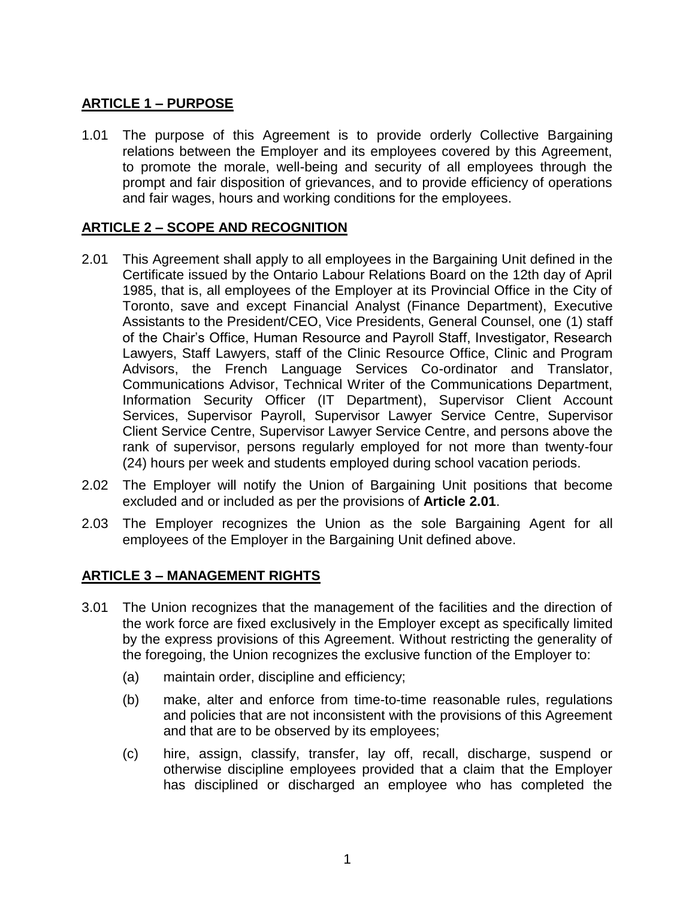## ARTICLE 1 – PURPOSE

1.01 The purpose of this Agreement is to provide orderly Collective Bargaining relations between the Employer and its employees covered by this Agreement, to promote the morale, well-being and security of all employees through the prompt and fair disposition of grievances, and to provide efficiency of operations and fair wages, hours and working conditions for the employees.

## ARTICLE 2 – SCOPE AND RECOGNITION

2.01 This Agreement shall apply to all employees in the Bargaining Unit defined in the Certificate issued by the Ontario Labour Relations Board on the 12th day of April 1985, that is, all employees of the Employer at its Provincial Office in the City of Toronto, save and except Financial Analyst (Finance Department), Executive Assistants to the President/CEO, Vice Presidents, General Counsel, one (1) staff of the Chair's Office, Human Resource and Payroll Staff, Investigator, Research Lawyers, Staff Lawyers, staff of the Clinic Resource Office, Clinic and Program Advisors, the French Language Services Co-ordinator and Translator, Communications Advisor, Technical Writer of the Communications Department, Information Security Officer (IT Department), Supervisor Client Account Services, Supervisor Payroll, Supervisor Lawyer Service Centre, Supervisor Client Service Centre, Supervisor Lawyer Service Centre, and persons above the rank of supervisor, persons regularly employed for not more than twenty-four (24) hours per week and students employed during school vacation periods.

2.02 The Employer will notify the Union of Bargaining Unit positions that become excluded and or included as per the provisions of **Article 2.01**.

2.03 The Employer recognizes the Union as the sole Bargaining Agent for all employees of the Employer in the Bargaining Unit defined above.

## ARTICLE 3 – MANAGEMENT RIGHTS

3.01 The Union recognizes that the management of the facilities and the direction of the work force are fixed exclusively in the Employer except as specifically limited by the express provisions of this Agreement. Without restricting the generality of the foregoing, the Union recognizes the exclusive function of the Employer to:

(a) maintain order, discipline and efficiency;

(b) make, alter and enforce from time-to-time reasonable rules, regulations and policies that are not inconsistent with the provisions of this Agreement and that are to be observed by its employees;

(c) hire, assign, classify, transfer, lay off, recall, discharge, suspend or otherwise discipline employees provided that a claim that the Employer has disciplined or discharged an employee who has completed the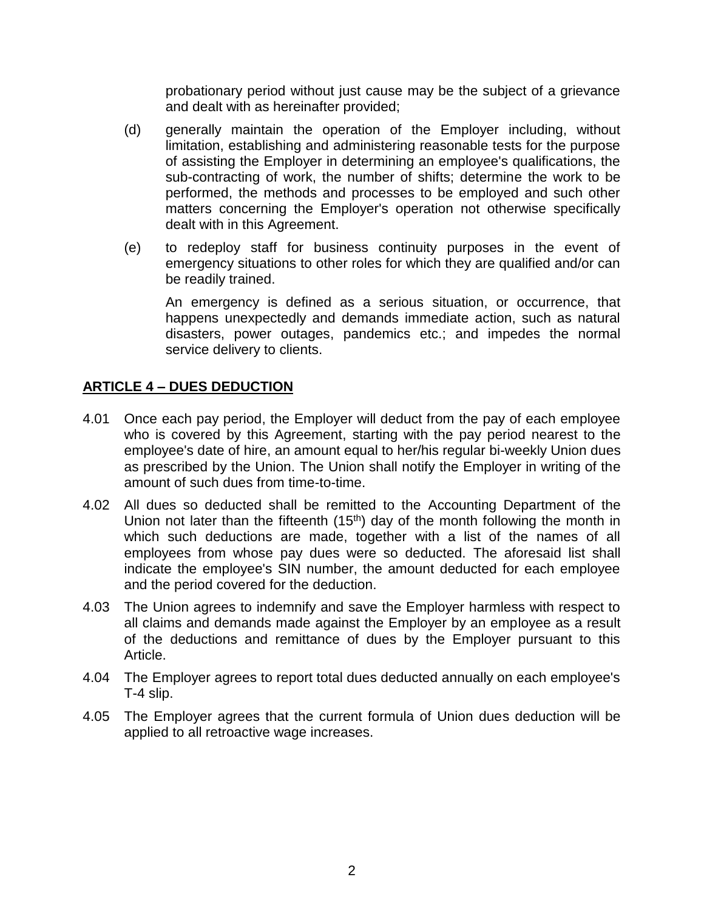probationary period without just cause may be the subject of a grievance and dealt with as hereinafter provided;

(d) generally maintain the operation of the Employer including, without limitation, establishing and administering reasonable tests for the purpose of assisting the Employer in determining an employee's qualifications, the sub-contracting of work, the number of shifts; determine the work to be performed, the methods and processes to be employed and such other matters concerning the Employer's operation not otherwise specifically dealt with in this Agreement.

(e) to redeploy staff for business continuity purposes in the event of emergency situations to other roles for which they are qualified and/or can be readily trained.

An emergency is defined as a serious situation, or occurrence, that happens unexpectedly and demands immediate action, such as natural disasters, power outages, pandemics etc.; and impedes the normal service delivery to clients.

## ARTICLE 4 – DUES DEDUCTION

4.01 Once each pay period, the Employer will deduct from the pay of each employee who is covered by this Agreement, starting with the pay period nearest to the employee's date of hire, an amount equal to her/his regular bi-weekly Union dues as prescribed by the Union. The Union shall notify the Employer in writing of the amount of such dues from time-to-time.

4.02 All dues so deducted shall be remitted to the Accounting Department of the Union not later than the fifteenth (15th) day of the month following the month in which such deductions are made, together with a list of the names of all employees from whose pay dues were so deducted. The aforesaid list shall indicate the employee's SIN number, the amount deducted for each employee and the period covered for the deduction.

4.03 The Union agrees to indemnify and save the Employer harmless with respect to all claims and demands made against the Employer by an employee as a result of the deductions and remittance of dues by the Employer pursuant to this Article.

4.04 The Employer agrees to report total dues deducted annually on each employee's T-4 slip.

4.05 The Employer agrees that the current formula of Union dues deduction will be applied to all retroactive wage increases.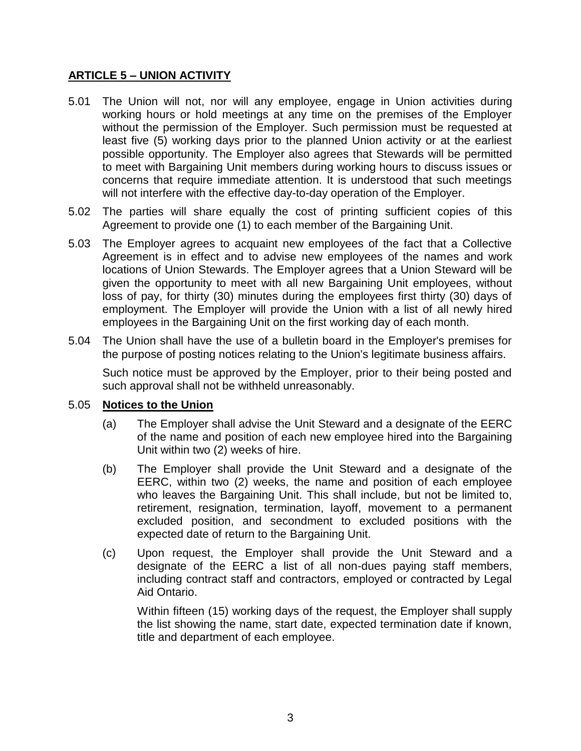## **ARTICLE 5 – UNION ACTIVITY**

5.01 The Union will not, nor will any employee, engage in Union activities during working hours or hold meetings at any time on the premises of the Employer without the permission of the Employer. Such permission must be requested at least five (5) working days prior to the planned Union activity or at the earliest possible opportunity. The Employer also agrees that Stewards will be permitted to meet with Bargaining Unit members during working hours to discuss issues or concerns that require immediate attention. It is understood that such meetings will not interfere with the effective day-to-day operation of the Employer.

5.02 The parties will share equally the cost of printing sufficient copies of this Agreement to provide one (1) to each member of the Bargaining Unit.

5.03 The Employer agrees to acquaint new employees of the fact that a Collective Agreement is in effect and to advise new employees of the names and work locations of Union Stewards. The Employer agrees that a Union Steward will be given the opportunity to meet with all new Bargaining Unit employees, without loss of pay, for thirty (30) minutes during the employees first thirty (30) days of employment. The Employer will provide the Union with a list of all newly hired employees in the Bargaining Unit on the first working day of each month.

5.04 The Union shall have the use of a bulletin board in the Employer's premises for the purpose of posting notices relating to the Union's legitimate business affairs.

Such notice must be approved by the Employer, prior to their being posted and such approval shall not be withheld unreasonably.

5.05 **Notices to the Union**

(a) The Employer shall advise the Unit Steward and a designate of the EERC of the name and position of each new employee hired into the Bargaining Unit within two (2) weeks of hire.

(b) The Employer shall provide the Unit Steward and a designate of the EERC, within two (2) weeks, the name and position of each employee who leaves the Bargaining Unit. This shall include, but not be limited to, retirement, resignation, termination, layoff, movement to a permanent excluded position, and secondment to excluded positions with the expected date of return to the Bargaining Unit.

(c) Upon request, the Employer shall provide the Unit Steward and a designate of the EERC a list of all non-dues paying staff members, including contract staff and contractors, employed or contracted by Legal Aid Ontario.

Within fifteen (15) working days of the request, the Employer shall supply the list showing the name, start date, expected termination date if known, title and department of each employee.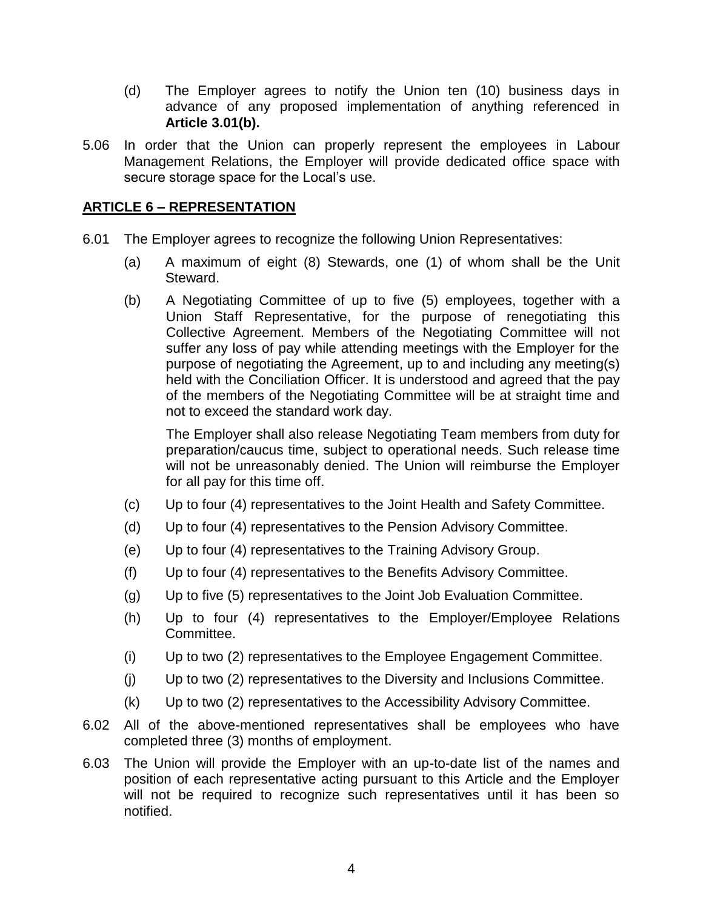(d) The Employer agrees to notify the Union ten (10) business days in advance of any proposed implementation of anything referenced in **Article 3.01(b).**

5.06 In order that the Union can properly represent the employees in Labour Management Relations, the Employer will provide dedicated office space with secure storage space for the Local's use.

## ARTICLE 6 – REPRESENTATION

6.01 The Employer agrees to recognize the following Union Representatives:

(a) A maximum of eight (8) Stewards, one (1) of whom shall be the Unit Steward.

(b) A Negotiating Committee of up to five (5) employees, together with a Union Staff Representative, for the purpose of renegotiating this Collective Agreement. Members of the Negotiating Committee will not suffer any loss of pay while attending meetings with the Employer for the purpose of negotiating the Agreement, up to and including any meeting(s) held with the Conciliation Officer. It is understood and agreed that the pay of the members of the Negotiating Committee will be at straight time and not to exceed the standard work day.

The Employer shall also release Negotiating Team members from duty for preparation/caucus time, subject to operational needs. Such release time will not be unreasonably denied. The Union will reimburse the Employer for all pay for this time off.

(c) Up to four (4) representatives to the Joint Health and Safety Committee.

(d) Up to four (4) representatives to the Pension Advisory Committee.

(e) Up to four (4) representatives to the Training Advisory Group.

(f) Up to four (4) representatives to the Benefits Advisory Committee.

(g) Up to five (5) representatives to the Joint Job Evaluation Committee.

(h) Up to four (4) representatives to the Employer/Employee Relations Committee.

(i) Up to two (2) representatives to the Employee Engagement Committee.

(j) Up to two (2) representatives to the Diversity and Inclusions Committee.

(k) Up to two (2) representatives to the Accessibility Advisory Committee.

6.02 All of the above-mentioned representatives shall be employees who have completed three (3) months of employment.

6.03 The Union will provide the Employer with an up-to-date list of the names and position of each representative acting pursuant to this Article and the Employer will not be required to recognize such representatives until it has been so notified.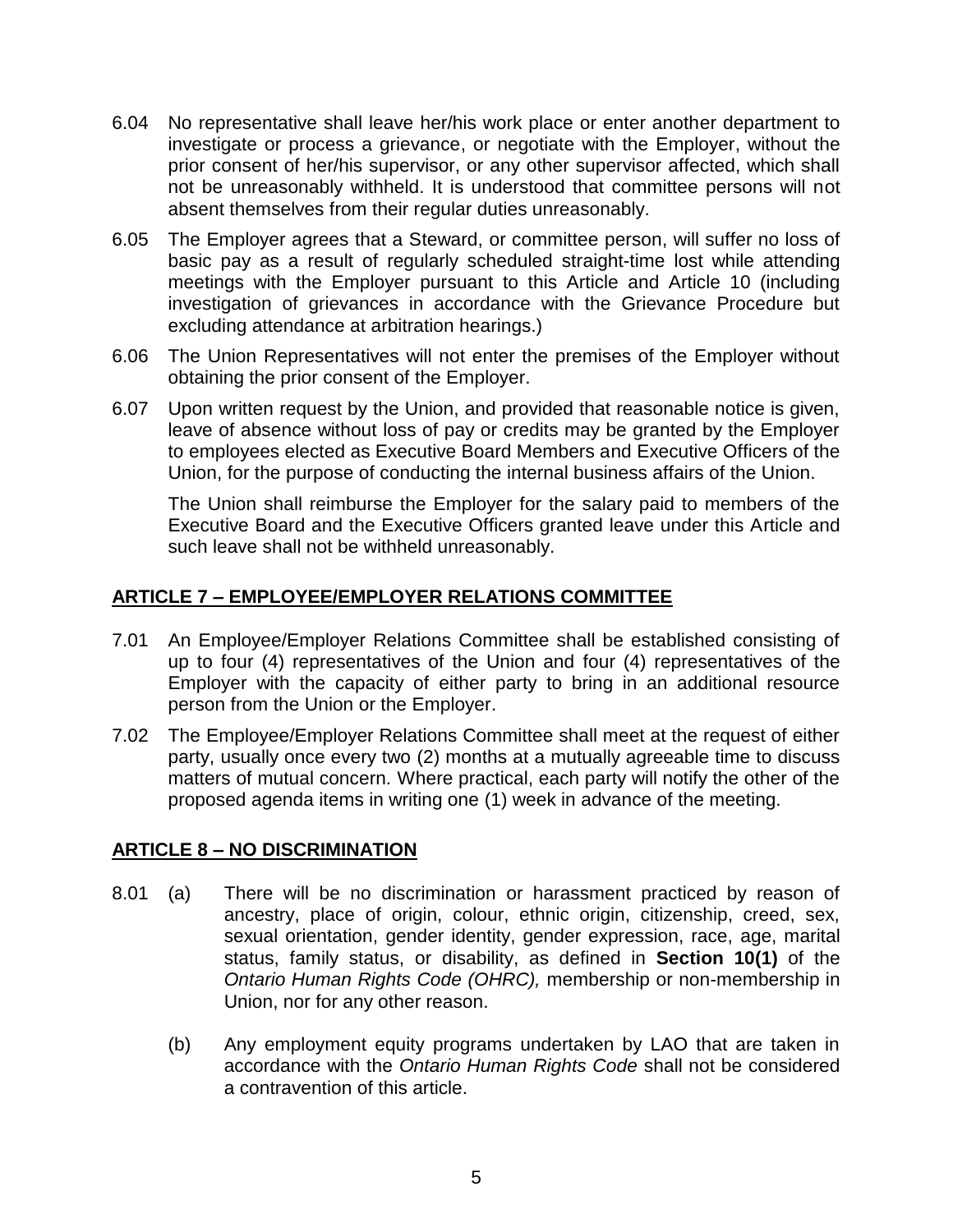6.04 No representative shall leave her/his work place or enter another department to investigate or process a grievance, or negotiate with the Employer, without the prior consent of her/his supervisor, or any other supervisor affected, which shall not be unreasonably withheld. It is understood that committee persons will not absent themselves from their regular duties unreasonably.

6.05 The Employer agrees that a Steward, or committee person, will suffer no loss of basic pay as a result of regularly scheduled straight-time lost while attending meetings with the Employer pursuant to this Article and Article 10 (including investigation of grievances in accordance with the Grievance Procedure but excluding attendance at arbitration hearings.)

6.06 The Union Representatives will not enter the premises of the Employer without obtaining the prior consent of the Employer.

6.07 Upon written request by the Union, and provided that reasonable notice is given, leave of absence without loss of pay or credits may be granted by the Employer to employees elected as Executive Board Members and Executive Officers of the Union, for the purpose of conducting the internal business affairs of the Union.

The Union shall reimburse the Employer for the salary paid to members of the Executive Board and the Executive Officers granted leave under this Article and such leave shall not be withheld unreasonably.

## ARTICLE 7 – EMPLOYEE/EMPLOYER RELATIONS COMMITTEE

7.01 An Employee/Employer Relations Committee shall be established consisting of up to four (4) representatives of the Union and four (4) representatives of the Employer with the capacity of either party to bring in an additional resource person from the Union or the Employer.

7.02 The Employee/Employer Relations Committee shall meet at the request of either party, usually once every two (2) months at a mutually agreeable time to discuss matters of mutual concern. Where practical, each party will notify the other of the proposed agenda items in writing one (1) week in advance of the meeting.

## ARTICLE 8 – NO DISCRIMINATION

8.01 (a) There will be no discrimination or harassment practiced by reason of ancestry, place of origin, colour, ethnic origin, citizenship, creed, sex, sexual orientation, gender identity, gender expression, race, age, marital status, family status, or disability, as defined in **Section 10(1)** of the *Ontario Human Rights Code (OHRC),* membership or non-membership in Union, nor for any other reason.

(b) Any employment equity programs undertaken by LAO that are taken in accordance with the *Ontario Human Rights Code* shall not be considered a contravention of this article.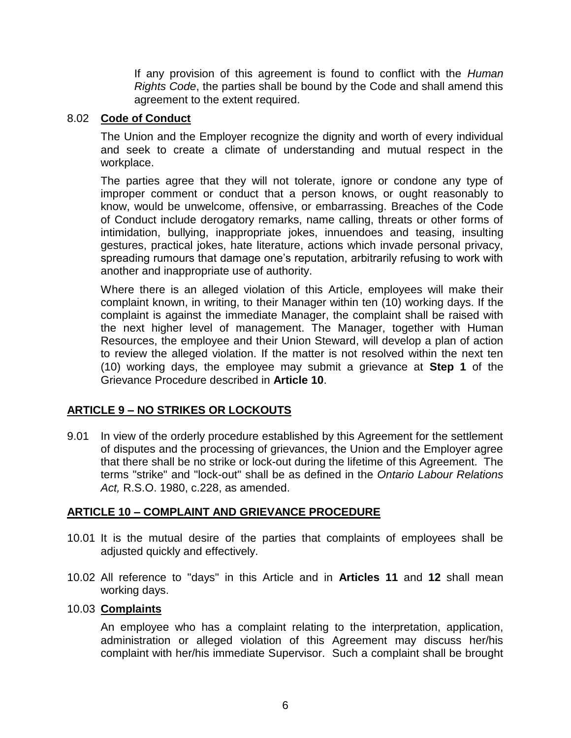If any provision of this agreement is found to conflict with the *Human Rights Code*, the parties shall be bound by the Code and shall amend this agreement to the extent required.

8.02 **Code of Conduct**

The Union and the Employer recognize the dignity and worth of every individual and seek to create a climate of understanding and mutual respect in the workplace.

The parties agree that they will not tolerate, ignore or condone any type of improper comment or conduct that a person knows, or ought reasonably to know, would be unwelcome, offensive, or embarrassing. Breaches of the Code of Conduct include derogatory remarks, name calling, threats or other forms of intimidation, bullying, inappropriate jokes, innuendoes and teasing, insulting gestures, practical jokes, hate literature, actions which invade personal privacy, spreading rumours that damage one's reputation, arbitrarily refusing to work with another and inappropriate use of authority.

Where there is an alleged violation of this Article, employees will make their complaint known, in writing, to their Manager within ten (10) working days. If the complaint is against the immediate Manager, the complaint shall be raised with the next higher level of management. The Manager, together with Human Resources, the employee and their Union Steward, will develop a plan of action to review the alleged violation. If the matter is not resolved within the next ten (10) working days, the employee may submit a grievance at **Step 1** of the Grievance Procedure described in **Article 10**.

## ARTICLE 9 – NO STRIKES OR LOCKOUTS

9.01 In view of the orderly procedure established by this Agreement for the settlement of disputes and the processing of grievances, the Union and the Employer agree that there shall be no strike or lock-out during the lifetime of this Agreement. The terms "strike" and "lock-out" shall be as defined in the *Ontario Labour Relations Act,* R.S.O. 1980, c.228, as amended.

## ARTICLE 10 – COMPLAINT AND GRIEVANCE PROCEDURE

10.01 It is the mutual desire of the parties that complaints of employees shall be adjusted quickly and effectively.

10.02 All reference to "days" in this Article and in **Articles 11** and **12** shall mean working days.

10.03 **Complaints**

An employee who has a complaint relating to the interpretation, application, administration or alleged violation of this Agreement may discuss her/his complaint with her/his immediate Supervisor. Such a complaint shall be brought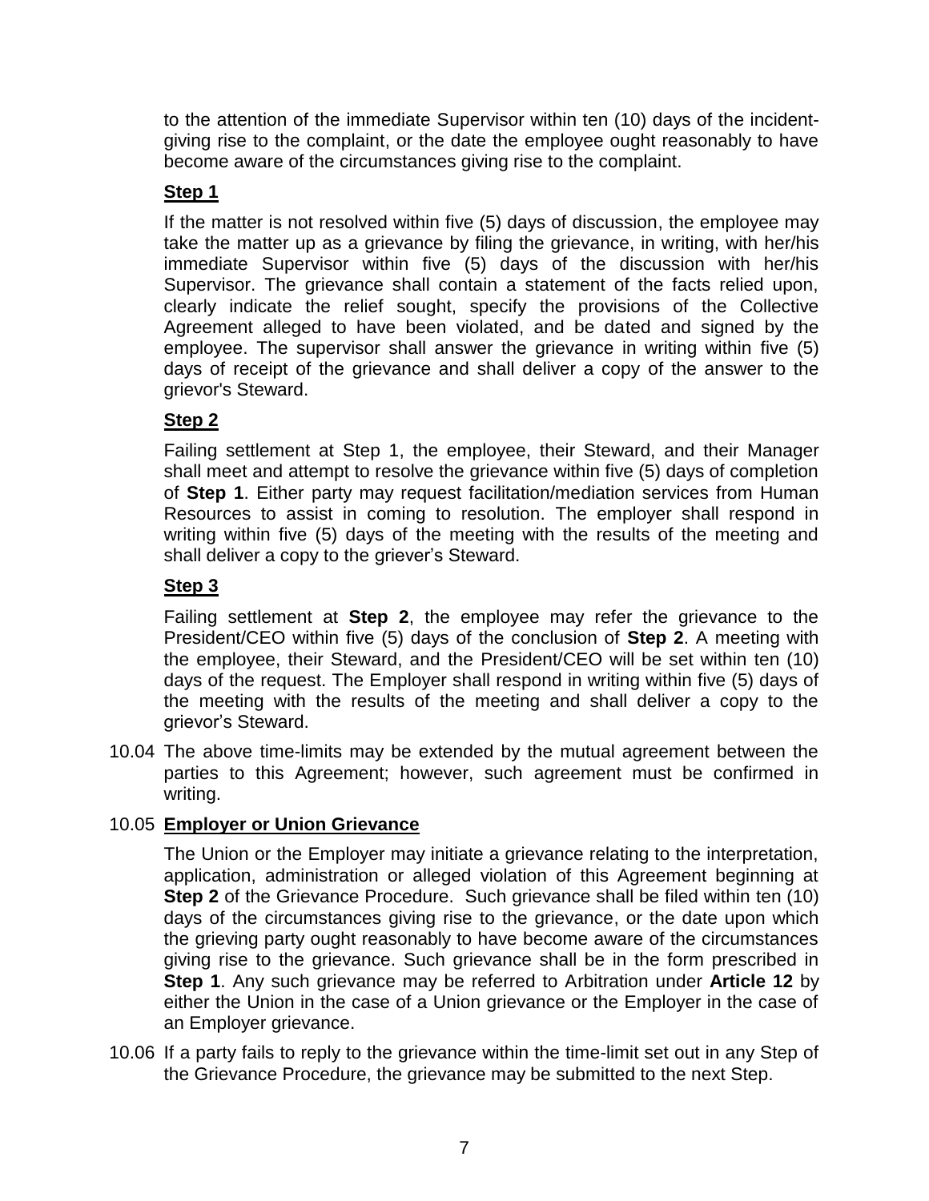to the attention of the immediate Supervisor within ten (10) days of the incident-giving rise to the complaint, or the date the employee ought reasonably to have become aware of the circumstances giving rise to the complaint.

**Step 1**

If the matter is not resolved within five (5) days of discussion, the employee may take the matter up as a grievance by filing the grievance, in writing, with her/his immediate Supervisor within five (5) days of the discussion with her/his Supervisor. The grievance shall contain a statement of the facts relied upon, clearly indicate the relief sought, specify the provisions of the Collective Agreement alleged to have been violated, and be dated and signed by the employee. The supervisor shall answer the grievance in writing within five (5) days of receipt of the grievance and shall deliver a copy of the answer to the grievor's Steward.

**Step 2**

Failing settlement at Step 1, the employee, their Steward, and their Manager shall meet and attempt to resolve the grievance within five (5) days of completion of **Step 1**. Either party may request facilitation/mediation services from Human Resources to assist in coming to resolution. The employer shall respond in writing within five (5) days of the meeting with the results of the meeting and shall deliver a copy to the griever's Steward.

**Step 3**

Failing settlement at **Step 2**, the employee may refer the grievance to the President/CEO within five (5) days of the conclusion of **Step 2**. A meeting with the employee, their Steward, and the President/CEO will be set within ten (10) days of the request. The Employer shall respond in writing within five (5) days of the meeting with the results of the meeting and shall deliver a copy to the grievor's Steward.

10.04 The above time-limits may be extended by the mutual agreement between the parties to this Agreement; however, such agreement must be confirmed in writing.

10.05 **Employer or Union Grievance**

The Union or the Employer may initiate a grievance relating to the interpretation, application, administration or alleged violation of this Agreement beginning at **Step 2** of the Grievance Procedure. Such grievance shall be filed within ten (10) days of the circumstances giving rise to the grievance, or the date upon which the grieving party ought reasonably to have become aware of the circumstances giving rise to the grievance. Such grievance shall be in the form prescribed in **Step 1**. Any such grievance may be referred to Arbitration under **Article 12** by either the Union in the case of a Union grievance or the Employer in the case of an Employer grievance.

10.06 If a party fails to reply to the grievance within the time-limit set out in any Step of the Grievance Procedure, the grievance may be submitted to the next Step.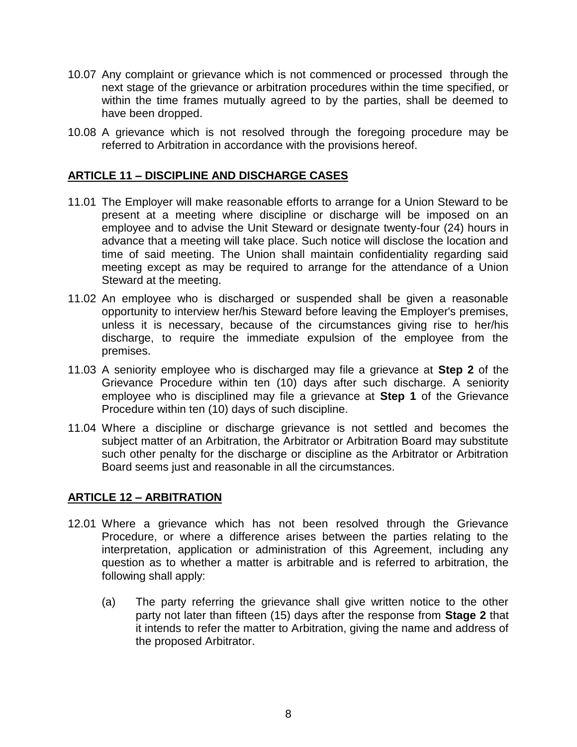10.07 Any complaint or grievance which is not commenced or processed through the next stage of the grievance or arbitration procedures within the time specified, or within the time frames mutually agreed to by the parties, shall be deemed to have been dropped.

10.08 A grievance which is not resolved through the foregoing procedure may be referred to Arbitration in accordance with the provisions hereof.

## ARTICLE 11 – DISCIPLINE AND DISCHARGE CASES

11.01 The Employer will make reasonable efforts to arrange for a Union Steward to be present at a meeting where discipline or discharge will be imposed on an employee and to advise the Unit Steward or designate twenty-four (24) hours in advance that a meeting will take place. Such notice will disclose the location and time of said meeting. The Union shall maintain confidentiality regarding said meeting except as may be required to arrange for the attendance of a Union Steward at the meeting.

11.02 An employee who is discharged or suspended shall be given a reasonable opportunity to interview her/his Steward before leaving the Employer's premises, unless it is necessary, because of the circumstances giving rise to her/his discharge, to require the immediate expulsion of the employee from the premises.

11.03 A seniority employee who is discharged may file a grievance at **Step 2** of the Grievance Procedure within ten (10) days after such discharge. A seniority employee who is disciplined may file a grievance at **Step 1** of the Grievance Procedure within ten (10) days of such discipline.

11.04 Where a discipline or discharge grievance is not settled and becomes the subject matter of an Arbitration, the Arbitrator or Arbitration Board may substitute such other penalty for the discharge or discipline as the Arbitrator or Arbitration Board seems just and reasonable in all the circumstances.

## ARTICLE 12 – ARBITRATION

12.01 Where a grievance which has not been resolved through the Grievance Procedure, or where a difference arises between the parties relating to the interpretation, application or administration of this Agreement, including any question as to whether a matter is arbitrable and is referred to arbitration, the following shall apply:

(a) The party referring the grievance shall give written notice to the other party not later than fifteen (15) days after the response from **Stage 2** that it intends to refer the matter to Arbitration, giving the name and address of the proposed Arbitrator.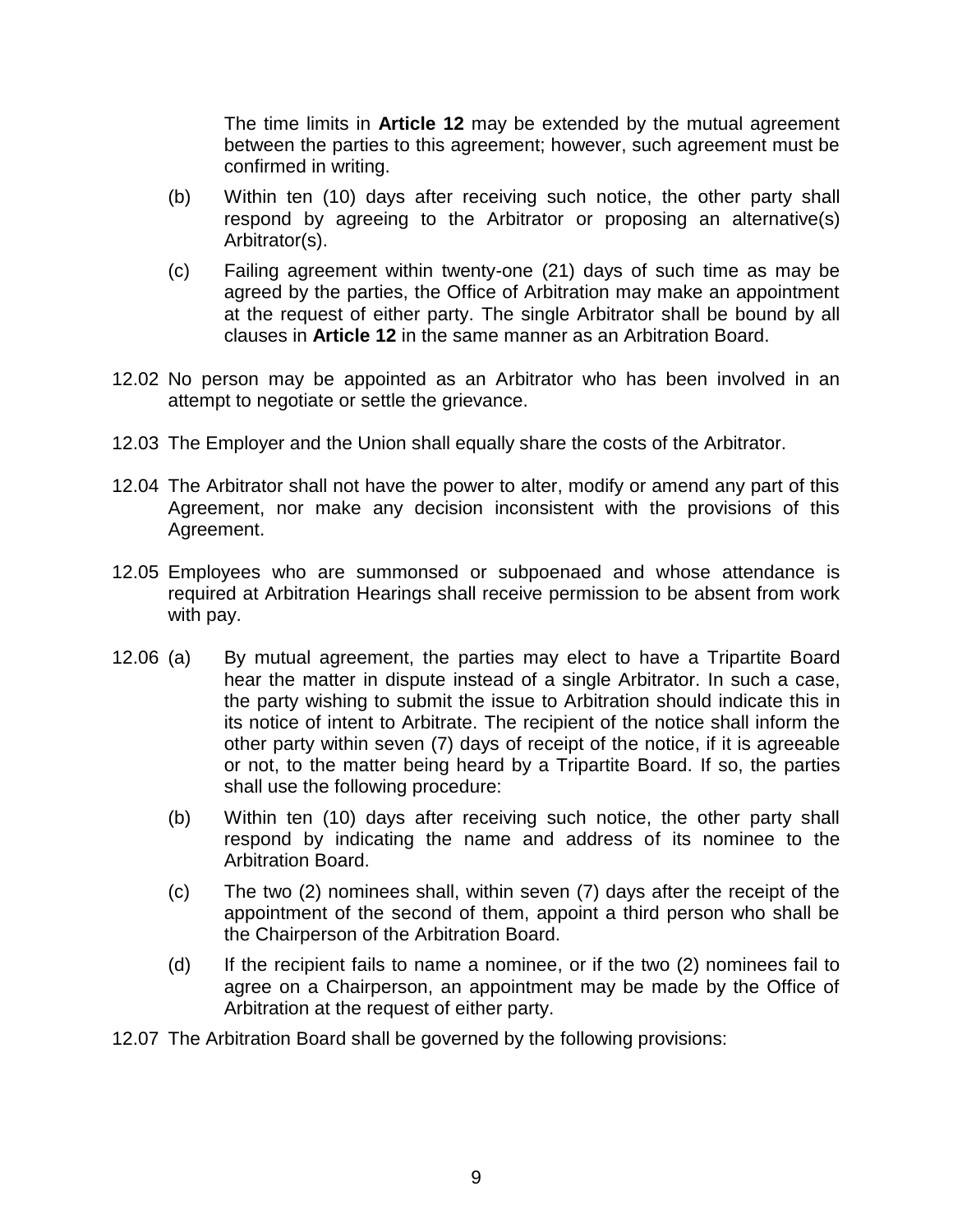The time limits in **Article 12** may be extended by the mutual agreement between the parties to this agreement; however, such agreement must be confirmed in writing.

(b) Within ten (10) days after receiving such notice, the other party shall respond by agreeing to the Arbitrator or proposing an alternative(s) Arbitrator(s).

(c) Failing agreement within twenty-one (21) days of such time as may be agreed by the parties, the Office of Arbitration may make an appointment at the request of either party. The single Arbitrator shall be bound by all clauses in **Article 12** in the same manner as an Arbitration Board.

12.02 No person may be appointed as an Arbitrator who has been involved in an attempt to negotiate or settle the grievance.

12.03 The Employer and the Union shall equally share the costs of the Arbitrator.

12.04 The Arbitrator shall not have the power to alter, modify or amend any part of this Agreement, nor make any decision inconsistent with the provisions of this Agreement.

12.05 Employees who are summonsed or subpoenaed and whose attendance is required at Arbitration Hearings shall receive permission to be absent from work with pay.

12.06 (a) By mutual agreement, the parties may elect to have a Tripartite Board hear the matter in dispute instead of a single Arbitrator. In such a case, the party wishing to submit the issue to Arbitration should indicate this in its notice of intent to Arbitrate. The recipient of the notice shall inform the other party within seven (7) days of receipt of the notice, if it is agreeable or not, to the matter being heard by a Tripartite Board. If so, the parties shall use the following procedure:

(b) Within ten (10) days after receiving such notice, the other party shall respond by indicating the name and address of its nominee to the Arbitration Board.

(c) The two (2) nominees shall, within seven (7) days after the receipt of the appointment of the second of them, appoint a third person who shall be the Chairperson of the Arbitration Board.

(d) If the recipient fails to name a nominee, or if the two (2) nominees fail to agree on a Chairperson, an appointment may be made by the Office of Arbitration at the request of either party.

12.07 The Arbitration Board shall be governed by the following provisions: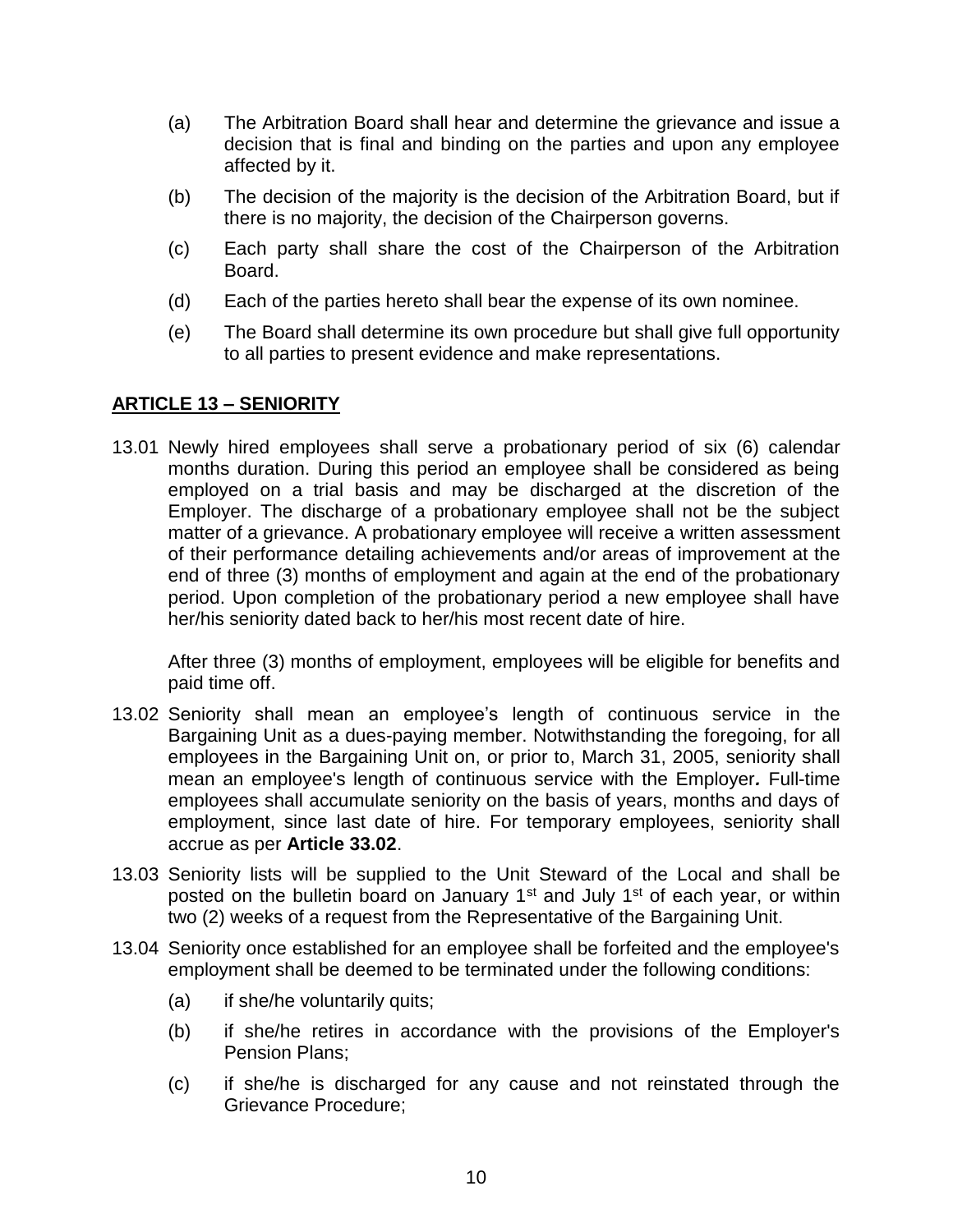(a) The Arbitration Board shall hear and determine the grievance and issue a decision that is final and binding on the parties and upon any employee affected by it.

(b) The decision of the majority is the decision of the Arbitration Board, but if there is no majority, the decision of the Chairperson governs.

(c) Each party shall share the cost of the Chairperson of the Arbitration Board.

(d) Each of the parties hereto shall bear the expense of its own nominee.

(e) The Board shall determine its own procedure but shall give full opportunity to all parties to present evidence and make representations.

## ARTICLE 13 – SENIORITY

13.01 Newly hired employees shall serve a probationary period of six (6) calendar months duration. During this period an employee shall be considered as being employed on a trial basis and may be discharged at the discretion of the Employer. The discharge of a probationary employee shall not be the subject matter of a grievance. A probationary employee will receive a written assessment of their performance detailing achievements and/or areas of improvement at the end of three (3) months of employment and again at the end of the probationary period. Upon completion of the probationary period a new employee shall have her/his seniority dated back to her/his most recent date of hire.

After three (3) months of employment, employees will be eligible for benefits and paid time off.

13.02 Seniority shall mean an employee's length of continuous service in the Bargaining Unit as a dues-paying member. Notwithstanding the foregoing, for all employees in the Bargaining Unit on, or prior to, March 31, 2005, seniority shall mean an employee's length of continuous service with the Employer*.* Full-time employees shall accumulate seniority on the basis of years, months and days of employment, since last date of hire. For temporary employees, seniority shall accrue as per **Article 33.02**.

13.03 Seniority lists will be supplied to the Unit Steward of the Local and shall be posted on the bulletin board on January 1st and July 1st of each year, or within two (2) weeks of a request from the Representative of the Bargaining Unit.

13.04 Seniority once established for an employee shall be forfeited and the employee's employment shall be deemed to be terminated under the following conditions:

(a) if she/he voluntarily quits;

(b) if she/he retires in accordance with the provisions of the Employer's Pension Plans;

(c) if she/he is discharged for any cause and not reinstated through the Grievance Procedure;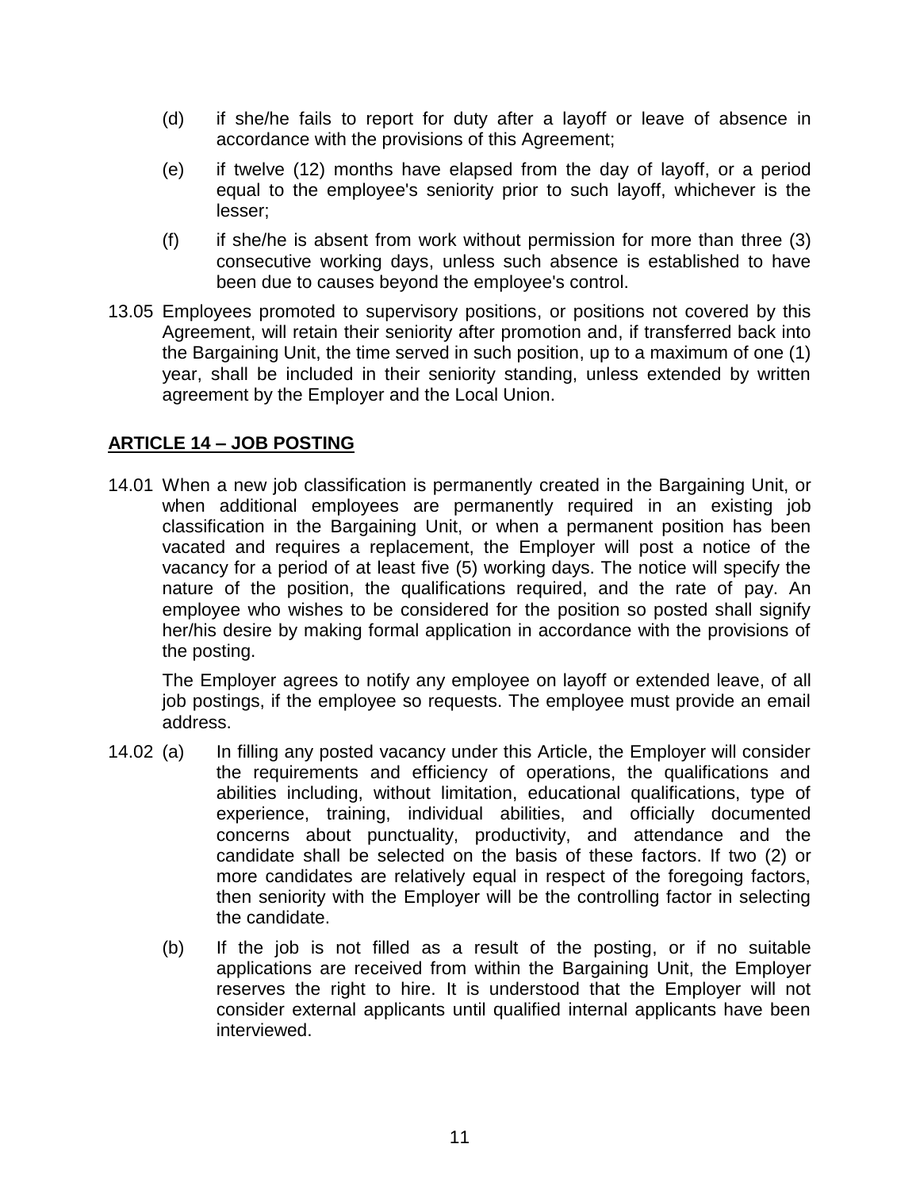(d) if she/he fails to report for duty after a layoff or leave of absence in accordance with the provisions of this Agreement;

(e) if twelve (12) months have elapsed from the day of layoff, or a period equal to the employee's seniority prior to such layoff, whichever is the lesser;

(f) if she/he is absent from work without permission for more than three (3) consecutive working days, unless such absence is established to have been due to causes beyond the employee's control.

13.05 Employees promoted to supervisory positions, or positions not covered by this Agreement, will retain their seniority after promotion and, if transferred back into the Bargaining Unit, the time served in such position, up to a maximum of one (1) year, shall be included in their seniority standing, unless extended by written agreement by the Employer and the Local Union.

## ARTICLE 14 – JOB POSTING

14.01 When a new job classification is permanently created in the Bargaining Unit, or when additional employees are permanently required in an existing job classification in the Bargaining Unit, or when a permanent position has been vacated and requires a replacement, the Employer will post a notice of the vacancy for a period of at least five (5) working days. The notice will specify the nature of the position, the qualifications required, and the rate of pay. An employee who wishes to be considered for the position so posted shall signify her/his desire by making formal application in accordance with the provisions of the posting.

The Employer agrees to notify any employee on layoff or extended leave, of all job postings, if the employee so requests. The employee must provide an email address.

14.02 (a) In filling any posted vacancy under this Article, the Employer will consider the requirements and efficiency of operations, the qualifications and abilities including, without limitation, educational qualifications, type of experience, training, individual abilities, and officially documented concerns about punctuality, productivity, and attendance and the candidate shall be selected on the basis of these factors. If two (2) or more candidates are relatively equal in respect of the foregoing factors, then seniority with the Employer will be the controlling factor in selecting the candidate.

(b) If the job is not filled as a result of the posting, or if no suitable applications are received from within the Bargaining Unit, the Employer reserves the right to hire. It is understood that the Employer will not consider external applicants until qualified internal applicants have been interviewed.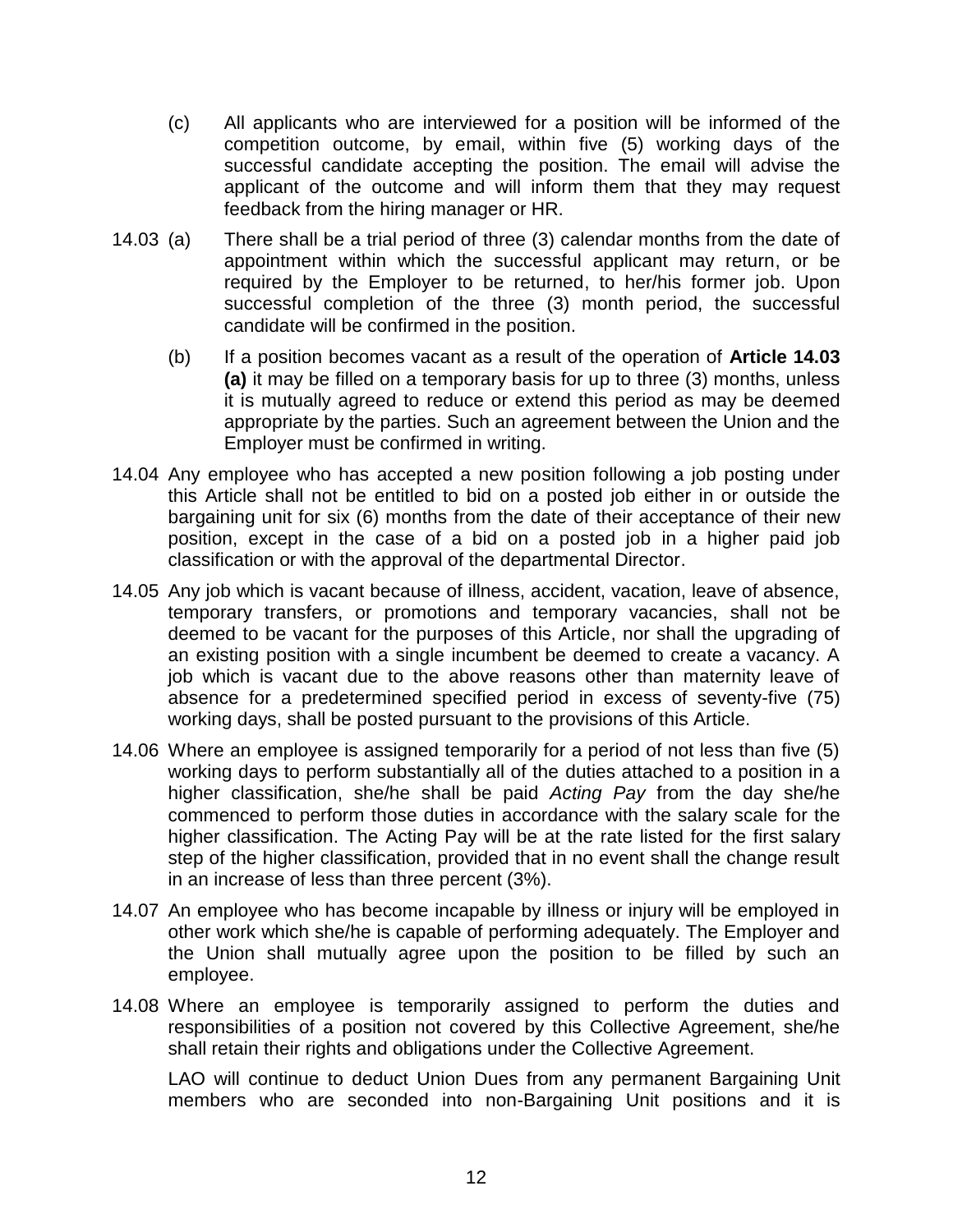(c) All applicants who are interviewed for a position will be informed of the competition outcome, by email, within five (5) working days of the successful candidate accepting the position. The email will advise the applicant of the outcome and will inform them that they may request feedback from the hiring manager or HR.

14.03 (a) There shall be a trial period of three (3) calendar months from the date of appointment within which the successful applicant may return, or be required by the Employer to be returned, to her/his former job. Upon successful completion of the three (3) month period, the successful candidate will be confirmed in the position.

(b) If a position becomes vacant as a result of the operation of **Article 14.03 (a)** it may be filled on a temporary basis for up to three (3) months, unless it is mutually agreed to reduce or extend this period as may be deemed appropriate by the parties. Such an agreement between the Union and the Employer must be confirmed in writing.

14.04 Any employee who has accepted a new position following a job posting under this Article shall not be entitled to bid on a posted job either in or outside the bargaining unit for six (6) months from the date of their acceptance of their new position, except in the case of a bid on a posted job in a higher paid job classification or with the approval of the departmental Director.

14.05 Any job which is vacant because of illness, accident, vacation, leave of absence, temporary transfers, or promotions and temporary vacancies, shall not be deemed to be vacant for the purposes of this Article, nor shall the upgrading of an existing position with a single incumbent be deemed to create a vacancy. A job which is vacant due to the above reasons other than maternity leave of absence for a predetermined specified period in excess of seventy-five (75) working days, shall be posted pursuant to the provisions of this Article.

14.06 Where an employee is assigned temporarily for a period of not less than five (5) working days to perform substantially all of the duties attached to a position in a higher classification, she/he shall be paid *Acting Pay* from the day she/he commenced to perform those duties in accordance with the salary scale for the higher classification. The Acting Pay will be at the rate listed for the first salary step of the higher classification, provided that in no event shall the change result in an increase of less than three percent (3%).

14.07 An employee who has become incapable by illness or injury will be employed in other work which she/he is capable of performing adequately. The Employer and the Union shall mutually agree upon the position to be filled by such an employee.

14.08 Where an employee is temporarily assigned to perform the duties and responsibilities of a position not covered by this Collective Agreement, she/he shall retain their rights and obligations under the Collective Agreement.

LAO will continue to deduct Union Dues from any permanent Bargaining Unit members who are seconded into non-Bargaining Unit positions and it is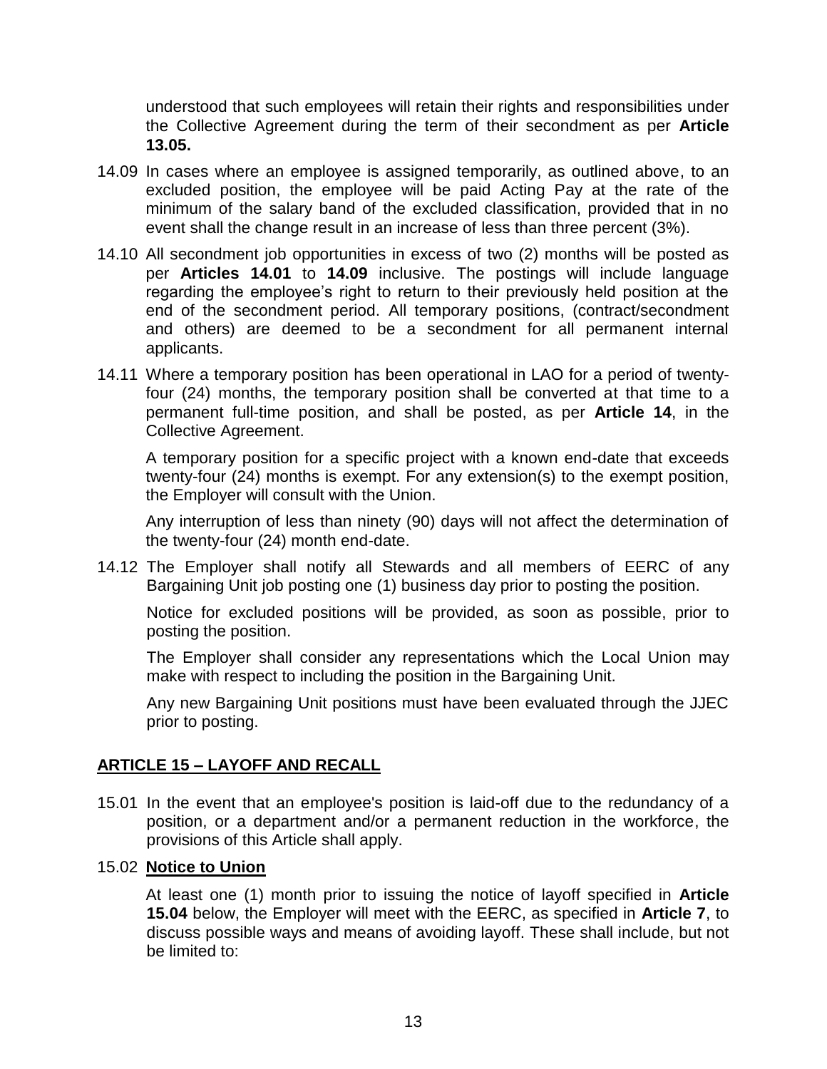understood that such employees will retain their rights and responsibilities under the Collective Agreement during the term of their secondment as per **Article 13.05.**

14.09 In cases where an employee is assigned temporarily, as outlined above, to an excluded position, the employee will be paid Acting Pay at the rate of the minimum of the salary band of the excluded classification, provided that in no event shall the change result in an increase of less than three percent (3%).

14.10 All secondment job opportunities in excess of two (2) months will be posted as per **Articles 14.01** to **14.09** inclusive. The postings will include language regarding the employee's right to return to their previously held position at the end of the secondment period. All temporary positions, (contract/secondment and others) are deemed to be a secondment for all permanent internal applicants.

14.11 Where a temporary position has been operational in LAO for a period of twenty-four (24) months, the temporary position shall be converted at that time to a permanent full-time position, and shall be posted, as per **Article 14**, in the Collective Agreement.

A temporary position for a specific project with a known end-date that exceeds twenty-four (24) months is exempt. For any extension(s) to the exempt position, the Employer will consult with the Union.

Any interruption of less than ninety (90) days will not affect the determination of the twenty-four (24) month end-date.

14.12 The Employer shall notify all Stewards and all members of EERC of any Bargaining Unit job posting one (1) business day prior to posting the position.

Notice for excluded positions will be provided, as soon as possible, prior to posting the position.

The Employer shall consider any representations which the Local Union may make with respect to including the position in the Bargaining Unit.

Any new Bargaining Unit positions must have been evaluated through the JJEC prior to posting.

## ARTICLE 15 – LAYOFF AND RECALL

15.01 In the event that an employee's position is laid-off due to the redundancy of a position, or a department and/or a permanent reduction in the workforce, the provisions of this Article shall apply.

15.02 **Notice to Union**

At least one (1) month prior to issuing the notice of layoff specified in **Article 15.04** below, the Employer will meet with the EERC, as specified in **Article 7**, to discuss possible ways and means of avoiding layoff. These shall include, but not be limited to: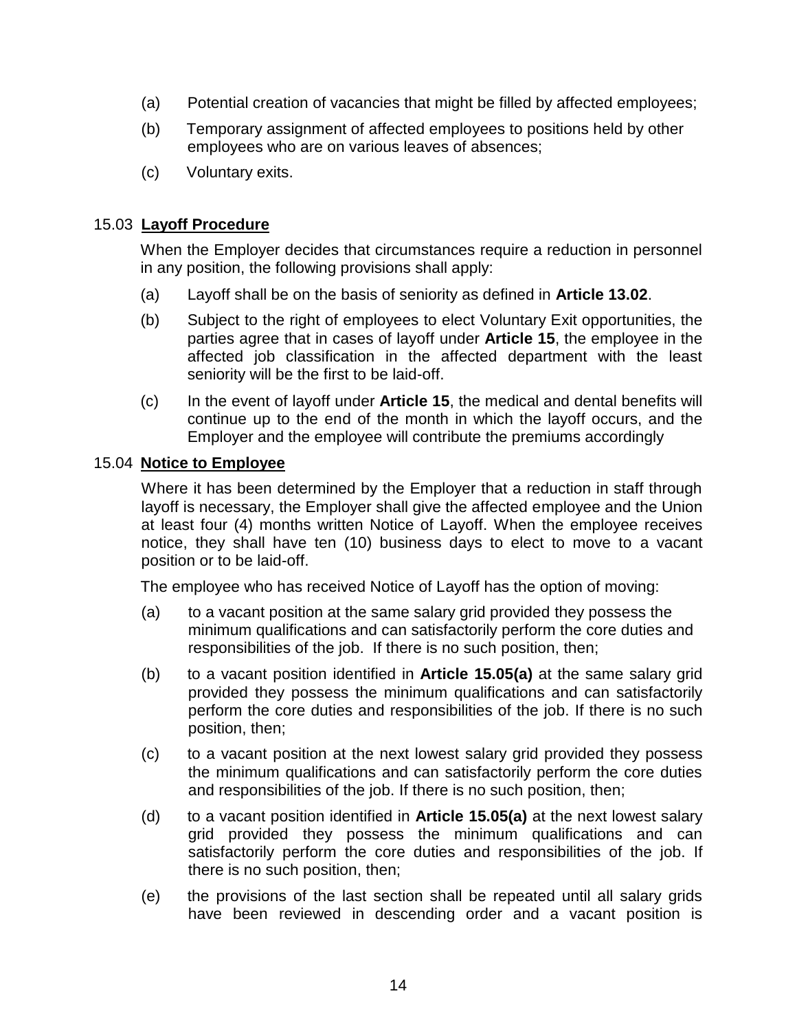(a) Potential creation of vacancies that might be filled by affected employees;

(b) Temporary assignment of affected employees to positions held by other employees who are on various leaves of absences;

(c) Voluntary exits.

### 15.03 <u>**Layoff Procedure**</u>

When the Employer decides that circumstances require a reduction in personnel in any position, the following provisions shall apply:

(a) Layoff shall be on the basis of seniority as defined in **Article 13.02**.

(b) Subject to the right of employees to elect Voluntary Exit opportunities, the parties agree that in cases of layoff under **Article 15**, the employee in the affected job classification in the affected department with the least seniority will be the first to be laid-off.

(c) In the event of layoff under **Article 15**, the medical and dental benefits will continue up to the end of the month in which the layoff occurs, and the Employer and the employee will contribute the premiums accordingly

### 15.04 <u>**Notice to Employee**</u>

Where it has been determined by the Employer that a reduction in staff through layoff is necessary, the Employer shall give the affected employee and the Union at least four (4) months written Notice of Layoff. When the employee receives notice, they shall have ten (10) business days to elect to move to a vacant position or to be laid-off.

The employee who has received Notice of Layoff has the option of moving:

(a) to a vacant position at the same salary grid provided they possess the minimum qualifications and can satisfactorily perform the core duties and responsibilities of the job. If there is no such position, then;

(b) to a vacant position identified in **Article 15.05(a)** at the same salary grid provided they possess the minimum qualifications and can satisfactorily perform the core duties and responsibilities of the job. If there is no such position, then;

(c) to a vacant position at the next lowest salary grid provided they possess the minimum qualifications and can satisfactorily perform the core duties and responsibilities of the job. If there is no such position, then;

(d) to a vacant position identified in **Article 15.05(a)** at the next lowest salary grid provided they possess the minimum qualifications and can satisfactorily perform the core duties and responsibilities of the job. If there is no such position, then;

(e) the provisions of the last section shall be repeated until all salary grids have been reviewed in descending order and a vacant position is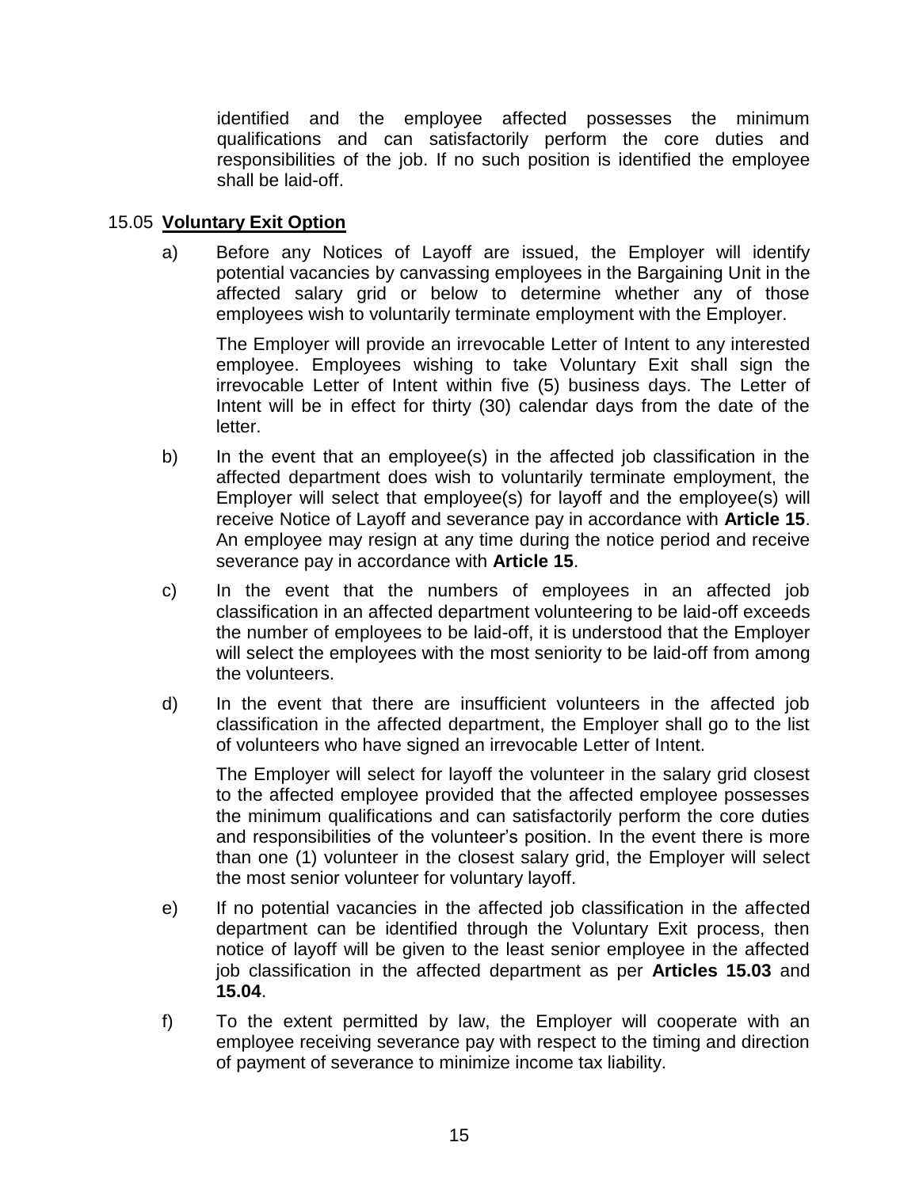identified and the employee affected possesses the minimum qualifications and can satisfactorily perform the core duties and responsibilities of the job. If no such position is identified the employee shall be laid-off.

15.05 **Voluntary Exit Option**

a) Before any Notices of Layoff are issued, the Employer will identify potential vacancies by canvassing employees in the Bargaining Unit in the affected salary grid or below to determine whether any of those employees wish to voluntarily terminate employment with the Employer.

   The Employer will provide an irrevocable Letter of Intent to any interested employee. Employees wishing to take Voluntary Exit shall sign the irrevocable Letter of Intent within five (5) business days. The Letter of Intent will be in effect for thirty (30) calendar days from the date of the letter.

b) In the event that an employee(s) in the affected job classification in the affected department does wish to voluntarily terminate employment, the Employer will select that employee(s) for layoff and the employee(s) will receive Notice of Layoff and severance pay in accordance with **Article 15**. An employee may resign at any time during the notice period and receive severance pay in accordance with **Article 15**.

c) In the event that the numbers of employees in an affected job classification in an affected department volunteering to be laid-off exceeds the number of employees to be laid-off, it is understood that the Employer will select the employees with the most seniority to be laid-off from among the volunteers.

d) In the event that there are insufficient volunteers in the affected job classification in the affected department, the Employer shall go to the list of volunteers who have signed an irrevocable Letter of Intent.

   The Employer will select for layoff the volunteer in the salary grid closest to the affected employee provided that the affected employee possesses the minimum qualifications and can satisfactorily perform the core duties and responsibilities of the volunteer's position. In the event there is more than one (1) volunteer in the closest salary grid, the Employer will select the most senior volunteer for voluntary layoff.

e) If no potential vacancies in the affected job classification in the affected department can be identified through the Voluntary Exit process, then notice of layoff will be given to the least senior employee in the affected job classification in the affected department as per **Articles 15.03** and **15.04**.

f) To the extent permitted by law, the Employer will cooperate with an employee receiving severance pay with respect to the timing and direction of payment of severance to minimize income tax liability.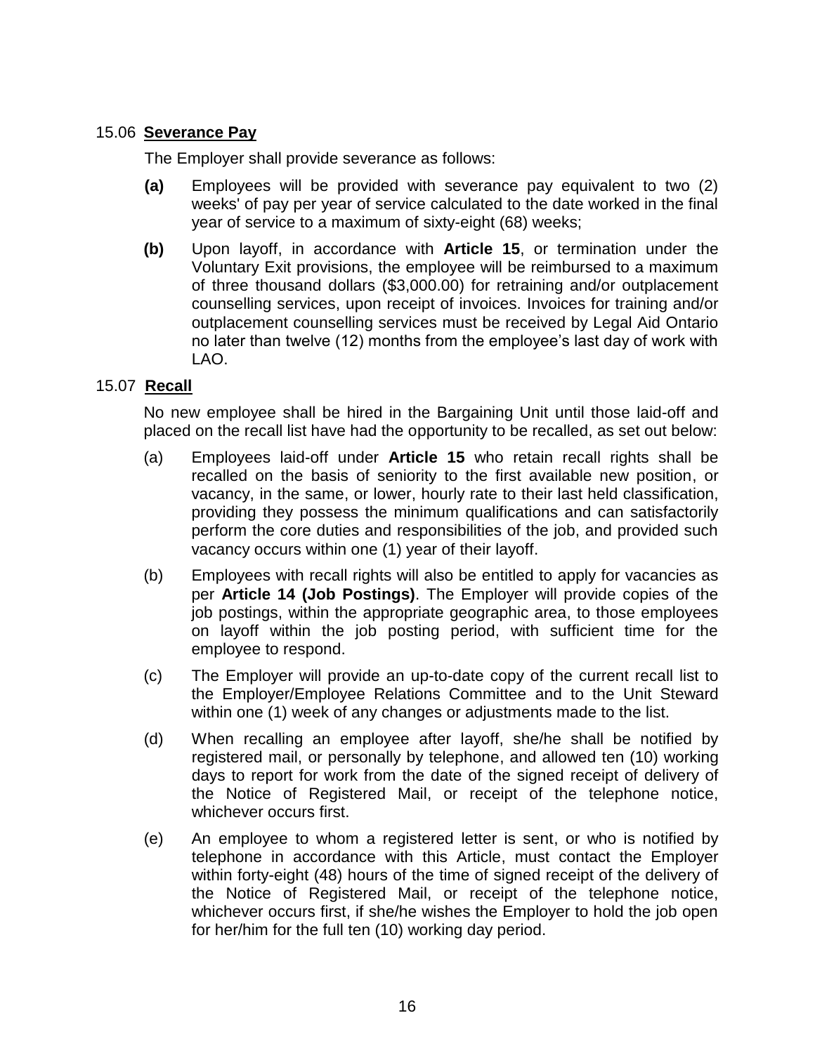### 15.06 **Severance Pay**

The Employer shall provide severance as follows:

**(a)** Employees will be provided with severance pay equivalent to two (2) weeks' of pay per year of service calculated to the date worked in the final year of service to a maximum of sixty-eight (68) weeks;

**(b)** Upon layoff, in accordance with **Article 15**, or termination under the Voluntary Exit provisions, the employee will be reimbursed to a maximum of three thousand dollars ($3,000.00) for retraining and/or outplacement counselling services, upon receipt of invoices. Invoices for training and/or outplacement counselling services must be received by Legal Aid Ontario no later than twelve (12) months from the employee's last day of work with LAO.

### 15.07 **Recall**

No new employee shall be hired in the Bargaining Unit until those laid-off and placed on the recall list have had the opportunity to be recalled, as set out below:

(a) Employees laid-off under **Article 15** who retain recall rights shall be recalled on the basis of seniority to the first available new position, or vacancy, in the same, or lower, hourly rate to their last held classification, providing they possess the minimum qualifications and can satisfactorily perform the core duties and responsibilities of the job, and provided such vacancy occurs within one (1) year of their layoff.

(b) Employees with recall rights will also be entitled to apply for vacancies as per **Article 14 (Job Postings)**. The Employer will provide copies of the job postings, within the appropriate geographic area, to those employees on layoff within the job posting period, with sufficient time for the employee to respond.

(c) The Employer will provide an up-to-date copy of the current recall list to the Employer/Employee Relations Committee and to the Unit Steward within one (1) week of any changes or adjustments made to the list.

(d) When recalling an employee after layoff, she/he shall be notified by registered mail, or personally by telephone, and allowed ten (10) working days to report for work from the date of the signed receipt of delivery of the Notice of Registered Mail, or receipt of the telephone notice, whichever occurs first.

(e) An employee to whom a registered letter is sent, or who is notified by telephone in accordance with this Article, must contact the Employer within forty-eight (48) hours of the time of signed receipt of the delivery of the Notice of Registered Mail, or receipt of the telephone notice, whichever occurs first, if she/he wishes the Employer to hold the job open for her/him for the full ten (10) working day period.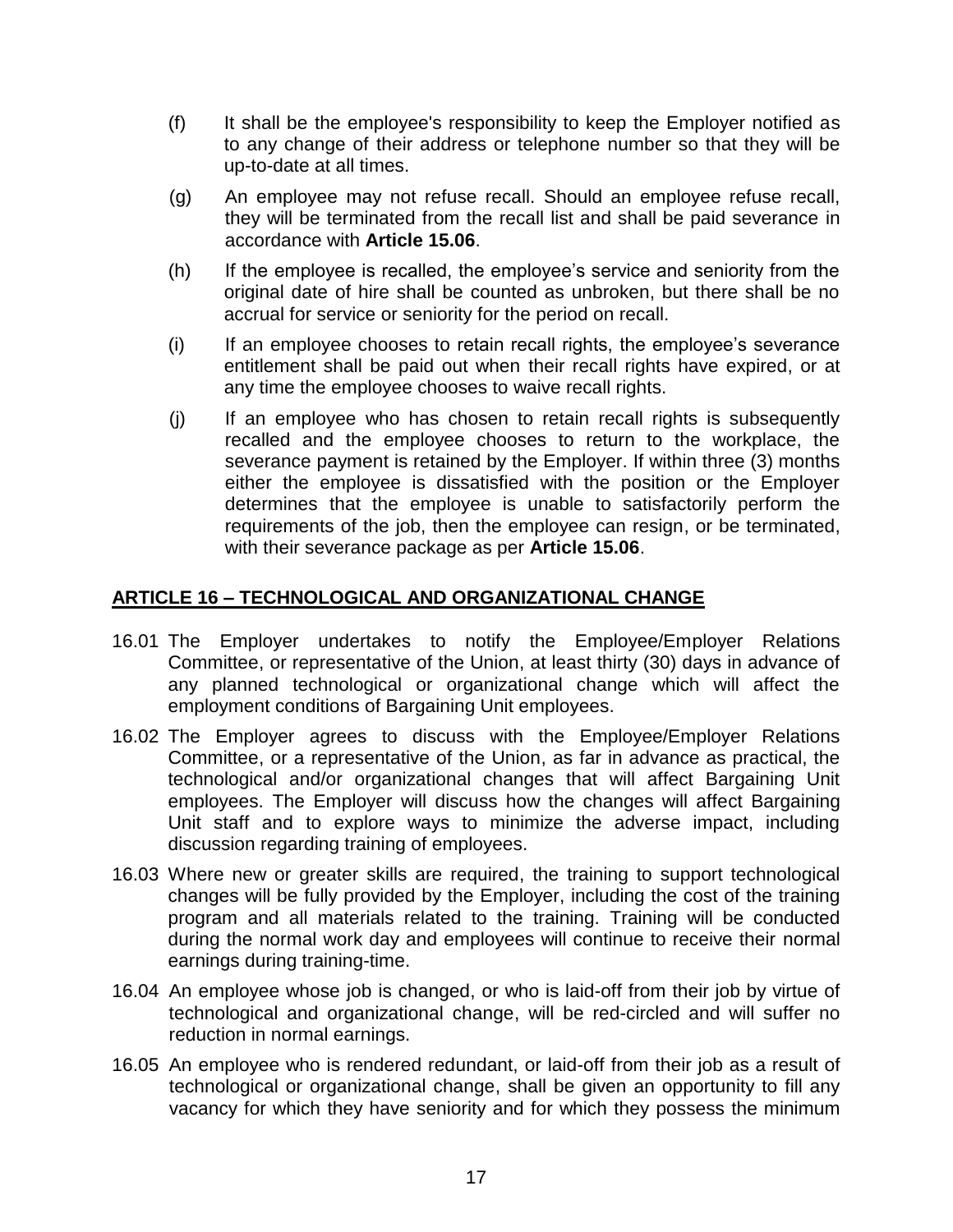(f) It shall be the employee's responsibility to keep the Employer notified as to any change of their address or telephone number so that they will be up-to-date at all times.

(g) An employee may not refuse recall. Should an employee refuse recall, they will be terminated from the recall list and shall be paid severance in accordance with **Article 15.06**.

(h) If the employee is recalled, the employee's service and seniority from the original date of hire shall be counted as unbroken, but there shall be no accrual for service or seniority for the period on recall.

(i) If an employee chooses to retain recall rights, the employee's severance entitlement shall be paid out when their recall rights have expired, or at any time the employee chooses to waive recall rights.

(j) If an employee who has chosen to retain recall rights is subsequently recalled and the employee chooses to return to the workplace, the severance payment is retained by the Employer. If within three (3) months either the employee is dissatisfied with the position or the Employer determines that the employee is unable to satisfactorily perform the requirements of the job, then the employee can resign, or be terminated, with their severance package as per **Article 15.06**.

## ARTICLE 16 – TECHNOLOGICAL AND ORGANIZATIONAL CHANGE

16.01 The Employer undertakes to notify the Employee/Employer Relations Committee, or representative of the Union, at least thirty (30) days in advance of any planned technological or organizational change which will affect the employment conditions of Bargaining Unit employees.

16.02 The Employer agrees to discuss with the Employee/Employer Relations Committee, or a representative of the Union, as far in advance as practical, the technological and/or organizational changes that will affect Bargaining Unit employees. The Employer will discuss how the changes will affect Bargaining Unit staff and to explore ways to minimize the adverse impact, including discussion regarding training of employees.

16.03 Where new or greater skills are required, the training to support technological changes will be fully provided by the Employer, including the cost of the training program and all materials related to the training. Training will be conducted during the normal work day and employees will continue to receive their normal earnings during training-time.

16.04 An employee whose job is changed, or who is laid-off from their job by virtue of technological and organizational change, will be red-circled and will suffer no reduction in normal earnings.

16.05 An employee who is rendered redundant, or laid-off from their job as a result of technological or organizational change, shall be given an opportunity to fill any vacancy for which they have seniority and for which they possess the minimum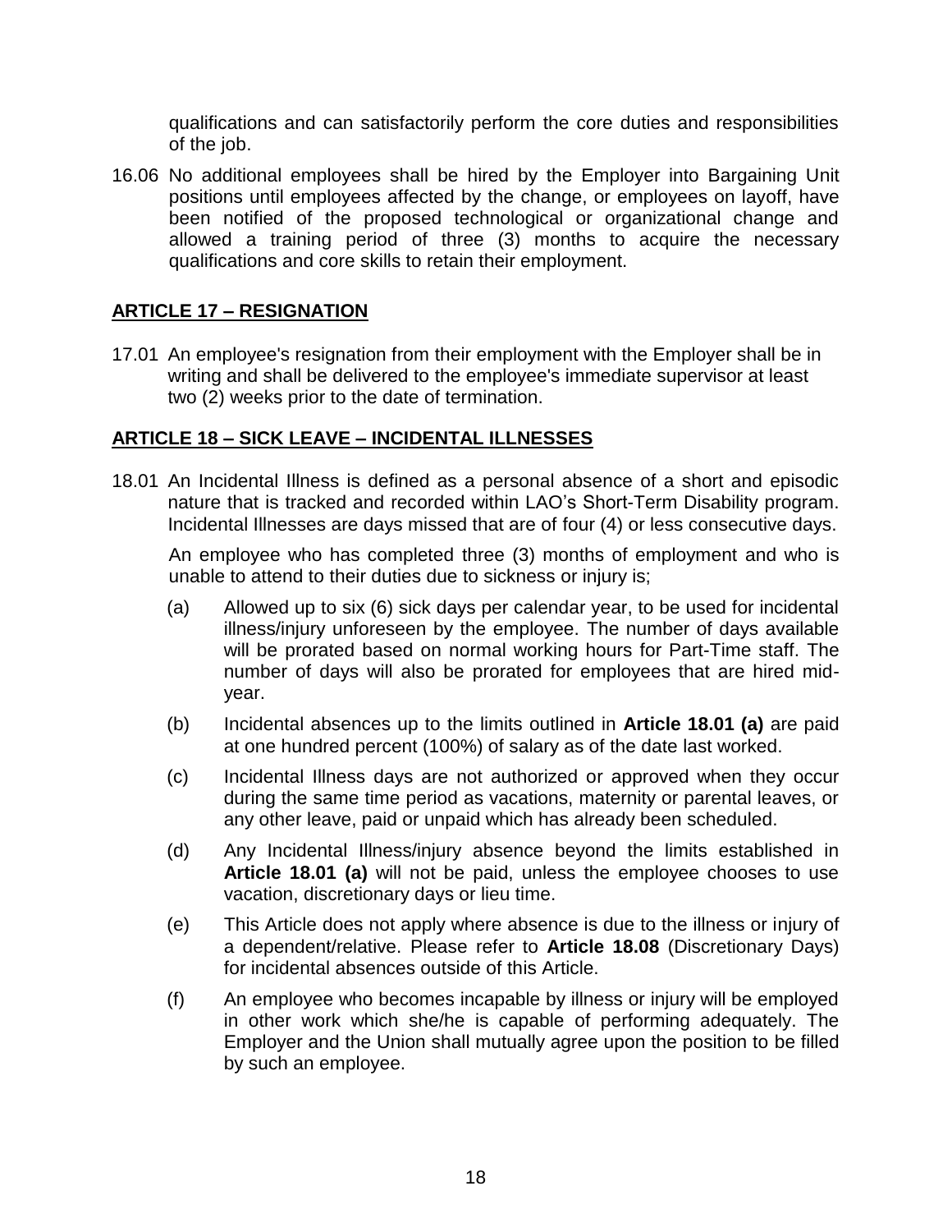qualifications and can satisfactorily perform the core duties and responsibilities of the job.

16.06 No additional employees shall be hired by the Employer into Bargaining Unit positions until employees affected by the change, or employees on layoff, have been notified of the proposed technological or organizational change and allowed a training period of three (3) months to acquire the necessary qualifications and core skills to retain their employment.

## ARTICLE 17 – RESIGNATION

17.01 An employee's resignation from their employment with the Employer shall be in writing and shall be delivered to the employee's immediate supervisor at least two (2) weeks prior to the date of termination.

## ARTICLE 18 – SICK LEAVE – INCIDENTAL ILLNESSES

18.01 An Incidental Illness is defined as a personal absence of a short and episodic nature that is tracked and recorded within LAO's Short-Term Disability program. Incidental Illnesses are days missed that are of four (4) or less consecutive days.

An employee who has completed three (3) months of employment and who is unable to attend to their duties due to sickness or injury is;

(a) Allowed up to six (6) sick days per calendar year, to be used for incidental illness/injury unforeseen by the employee. The number of days available will be prorated based on normal working hours for Part-Time staff. The number of days will also be prorated for employees that are hired mid-year.

(b) Incidental absences up to the limits outlined in **Article 18.01 (a)** are paid at one hundred percent (100%) of salary as of the date last worked.

(c) Incidental Illness days are not authorized or approved when they occur during the same time period as vacations, maternity or parental leaves, or any other leave, paid or unpaid which has already been scheduled.

(d) Any Incidental Illness/injury absence beyond the limits established in **Article 18.01 (a)** will not be paid, unless the employee chooses to use vacation, discretionary days or lieu time.

(e) This Article does not apply where absence is due to the illness or injury of a dependent/relative. Please refer to **Article 18.08** (Discretionary Days) for incidental absences outside of this Article.

(f) An employee who becomes incapable by illness or injury will be employed in other work which she/he is capable of performing adequately. The Employer and the Union shall mutually agree upon the position to be filled by such an employee.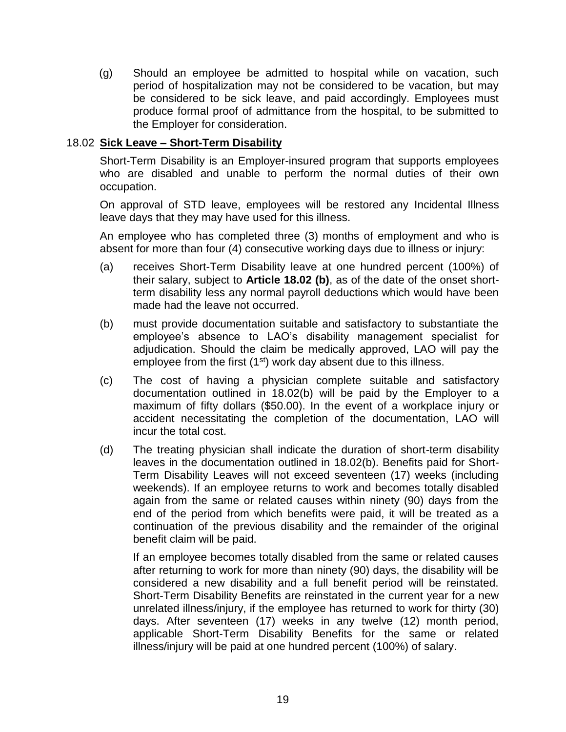(g) Should an employee be admitted to hospital while on vacation, such period of hospitalization may not be considered to be vacation, but may be considered to be sick leave, and paid accordingly. Employees must produce formal proof of admittance from the hospital, to be submitted to the Employer for consideration.

### 18.02 **Sick Leave – Short-Term Disability**

Short-Term Disability is an Employer-insured program that supports employees who are disabled and unable to perform the normal duties of their own occupation.

On approval of STD leave, employees will be restored any Incidental Illness leave days that they may have used for this illness.

An employee who has completed three (3) months of employment and who is absent for more than four (4) consecutive working days due to illness or injury:

(a) receives Short-Term Disability leave at one hundred percent (100%) of their salary, subject to **Article 18.02 (b)**, as of the date of the onset short-term disability less any normal payroll deductions which would have been made had the leave not occurred.

(b) must provide documentation suitable and satisfactory to substantiate the employee's absence to LAO's disability management specialist for adjudication. Should the claim be medically approved, LAO will pay the employee from the first (1st) work day absent due to this illness.

(c) The cost of having a physician complete suitable and satisfactory documentation outlined in 18.02(b) will be paid by the Employer to a maximum of fifty dollars ($50.00). In the event of a workplace injury or accident necessitating the completion of the documentation, LAO will incur the total cost.

(d) The treating physician shall indicate the duration of short-term disability leaves in the documentation outlined in 18.02(b). Benefits paid for Short-Term Disability Leaves will not exceed seventeen (17) weeks (including weekends). If an employee returns to work and becomes totally disabled again from the same or related causes within ninety (90) days from the end of the period from which benefits were paid, it will be treated as a continuation of the previous disability and the remainder of the original benefit claim will be paid.

If an employee becomes totally disabled from the same or related causes after returning to work for more than ninety (90) days, the disability will be considered a new disability and a full benefit period will be reinstated. Short-Term Disability Benefits are reinstated in the current year for a new unrelated illness/injury, if the employee has returned to work for thirty (30) days. After seventeen (17) weeks in any twelve (12) month period, applicable Short-Term Disability Benefits for the same or related illness/injury will be paid at one hundred percent (100%) of salary.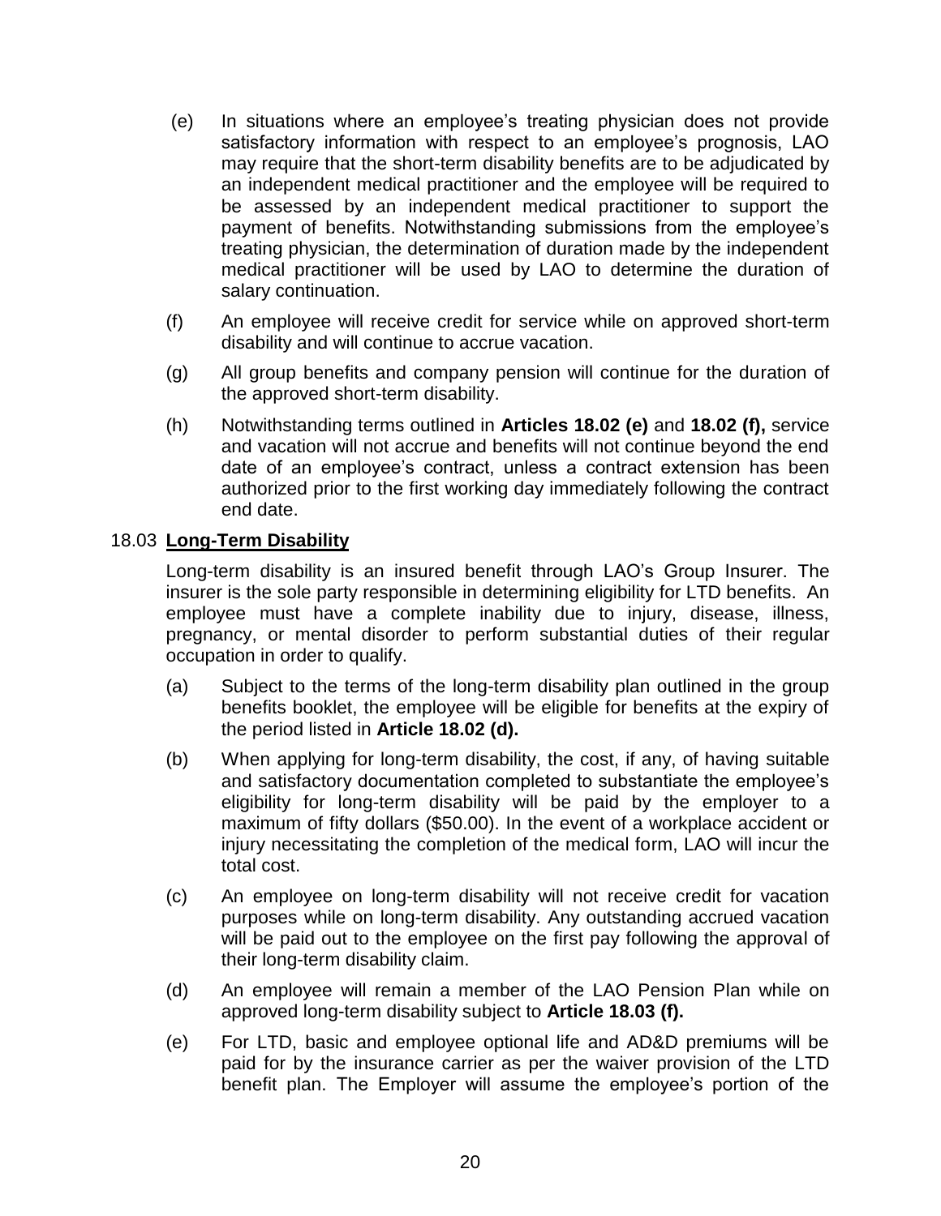(e) In situations where an employee's treating physician does not provide satisfactory information with respect to an employee's prognosis, LAO may require that the short-term disability benefits are to be adjudicated by an independent medical practitioner and the employee will be required to be assessed by an independent medical practitioner to support the payment of benefits. Notwithstanding submissions from the employee's treating physician, the determination of duration made by the independent medical practitioner will be used by LAO to determine the duration of salary continuation.

(f) An employee will receive credit for service while on approved short-term disability and will continue to accrue vacation.

(g) All group benefits and company pension will continue for the duration of the approved short-term disability.

(h) Notwithstanding terms outlined in **Articles 18.02 (e)** and **18.02 (f),** service and vacation will not accrue and benefits will not continue beyond the end date of an employee's contract, unless a contract extension has been authorized prior to the first working day immediately following the contract end date.

18.03 **Long-Term Disability**

Long-term disability is an insured benefit through LAO's Group Insurer. The insurer is the sole party responsible in determining eligibility for LTD benefits. An employee must have a complete inability due to injury, disease, illness, pregnancy, or mental disorder to perform substantial duties of their regular occupation in order to qualify.

(a) Subject to the terms of the long-term disability plan outlined in the group benefits booklet, the employee will be eligible for benefits at the expiry of the period listed in **Article 18.02 (d).**

(b) When applying for long-term disability, the cost, if any, of having suitable and satisfactory documentation completed to substantiate the employee's eligibility for long-term disability will be paid by the employer to a maximum of fifty dollars ($50.00). In the event of a workplace accident or injury necessitating the completion of the medical form, LAO will incur the total cost.

(c) An employee on long-term disability will not receive credit for vacation purposes while on long-term disability. Any outstanding accrued vacation will be paid out to the employee on the first pay following the approval of their long-term disability claim.

(d) An employee will remain a member of the LAO Pension Plan while on approved long-term disability subject to **Article 18.03 (f).**

(e) For LTD, basic and employee optional life and AD&D premiums will be paid for by the insurance carrier as per the waiver provision of the LTD benefit plan. The Employer will assume the employee's portion of the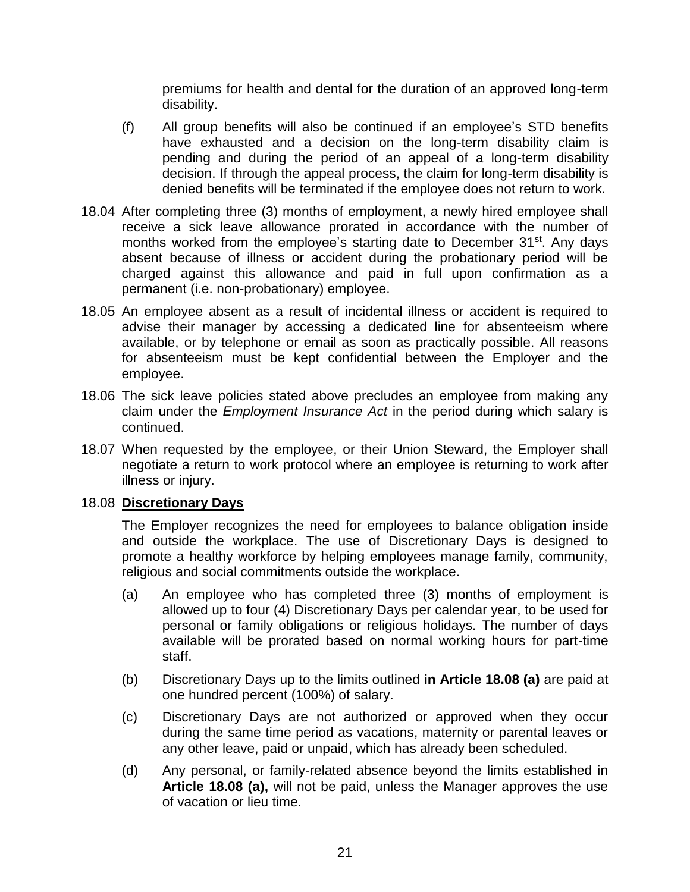premiums for health and dental for the duration of an approved long-term disability.

(f) All group benefits will also be continued if an employee's STD benefits have exhausted and a decision on the long-term disability claim is pending and during the period of an appeal of a long-term disability decision. If through the appeal process, the claim for long-term disability is denied benefits will be terminated if the employee does not return to work.

18.04 After completing three (3) months of employment, a newly hired employee shall receive a sick leave allowance prorated in accordance with the number of months worked from the employee's starting date to December 31st. Any days absent because of illness or accident during the probationary period will be charged against this allowance and paid in full upon confirmation as a permanent (i.e. non-probationary) employee.

18.05 An employee absent as a result of incidental illness or accident is required to advise their manager by accessing a dedicated line for absenteeism where available, or by telephone or email as soon as practically possible. All reasons for absenteeism must be kept confidential between the Employer and the employee.

18.06 The sick leave policies stated above precludes an employee from making any claim under the *Employment Insurance Act* in the period during which salary is continued.

18.07 When requested by the employee, or their Union Steward, the Employer shall negotiate a return to work protocol where an employee is returning to work after illness or injury.

18.08 **Discretionary Days**

The Employer recognizes the need for employees to balance obligation inside and outside the workplace. The use of Discretionary Days is designed to promote a healthy workforce by helping employees manage family, community, religious and social commitments outside the workplace.

(a) An employee who has completed three (3) months of employment is allowed up to four (4) Discretionary Days per calendar year, to be used for personal or family obligations or religious holidays. The number of days available will be prorated based on normal working hours for part-time staff.

(b) Discretionary Days up to the limits outlined **in Article 18.08 (a)** are paid at one hundred percent (100%) of salary.

(c) Discretionary Days are not authorized or approved when they occur during the same time period as vacations, maternity or parental leaves or any other leave, paid or unpaid, which has already been scheduled.

(d) Any personal, or family-related absence beyond the limits established in **Article 18.08 (a),** will not be paid, unless the Manager approves the use of vacation or lieu time.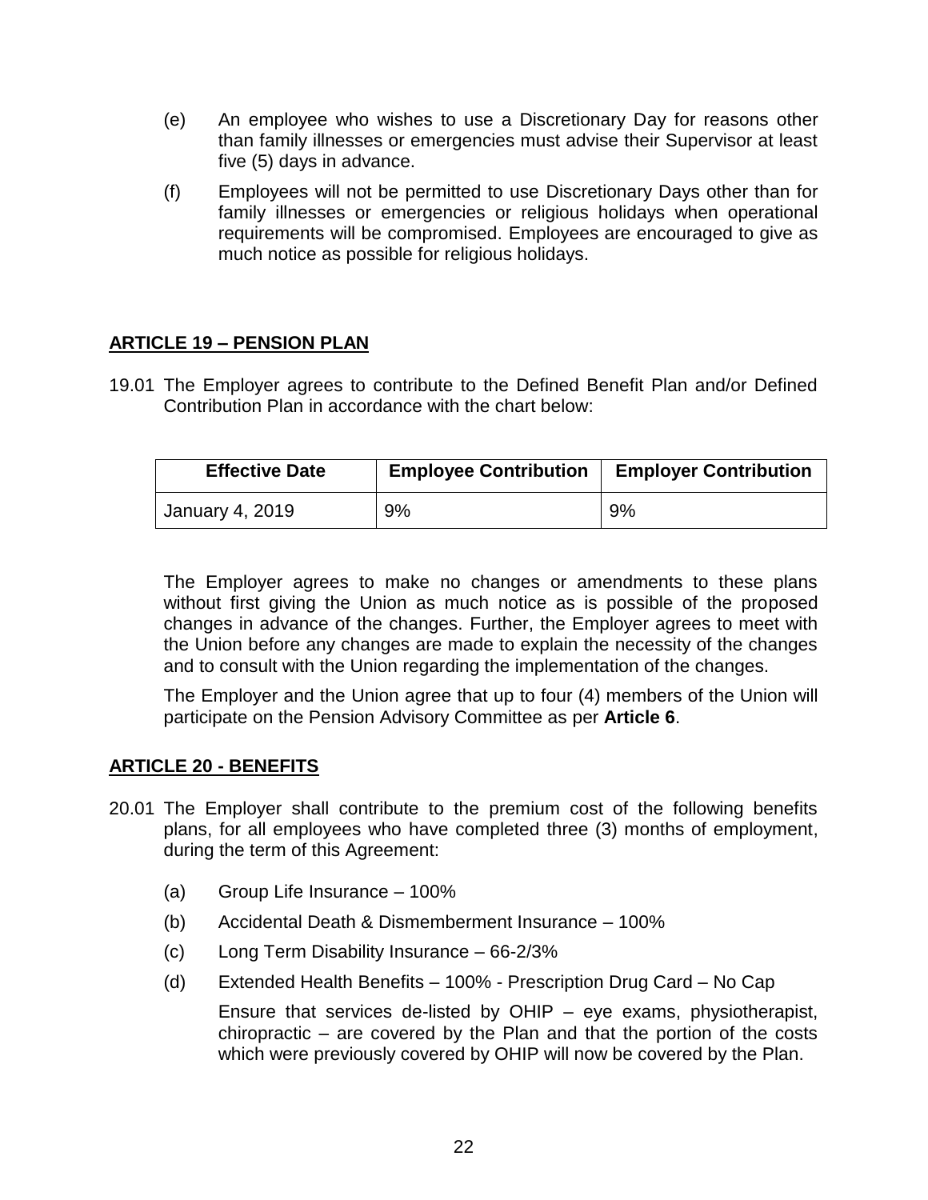(e) An employee who wishes to use a Discretionary Day for reasons other than family illnesses or emergencies must advise their Supervisor at least five (5) days in advance.

(f) Employees will not be permitted to use Discretionary Days other than for family illnesses or emergencies or religious holidays when operational requirements will be compromised. Employees are encouraged to give as much notice as possible for religious holidays.

## ARTICLE 19 – PENSION PLAN

19.01 The Employer agrees to contribute to the Defined Benefit Plan and/or Defined Contribution Plan in accordance with the chart below:

| Effective Date | Employee Contribution | Employer Contribution |
|---|---|---|
| January 4, 2019 | 9% | 9% |

The Employer agrees to make no changes or amendments to these plans without first giving the Union as much notice as is possible of the proposed changes in advance of the changes. Further, the Employer agrees to meet with the Union before any changes are made to explain the necessity of the changes and to consult with the Union regarding the implementation of the changes.

The Employer and the Union agree that up to four (4) members of the Union will participate on the Pension Advisory Committee as per **Article 6**.

## ARTICLE 20 - BENEFITS

20.01 The Employer shall contribute to the premium cost of the following benefits plans, for all employees who have completed three (3) months of employment, during the term of this Agreement:

(a) Group Life Insurance – 100%

(b) Accidental Death & Dismemberment Insurance – 100%

(c) Long Term Disability Insurance – 66-2/3%

(d) Extended Health Benefits – 100% - Prescription Drug Card – No Cap

Ensure that services de-listed by OHIP – eye exams, physiotherapist, chiropractic – are covered by the Plan and that the portion of the costs which were previously covered by OHIP will now be covered by the Plan.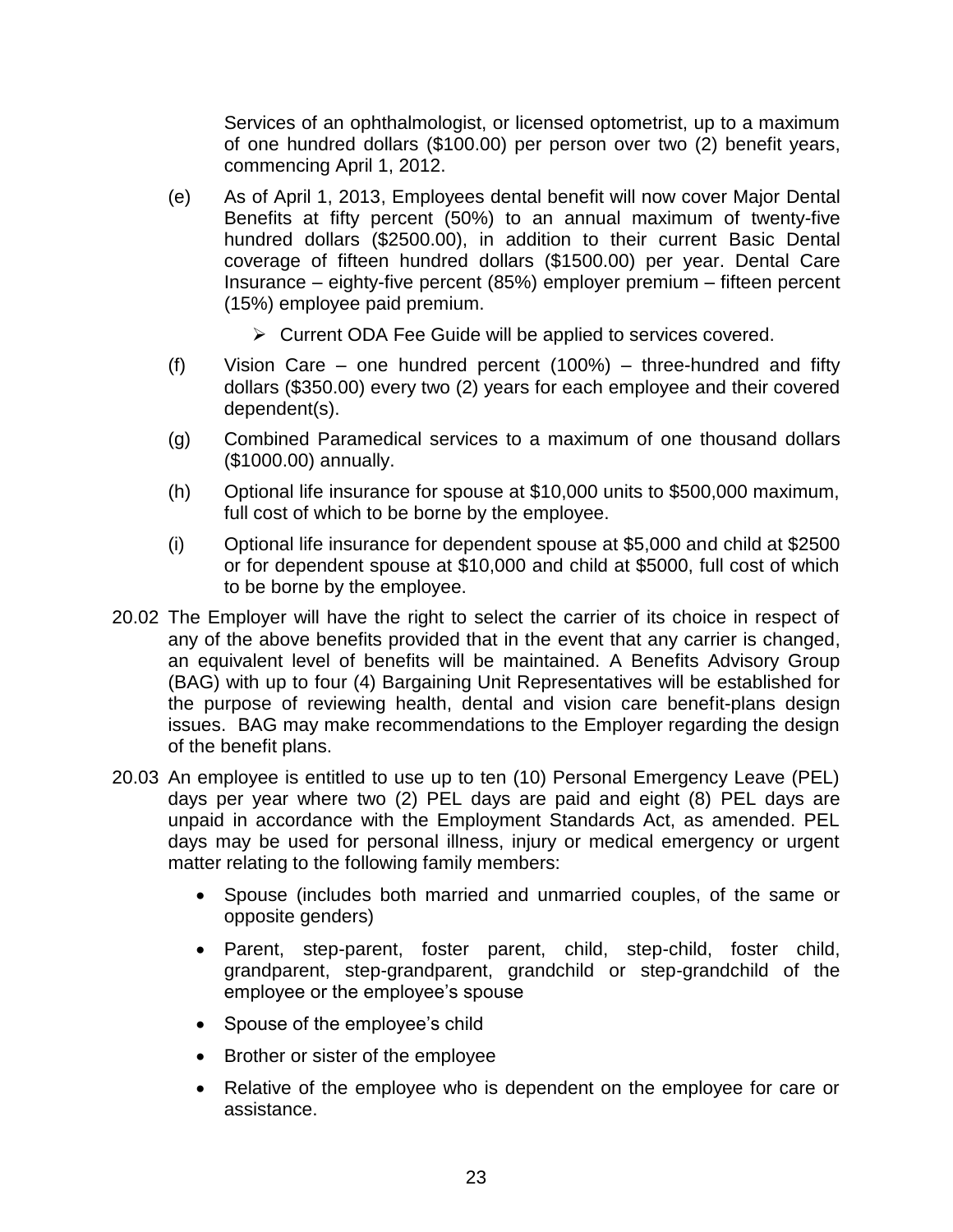Services of an ophthalmologist, or licensed optometrist, up to a maximum of one hundred dollars ($100.00) per person over two (2) benefit years, commencing April 1, 2012.

(e) As of April 1, 2013, Employees dental benefit will now cover Major Dental Benefits at fifty percent (50%) to an annual maximum of twenty-five hundred dollars ($2500.00), in addition to their current Basic Dental coverage of fifteen hundred dollars ($1500.00) per year. Dental Care Insurance – eighty-five percent (85%) employer premium – fifteen percent (15%) employee paid premium.

- Current ODA Fee Guide will be applied to services covered.

(f) Vision Care – one hundred percent (100%) – three-hundred and fifty dollars ($350.00) every two (2) years for each employee and their covered dependent(s).

(g) Combined Paramedical services to a maximum of one thousand dollars ($1000.00) annually.

(h) Optional life insurance for spouse at $10,000 units to $500,000 maximum, full cost of which to be borne by the employee.

(i) Optional life insurance for dependent spouse at $5,000 and child at $2500 or for dependent spouse at $10,000 and child at $5000, full cost of which to be borne by the employee.

20.02 The Employer will have the right to select the carrier of its choice in respect of any of the above benefits provided that in the event that any carrier is changed, an equivalent level of benefits will be maintained. A Benefits Advisory Group (BAG) with up to four (4) Bargaining Unit Representatives will be established for the purpose of reviewing health, dental and vision care benefit-plans design issues. BAG may make recommendations to the Employer regarding the design of the benefit plans.

20.03 An employee is entitled to use up to ten (10) Personal Emergency Leave (PEL) days per year where two (2) PEL days are paid and eight (8) PEL days are unpaid in accordance with the Employment Standards Act, as amended. PEL days may be used for personal illness, injury or medical emergency or urgent matter relating to the following family members:

- Spouse (includes both married and unmarried couples, of the same or opposite genders)
- Parent, step-parent, foster parent, child, step-child, foster child, grandparent, step-grandparent, grandchild or step-grandchild of the employee or the employee's spouse
- Spouse of the employee's child
- Brother or sister of the employee
- Relative of the employee who is dependent on the employee for care or assistance.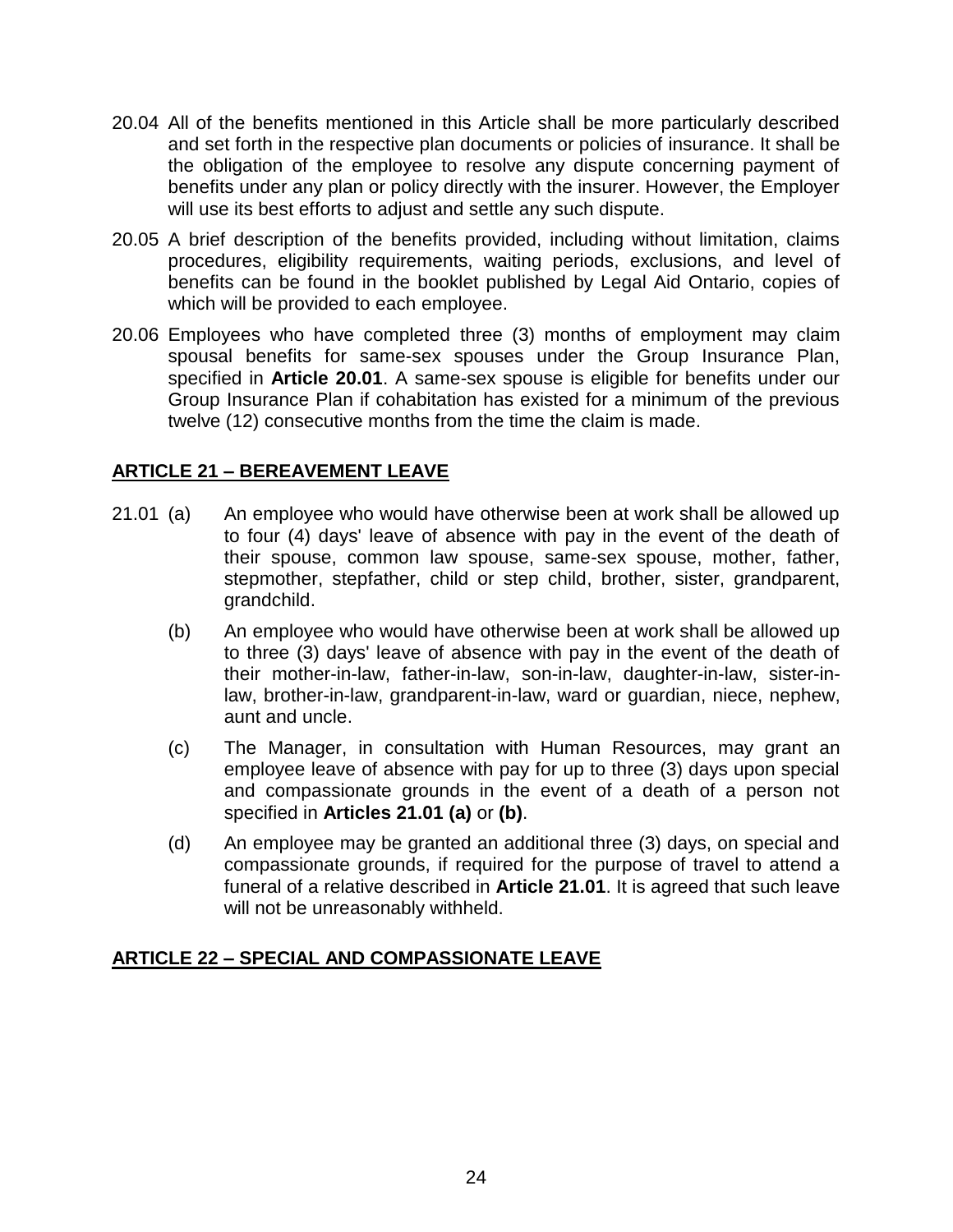20.04 All of the benefits mentioned in this Article shall be more particularly described and set forth in the respective plan documents or policies of insurance. It shall be the obligation of the employee to resolve any dispute concerning payment of benefits under any plan or policy directly with the insurer. However, the Employer will use its best efforts to adjust and settle any such dispute.

20.05 A brief description of the benefits provided, including without limitation, claims procedures, eligibility requirements, waiting periods, exclusions, and level of benefits can be found in the booklet published by Legal Aid Ontario, copies of which will be provided to each employee.

20.06 Employees who have completed three (3) months of employment may claim spousal benefits for same-sex spouses under the Group Insurance Plan, specified in **Article 20.01**. A same-sex spouse is eligible for benefits under our Group Insurance Plan if cohabitation has existed for a minimum of the previous twelve (12) consecutive months from the time the claim is made.

## ARTICLE 21 – BEREAVEMENT LEAVE

21.01 (a) An employee who would have otherwise been at work shall be allowed up to four (4) days' leave of absence with pay in the event of the death of their spouse, common law spouse, same-sex spouse, mother, father, stepmother, stepfather, child or step child, brother, sister, grandparent, grandchild.

(b) An employee who would have otherwise been at work shall be allowed up to three (3) days' leave of absence with pay in the event of the death of their mother-in-law, father-in-law, son-in-law, daughter-in-law, sister-in-law, brother-in-law, grandparent-in-law, ward or guardian, niece, nephew, aunt and uncle.

(c) The Manager, in consultation with Human Resources, may grant an employee leave of absence with pay for up to three (3) days upon special and compassionate grounds in the event of a death of a person not specified in **Articles 21.01 (a)** or **(b)**.

(d) An employee may be granted an additional three (3) days, on special and compassionate grounds, if required for the purpose of travel to attend a funeral of a relative described in **Article 21.01**. It is agreed that such leave will not be unreasonably withheld.

## ARTICLE 22 – SPECIAL AND COMPASSIONATE LEAVE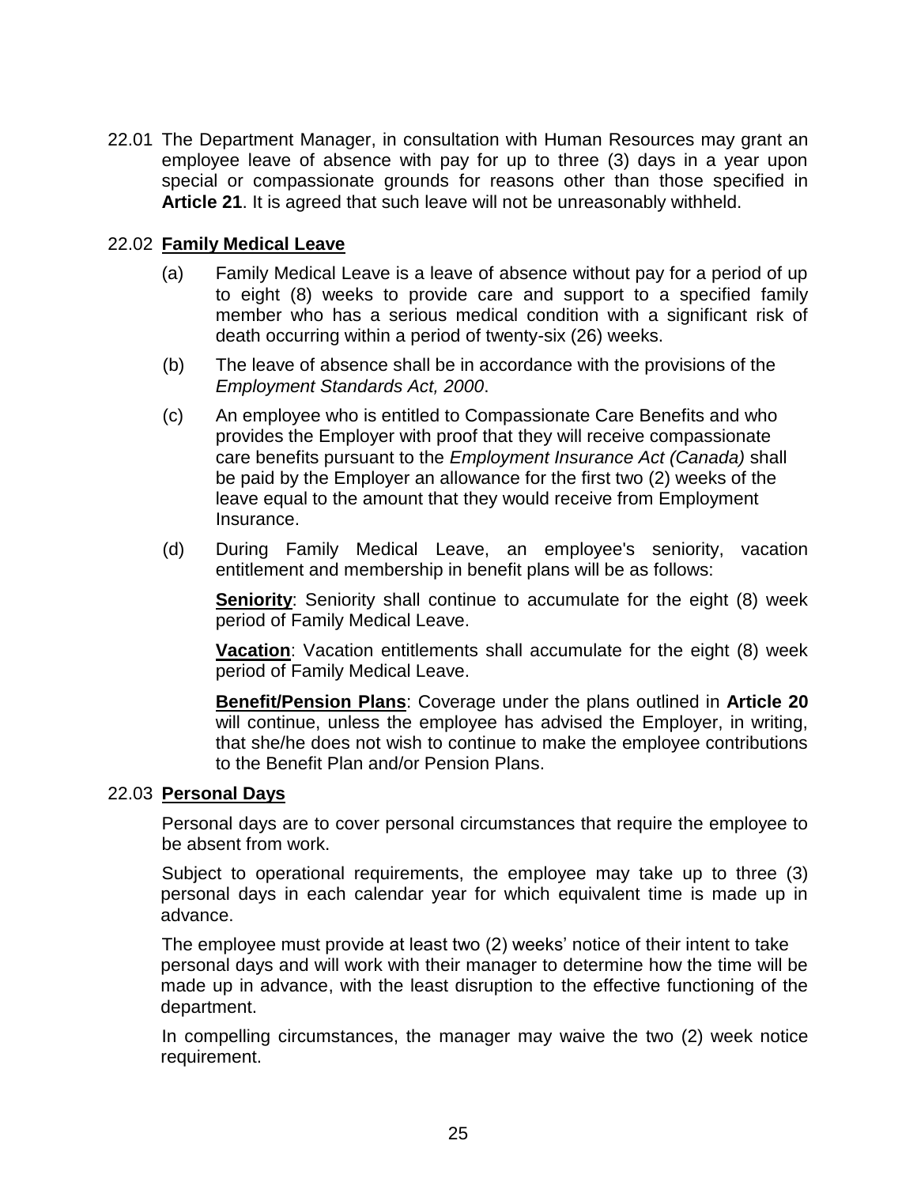22.01 The Department Manager, in consultation with Human Resources may grant an employee leave of absence with pay for up to three (3) days in a year upon special or compassionate grounds for reasons other than those specified in **Article 21**. It is agreed that such leave will not be unreasonably withheld.

22.02 **Family Medical Leave**

(a) Family Medical Leave is a leave of absence without pay for a period of up to eight (8) weeks to provide care and support to a specified family member who has a serious medical condition with a significant risk of death occurring within a period of twenty-six (26) weeks.

(b) The leave of absence shall be in accordance with the provisions of the *Employment Standards Act, 2000*.

(c) An employee who is entitled to Compassionate Care Benefits and who provides the Employer with proof that they will receive compassionate care benefits pursuant to the *Employment Insurance Act (Canada)* shall be paid by the Employer an allowance for the first two (2) weeks of the leave equal to the amount that they would receive from Employment Insurance.

(d) During Family Medical Leave, an employee's seniority, vacation entitlement and membership in benefit plans will be as follows:

**Seniority**: Seniority shall continue to accumulate for the eight (8) week period of Family Medical Leave.

**Vacation**: Vacation entitlements shall accumulate for the eight (8) week period of Family Medical Leave.

**Benefit/Pension Plans**: Coverage under the plans outlined in **Article 20** will continue, unless the employee has advised the Employer, in writing, that she/he does not wish to continue to make the employee contributions to the Benefit Plan and/or Pension Plans.

22.03 **Personal Days**

Personal days are to cover personal circumstances that require the employee to be absent from work.

Subject to operational requirements, the employee may take up to three (3) personal days in each calendar year for which equivalent time is made up in advance.

The employee must provide at least two (2) weeks' notice of their intent to take personal days and will work with their manager to determine how the time will be made up in advance, with the least disruption to the effective functioning of the department.

In compelling circumstances, the manager may waive the two (2) week notice requirement.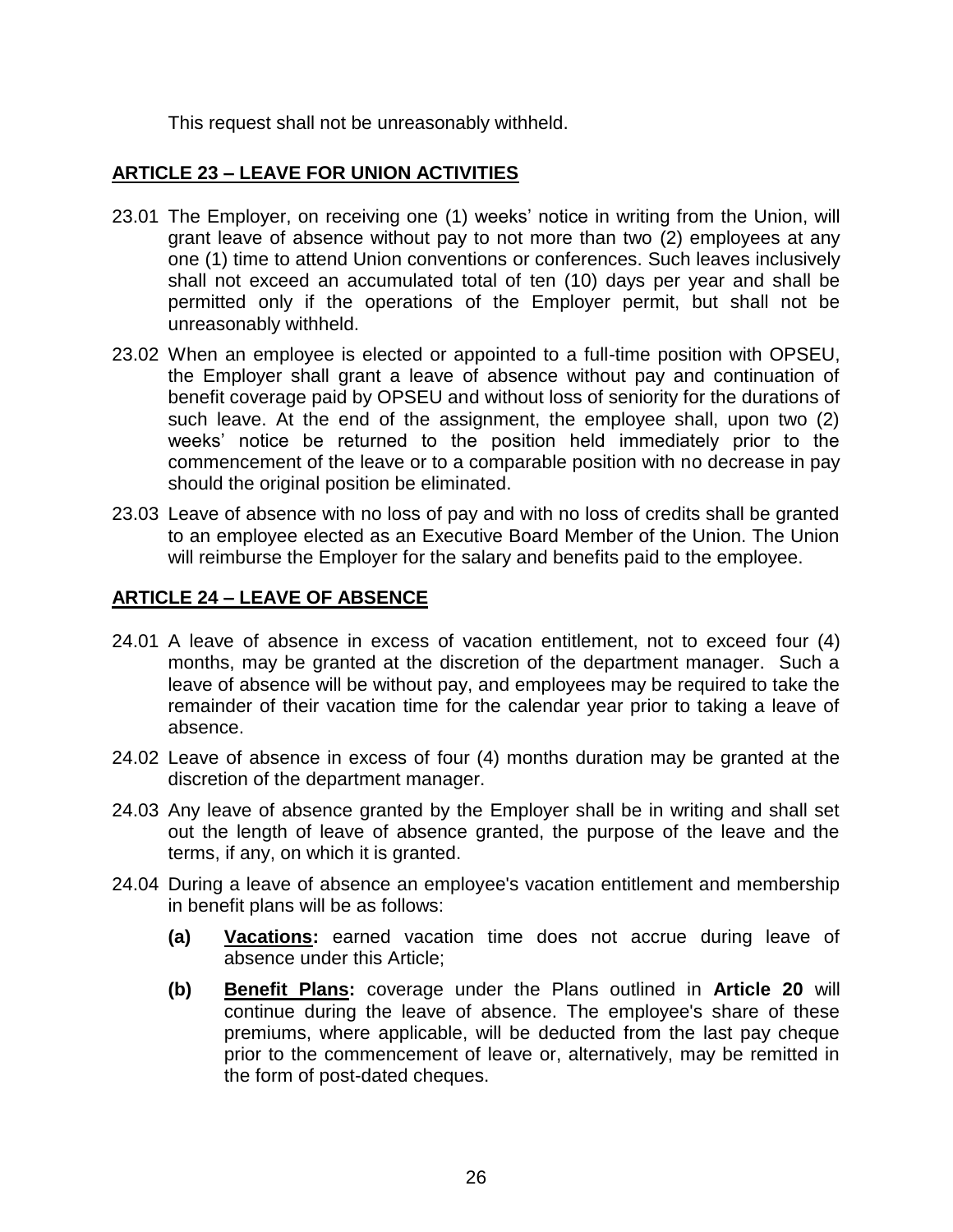This request shall not be unreasonably withheld.

## ARTICLE 23 – LEAVE FOR UNION ACTIVITIES

23.01 The Employer, on receiving one (1) weeks' notice in writing from the Union, will grant leave of absence without pay to not more than two (2) employees at any one (1) time to attend Union conventions or conferences. Such leaves inclusively shall not exceed an accumulated total of ten (10) days per year and shall be permitted only if the operations of the Employer permit, but shall not be unreasonably withheld.

23.02 When an employee is elected or appointed to a full-time position with OPSEU, the Employer shall grant a leave of absence without pay and continuation of benefit coverage paid by OPSEU and without loss of seniority for the durations of such leave. At the end of the assignment, the employee shall, upon two (2) weeks' notice be returned to the position held immediately prior to the commencement of the leave or to a comparable position with no decrease in pay should the original position be eliminated.

23.03 Leave of absence with no loss of pay and with no loss of credits shall be granted to an employee elected as an Executive Board Member of the Union. The Union will reimburse the Employer for the salary and benefits paid to the employee.

## ARTICLE 24 – LEAVE OF ABSENCE

24.01 A leave of absence in excess of vacation entitlement, not to exceed four (4) months, may be granted at the discretion of the department manager. Such a leave of absence will be without pay, and employees may be required to take the remainder of their vacation time for the calendar year prior to taking a leave of absence.

24.02 Leave of absence in excess of four (4) months duration may be granted at the discretion of the department manager.

24.03 Any leave of absence granted by the Employer shall be in writing and shall set out the length of leave of absence granted, the purpose of the leave and the terms, if any, on which it is granted.

24.04 During a leave of absence an employee's vacation entitlement and membership in benefit plans will be as follows:

- **(a)** **Vacations:** earned vacation time does not accrue during leave of absence under this Article;
- **(b)** **Benefit Plans:** coverage under the Plans outlined in **Article 20** will continue during the leave of absence. The employee's share of these premiums, where applicable, will be deducted from the last pay cheque prior to the commencement of leave or, alternatively, may be remitted in the form of post-dated cheques.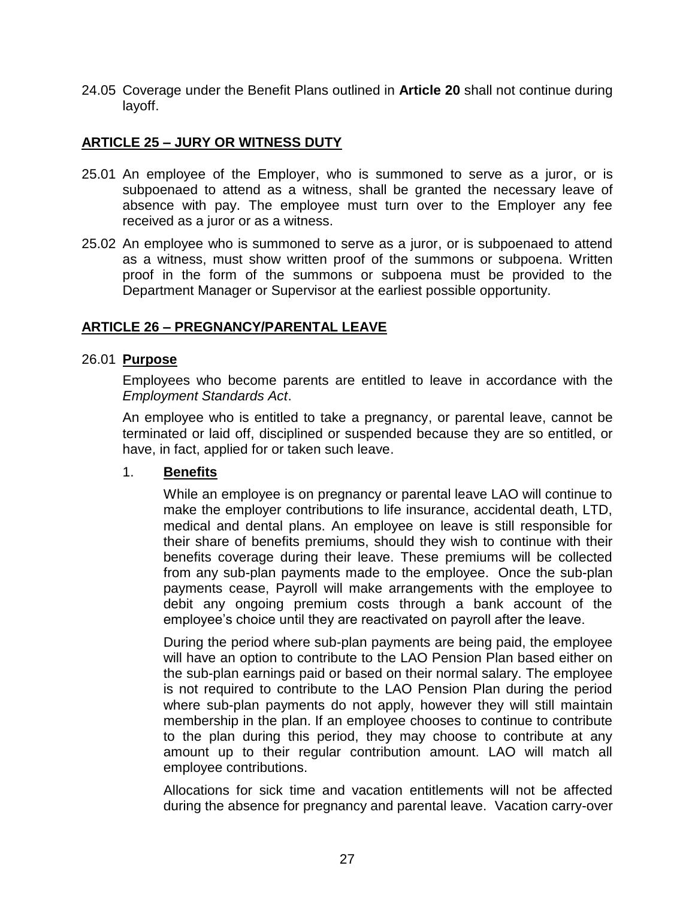24.05 Coverage under the Benefit Plans outlined in **Article 20** shall not continue during layoff.

## ARTICLE 25 – JURY OR WITNESS DUTY

25.01 An employee of the Employer, who is summoned to serve as a juror, or is subpoenaed to attend as a witness, shall be granted the necessary leave of absence with pay. The employee must turn over to the Employer any fee received as a juror or as a witness.

25.02 An employee who is summoned to serve as a juror, or is subpoenaed to attend as a witness, must show written proof of the summons or subpoena. Written proof in the form of the summons or subpoena must be provided to the Department Manager or Supervisor at the earliest possible opportunity.

## ARTICLE 26 – PREGNANCY/PARENTAL LEAVE

26.01 **Purpose**

Employees who become parents are entitled to leave in accordance with the *Employment Standards Act*.

An employee who is entitled to take a pregnancy, or parental leave, cannot be terminated or laid off, disciplined or suspended because they are so entitled, or have, in fact, applied for or taken such leave.

1. **Benefits**

   While an employee is on pregnancy or parental leave LAO will continue to make the employer contributions to life insurance, accidental death, LTD, medical and dental plans. An employee on leave is still responsible for their share of benefits premiums, should they wish to continue with their benefits coverage during their leave. These premiums will be collected from any sub-plan payments made to the employee. Once the sub-plan payments cease, Payroll will make arrangements with the employee to debit any ongoing premium costs through a bank account of the employee's choice until they are reactivated on payroll after the leave.

   During the period where sub-plan payments are being paid, the employee will have an option to contribute to the LAO Pension Plan based either on the sub-plan earnings paid or based on their normal salary. The employee is not required to contribute to the LAO Pension Plan during the period where sub-plan payments do not apply, however they will still maintain membership in the plan. If an employee chooses to continue to contribute to the plan during this period, they may choose to contribute at any amount up to their regular contribution amount. LAO will match all employee contributions.

   Allocations for sick time and vacation entitlements will not be affected during the absence for pregnancy and parental leave. Vacation carry-over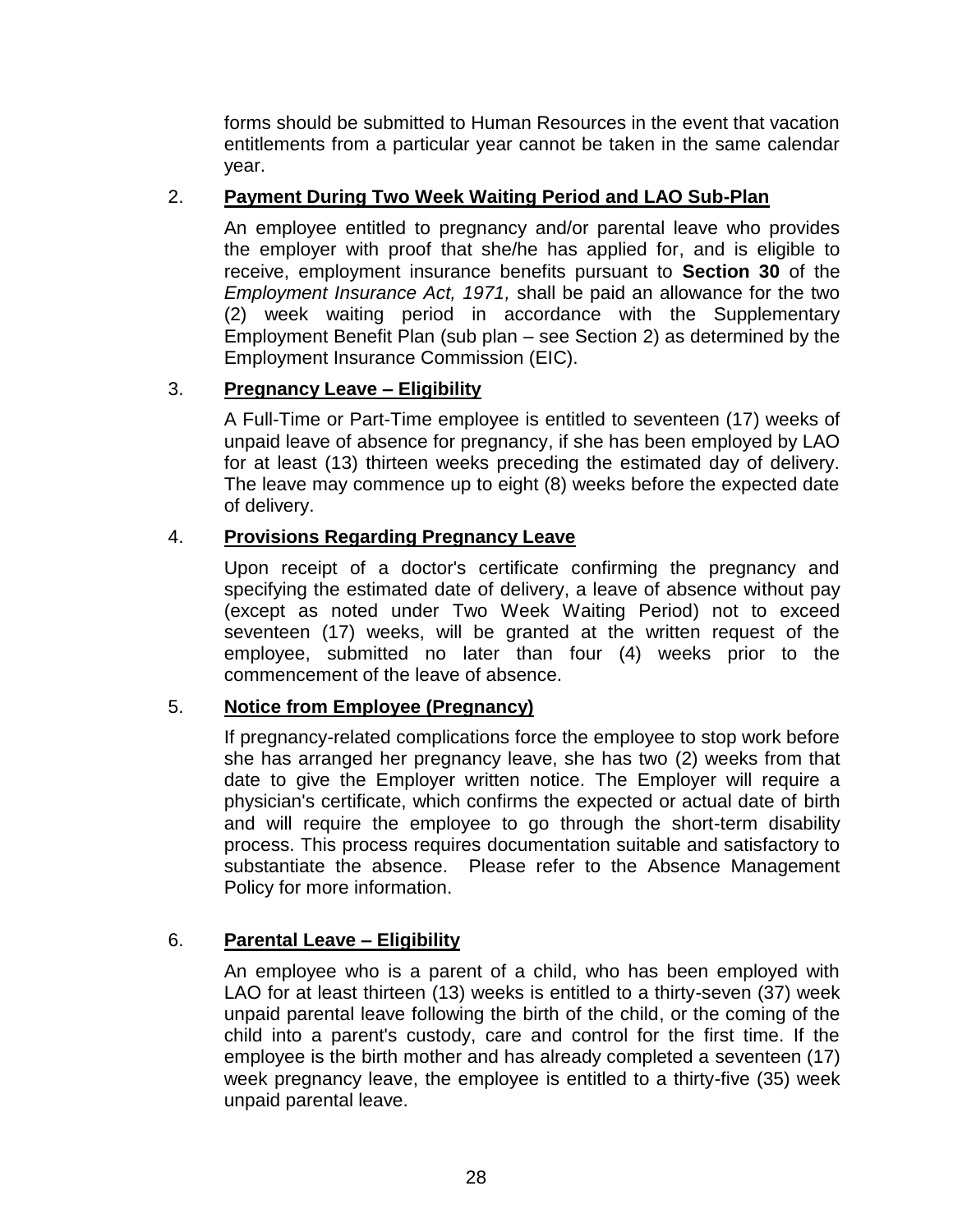forms should be submitted to Human Resources in the event that vacation entitlements from a particular year cannot be taken in the same calendar year.

2. **Payment During Two Week Waiting Period and LAO Sub-Plan**

   An employee entitled to pregnancy and/or parental leave who provides the employer with proof that she/he has applied for, and is eligible to receive, employment insurance benefits pursuant to **Section 30** of the *Employment Insurance Act, 1971,* shall be paid an allowance for the two (2) week waiting period in accordance with the Supplementary Employment Benefit Plan (sub plan – see Section 2) as determined by the Employment Insurance Commission (EIC).

3. **Pregnancy Leave – Eligibility**

   A Full-Time or Part-Time employee is entitled to seventeen (17) weeks of unpaid leave of absence for pregnancy, if she has been employed by LAO for at least (13) thirteen weeks preceding the estimated day of delivery. The leave may commence up to eight (8) weeks before the expected date of delivery.

4. **Provisions Regarding Pregnancy Leave**

   Upon receipt of a doctor's certificate confirming the pregnancy and specifying the estimated date of delivery, a leave of absence without pay (except as noted under Two Week Waiting Period) not to exceed seventeen (17) weeks, will be granted at the written request of the employee, submitted no later than four (4) weeks prior to the commencement of the leave of absence.

5. **Notice from Employee (Pregnancy)**

   If pregnancy-related complications force the employee to stop work before she has arranged her pregnancy leave, she has two (2) weeks from that date to give the Employer written notice. The Employer will require a physician's certificate, which confirms the expected or actual date of birth and will require the employee to go through the short-term disability process. This process requires documentation suitable and satisfactory to substantiate the absence. Please refer to the Absence Management Policy for more information.

6. **Parental Leave – Eligibility**

   An employee who is a parent of a child, who has been employed with LAO for at least thirteen (13) weeks is entitled to a thirty-seven (37) week unpaid parental leave following the birth of the child, or the coming of the child into a parent's custody, care and control for the first time. If the employee is the birth mother and has already completed a seventeen (17) week pregnancy leave, the employee is entitled to a thirty-five (35) week unpaid parental leave.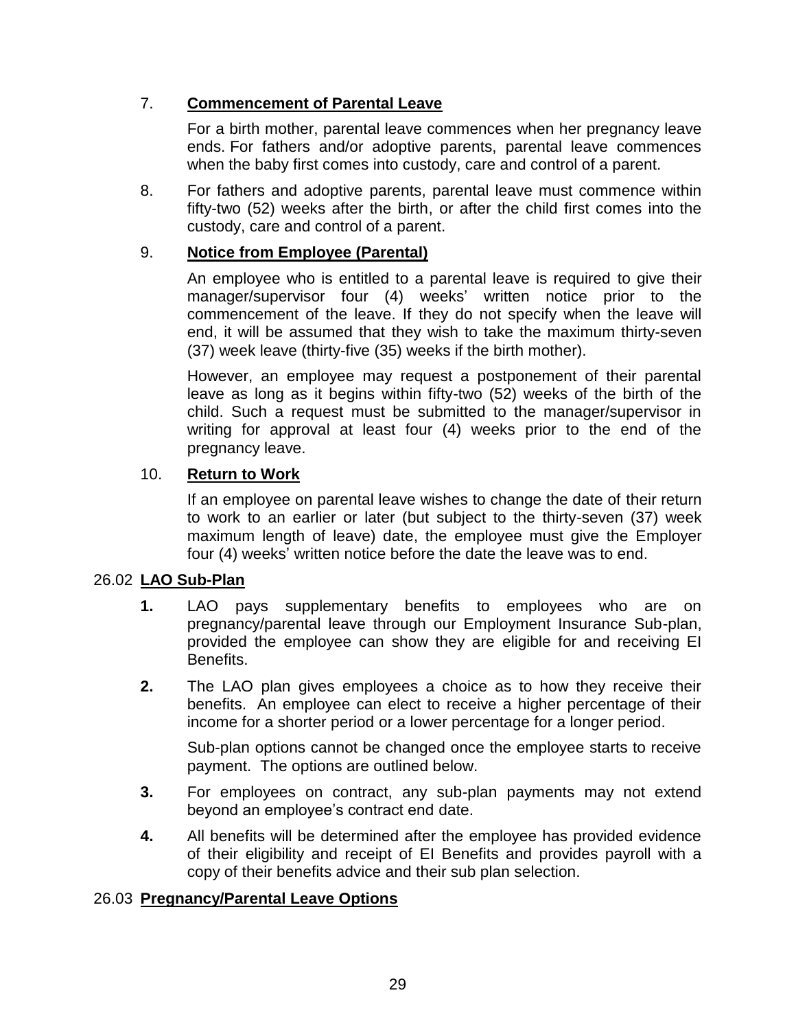7. **Commencement of Parental Leave**

   For a birth mother, parental leave commences when her pregnancy leave ends. For fathers and/or adoptive parents, parental leave commences when the baby first comes into custody, care and control of a parent.

8. For fathers and adoptive parents, parental leave must commence within fifty-two (52) weeks after the birth, or after the child first comes into the custody, care and control of a parent.

9. **Notice from Employee (Parental)**

   An employee who is entitled to a parental leave is required to give their manager/supervisor four (4) weeks' written notice prior to the commencement of the leave. If they do not specify when the leave will end, it will be assumed that they wish to take the maximum thirty-seven (37) week leave (thirty-five (35) weeks if the birth mother).

   However, an employee may request a postponement of their parental leave as long as it begins within fifty-two (52) weeks of the birth of the child. Such a request must be submitted to the manager/supervisor in writing for approval at least four (4) weeks prior to the end of the pregnancy leave.

10. **Return to Work**

    If an employee on parental leave wishes to change the date of their return to work to an earlier or later (but subject to the thirty-seven (37) week maximum length of leave) date, the employee must give the Employer four (4) weeks' written notice before the date the leave was to end.

## 26.02 **LAO Sub-Plan**

**1.** LAO pays supplementary benefits to employees who are on pregnancy/parental leave through our Employment Insurance Sub-plan, provided the employee can show they are eligible for and receiving EI Benefits.

**2.** The LAO plan gives employees a choice as to how they receive their benefits. An employee can elect to receive a higher percentage of their income for a shorter period or a lower percentage for a longer period.

Sub-plan options cannot be changed once the employee starts to receive payment. The options are outlined below.

**3.** For employees on contract, any sub-plan payments may not extend beyond an employee's contract end date.

**4.** All benefits will be determined after the employee has provided evidence of their eligibility and receipt of EI Benefits and provides payroll with a copy of their benefits advice and their sub plan selection.

## 26.03 **Pregnancy/Parental Leave Options**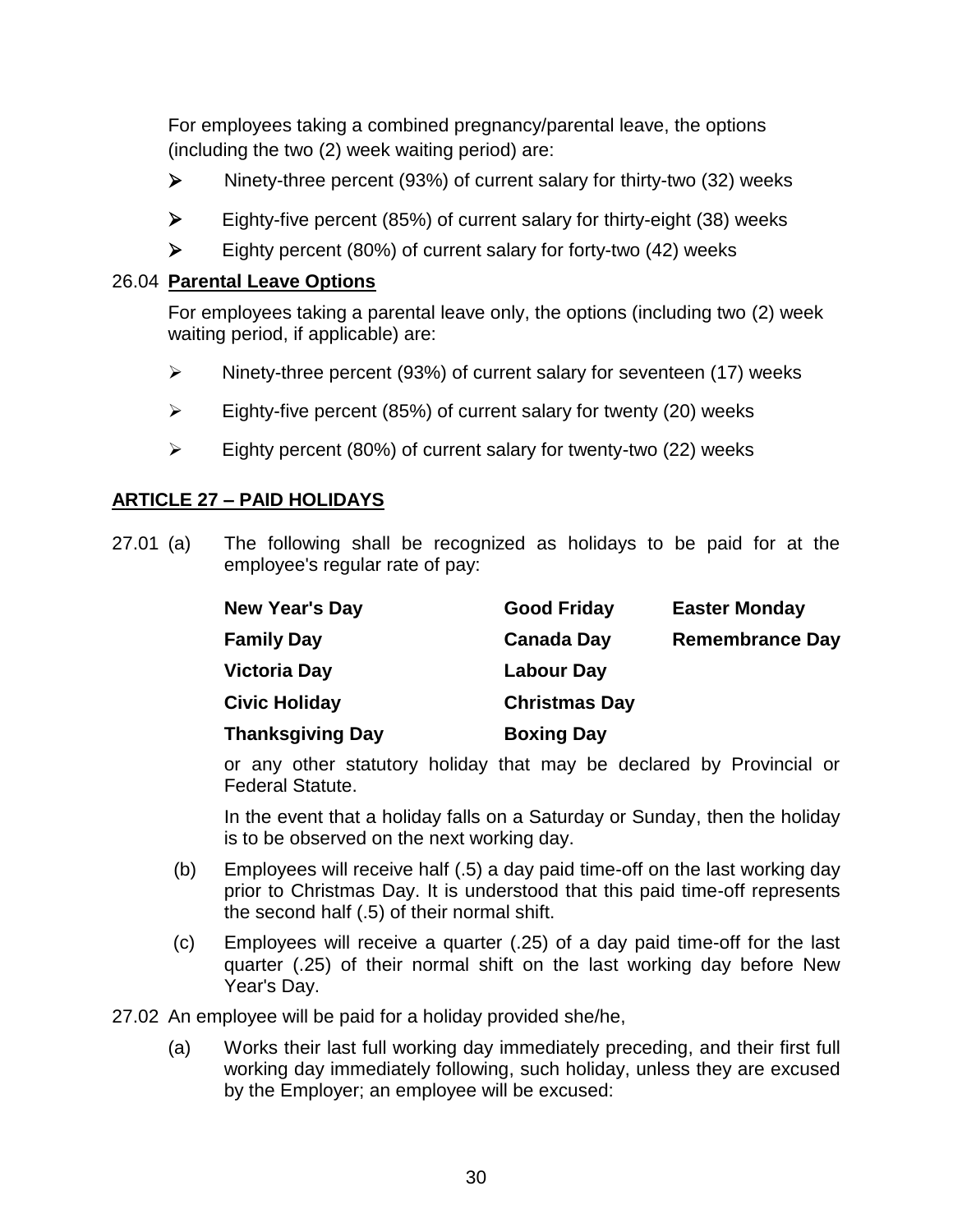For employees taking a combined pregnancy/parental leave, the options (including the two (2) week waiting period) are:

- Ninety-three percent (93%) of current salary for thirty-two (32) weeks
- Eighty-five percent (85%) of current salary for thirty-eight (38) weeks
- Eighty percent (80%) of current salary for forty-two (42) weeks

26.04 **Parental Leave Options**

For employees taking a parental leave only, the options (including two (2) week waiting period, if applicable) are:

- Ninety-three percent (93%) of current salary for seventeen (17) weeks
- Eighty-five percent (85%) of current salary for twenty (20) weeks
- Eighty percent (80%) of current salary for twenty-two (22) weeks

## ARTICLE 27 – PAID HOLIDAYS

27.01 (a) The following shall be recognized as holidays to be paid for at the employee's regular rate of pay:

| | | |
|---|---|---|
| **New Year's Day** | **Good Friday** | **Easter Monday** |
| **Family Day** | **Canada Day** | **Remembrance Day** |
| **Victoria Day** | **Labour Day** | |
| **Civic Holiday** | **Christmas Day** | |
| **Thanksgiving Day** | **Boxing Day** | |

or any other statutory holiday that may be declared by Provincial or Federal Statute.

In the event that a holiday falls on a Saturday or Sunday, then the holiday is to be observed on the next working day.

(b) Employees will receive half (.5) a day paid time-off on the last working day prior to Christmas Day. It is understood that this paid time-off represents the second half (.5) of their normal shift.

(c) Employees will receive a quarter (.25) of a day paid time-off for the last quarter (.25) of their normal shift on the last working day before New Year's Day.

27.02 An employee will be paid for a holiday provided she/he,

(a) Works their last full working day immediately preceding, and their first full working day immediately following, such holiday, unless they are excused by the Employer; an employee will be excused: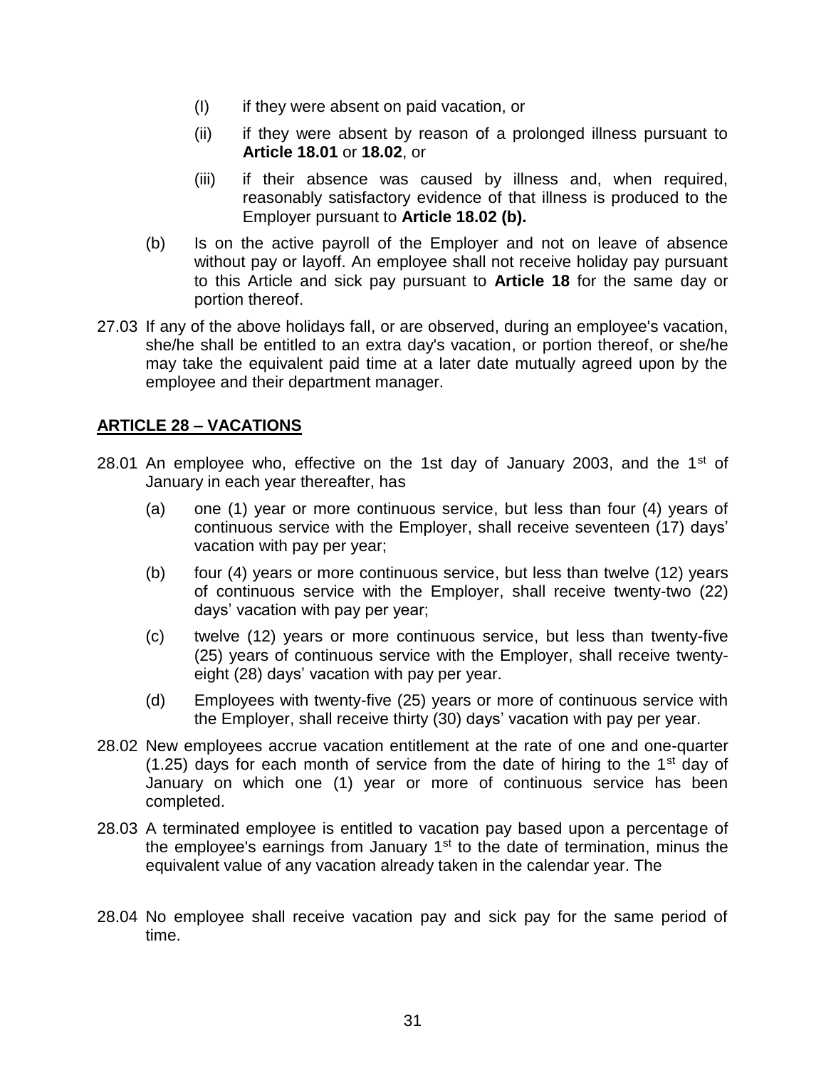(I) if they were absent on paid vacation, or

(ii) if they were absent by reason of a prolonged illness pursuant to **Article 18.01** or **18.02**, or

(iii) if their absence was caused by illness and, when required, reasonably satisfactory evidence of that illness is produced to the Employer pursuant to **Article 18.02 (b).**

(b) Is on the active payroll of the Employer and not on leave of absence without pay or layoff. An employee shall not receive holiday pay pursuant to this Article and sick pay pursuant to **Article 18** for the same day or portion thereof.

27.03 If any of the above holidays fall, or are observed, during an employee's vacation, she/he shall be entitled to an extra day's vacation, or portion thereof, or she/he may take the equivalent paid time at a later date mutually agreed upon by the employee and their department manager.

## ARTICLE 28 – VACATIONS

28.01 An employee who, effective on the 1st day of January 2003, and the 1st of January in each year thereafter, has

(a) one (1) year or more continuous service, but less than four (4) years of continuous service with the Employer, shall receive seventeen (17) days' vacation with pay per year;

(b) four (4) years or more continuous service, but less than twelve (12) years of continuous service with the Employer, shall receive twenty-two (22) days' vacation with pay per year;

(c) twelve (12) years or more continuous service, but less than twenty-five (25) years of continuous service with the Employer, shall receive twenty-eight (28) days' vacation with pay per year.

(d) Employees with twenty-five (25) years or more of continuous service with the Employer, shall receive thirty (30) days' vacation with pay per year.

28.02 New employees accrue vacation entitlement at the rate of one and one-quarter (1.25) days for each month of service from the date of hiring to the 1st day of January on which one (1) year or more of continuous service has been completed.

28.03 A terminated employee is entitled to vacation pay based upon a percentage of the employee's earnings from January 1st to the date of termination, minus the equivalent value of any vacation already taken in the calendar year. The

28.04 No employee shall receive vacation pay and sick pay for the same period of time.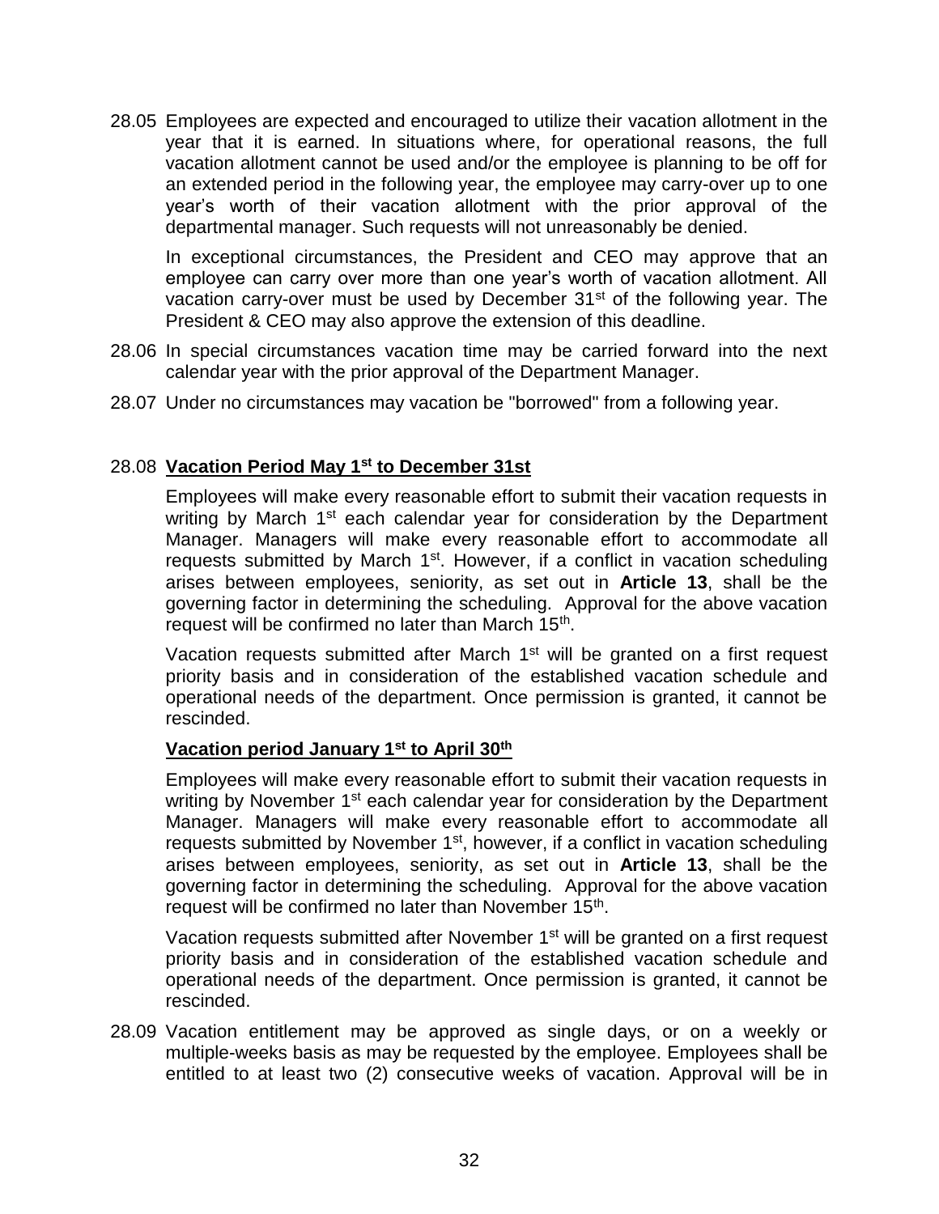28.05 Employees are expected and encouraged to utilize their vacation allotment in the year that it is earned. In situations where, for operational reasons, the full vacation allotment cannot be used and/or the employee is planning to be off for an extended period in the following year, the employee may carry-over up to one year's worth of their vacation allotment with the prior approval of the departmental manager. Such requests will not unreasonably be denied.

In exceptional circumstances, the President and CEO may approve that an employee can carry over more than one year's worth of vacation allotment. All vacation carry-over must be used by December 31st of the following year. The President & CEO may also approve the extension of this deadline.

28.06 In special circumstances vacation time may be carried forward into the next calendar year with the prior approval of the Department Manager.

28.07 Under no circumstances may vacation be "borrowed" from a following year.

28.08 **Vacation Period May 1st to December 31st**

Employees will make every reasonable effort to submit their vacation requests in writing by March 1st each calendar year for consideration by the Department Manager. Managers will make every reasonable effort to accommodate all requests submitted by March 1st. However, if a conflict in vacation scheduling arises between employees, seniority, as set out in **Article 13**, shall be the governing factor in determining the scheduling. Approval for the above vacation request will be confirmed no later than March 15th.

Vacation requests submitted after March 1st will be granted on a first request priority basis and in consideration of the established vacation schedule and operational needs of the department. Once permission is granted, it cannot be rescinded.

**Vacation period January 1st to April 30th**

Employees will make every reasonable effort to submit their vacation requests in writing by November 1st each calendar year for consideration by the Department Manager. Managers will make every reasonable effort to accommodate all requests submitted by November 1st, however, if a conflict in vacation scheduling arises between employees, seniority, as set out in **Article 13**, shall be the governing factor in determining the scheduling. Approval for the above vacation request will be confirmed no later than November 15th.

Vacation requests submitted after November 1st will be granted on a first request priority basis and in consideration of the established vacation schedule and operational needs of the department. Once permission is granted, it cannot be rescinded.

28.09 Vacation entitlement may be approved as single days, or on a weekly or multiple-weeks basis as may be requested by the employee. Employees shall be entitled to at least two (2) consecutive weeks of vacation. Approval will be in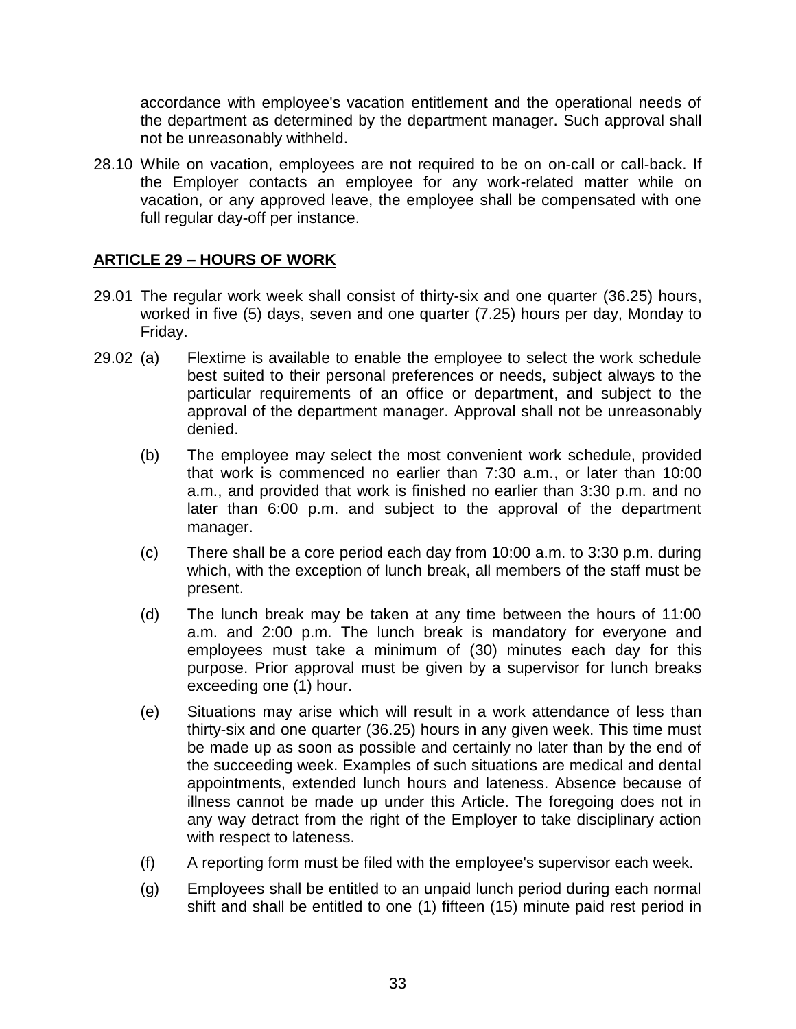accordance with employee's vacation entitlement and the operational needs of the department as determined by the department manager. Such approval shall not be unreasonably withheld.

28.10 While on vacation, employees are not required to be on on-call or call-back. If the Employer contacts an employee for any work-related matter while on vacation, or any approved leave, the employee shall be compensated with one full regular day-off per instance.

## ARTICLE 29 – HOURS OF WORK

29.01 The regular work week shall consist of thirty-six and one quarter (36.25) hours, worked in five (5) days, seven and one quarter (7.25) hours per day, Monday to Friday.

29.02 (a) Flextime is available to enable the employee to select the work schedule best suited to their personal preferences or needs, subject always to the particular requirements of an office or department, and subject to the approval of the department manager. Approval shall not be unreasonably denied.

(b) The employee may select the most convenient work schedule, provided that work is commenced no earlier than 7:30 a.m., or later than 10:00 a.m., and provided that work is finished no earlier than 3:30 p.m. and no later than 6:00 p.m. and subject to the approval of the department manager.

(c) There shall be a core period each day from 10:00 a.m. to 3:30 p.m. during which, with the exception of lunch break, all members of the staff must be present.

(d) The lunch break may be taken at any time between the hours of 11:00 a.m. and 2:00 p.m. The lunch break is mandatory for everyone and employees must take a minimum of (30) minutes each day for this purpose. Prior approval must be given by a supervisor for lunch breaks exceeding one (1) hour.

(e) Situations may arise which will result in a work attendance of less than thirty-six and one quarter (36.25) hours in any given week. This time must be made up as soon as possible and certainly no later than by the end of the succeeding week. Examples of such situations are medical and dental appointments, extended lunch hours and lateness. Absence because of illness cannot be made up under this Article. The foregoing does not in any way detract from the right of the Employer to take disciplinary action with respect to lateness.

(f) A reporting form must be filed with the employee's supervisor each week.

(g) Employees shall be entitled to an unpaid lunch period during each normal shift and shall be entitled to one (1) fifteen (15) minute paid rest period in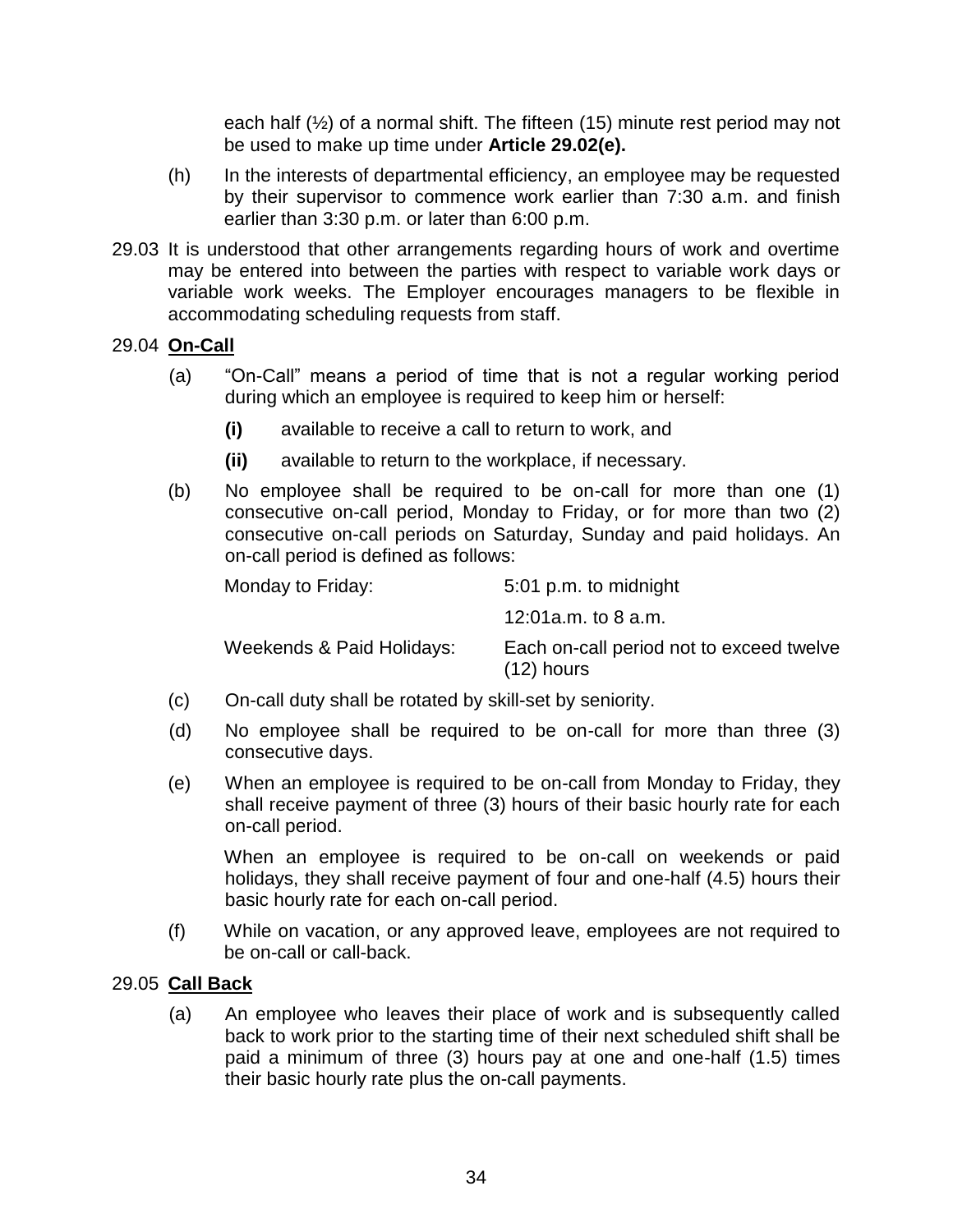each half (½) of a normal shift. The fifteen (15) minute rest period may not be used to make up time under **Article 29.02(e).**

(h) In the interests of departmental efficiency, an employee may be requested by their supervisor to commence work earlier than 7:30 a.m. and finish earlier than 3:30 p.m. or later than 6:00 p.m.

29.03 It is understood that other arrangements regarding hours of work and overtime may be entered into between the parties with respect to variable work days or variable work weeks. The Employer encourages managers to be flexible in accommodating scheduling requests from staff.

29.04 **On-Call**

(a) "On-Call" means a period of time that is not a regular working period during which an employee is required to keep him or herself:

**(i)** available to receive a call to return to work, and

**(ii)** available to return to the workplace, if necessary.

(b) No employee shall be required to be on-call for more than one (1) consecutive on-call period, Monday to Friday, or for more than two (2) consecutive on-call periods on Saturday, Sunday and paid holidays. An on-call period is defined as follows:

| | |
|---|---|
| Monday to Friday: | 5:01 p.m. to midnight |
| | 12:01a.m. to 8 a.m. |
| Weekends & Paid Holidays: | Each on-call period not to exceed twelve (12) hours |

(c) On-call duty shall be rotated by skill-set by seniority.

(d) No employee shall be required to be on-call for more than three (3) consecutive days.

(e) When an employee is required to be on-call from Monday to Friday, they shall receive payment of three (3) hours of their basic hourly rate for each on-call period.

When an employee is required to be on-call on weekends or paid holidays, they shall receive payment of four and one-half (4.5) hours their basic hourly rate for each on-call period.

(f) While on vacation, or any approved leave, employees are not required to be on-call or call-back.

29.05 **Call Back**

(a) An employee who leaves their place of work and is subsequently called back to work prior to the starting time of their next scheduled shift shall be paid a minimum of three (3) hours pay at one and one-half (1.5) times their basic hourly rate plus the on-call payments.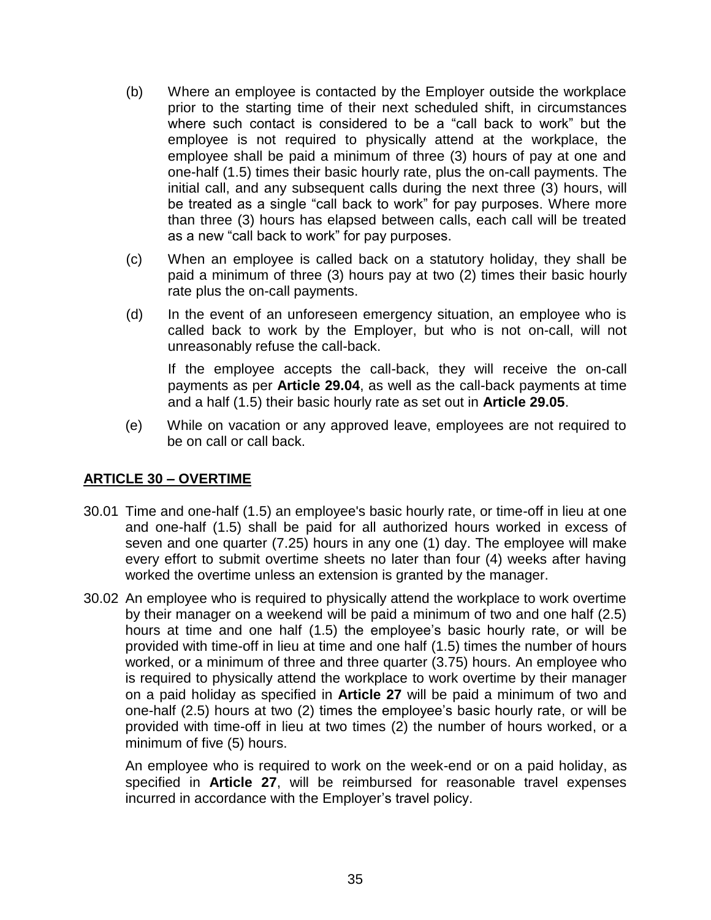(b) Where an employee is contacted by the Employer outside the workplace prior to the starting time of their next scheduled shift, in circumstances where such contact is considered to be a "call back to work" but the employee is not required to physically attend at the workplace, the employee shall be paid a minimum of three (3) hours of pay at one and one-half (1.5) times their basic hourly rate, plus the on-call payments. The initial call, and any subsequent calls during the next three (3) hours, will be treated as a single "call back to work" for pay purposes. Where more than three (3) hours has elapsed between calls, each call will be treated as a new "call back to work" for pay purposes.

(c) When an employee is called back on a statutory holiday, they shall be paid a minimum of three (3) hours pay at two (2) times their basic hourly rate plus the on-call payments.

(d) In the event of an unforeseen emergency situation, an employee who is called back to work by the Employer, but who is not on-call, will not unreasonably refuse the call-back.

If the employee accepts the call-back, they will receive the on-call payments as per **Article 29.04**, as well as the call-back payments at time and a half (1.5) their basic hourly rate as set out in **Article 29.05**.

(e) While on vacation or any approved leave, employees are not required to be on call or call back.

## ARTICLE 30 – OVERTIME

30.01 Time and one-half (1.5) an employee's basic hourly rate, or time-off in lieu at one and one-half (1.5) shall be paid for all authorized hours worked in excess of seven and one quarter (7.25) hours in any one (1) day. The employee will make every effort to submit overtime sheets no later than four (4) weeks after having worked the overtime unless an extension is granted by the manager.

30.02 An employee who is required to physically attend the workplace to work overtime by their manager on a weekend will be paid a minimum of two and one half (2.5) hours at time and one half (1.5) the employee's basic hourly rate, or will be provided with time-off in lieu at time and one half (1.5) times the number of hours worked, or a minimum of three and three quarter (3.75) hours. An employee who is required to physically attend the workplace to work overtime by their manager on a paid holiday as specified in **Article 27** will be paid a minimum of two and one-half (2.5) hours at two (2) times the employee's basic hourly rate, or will be provided with time-off in lieu at two times (2) the number of hours worked, or a minimum of five (5) hours.

An employee who is required to work on the week-end or on a paid holiday, as specified in **Article 27**, will be reimbursed for reasonable travel expenses incurred in accordance with the Employer's travel policy.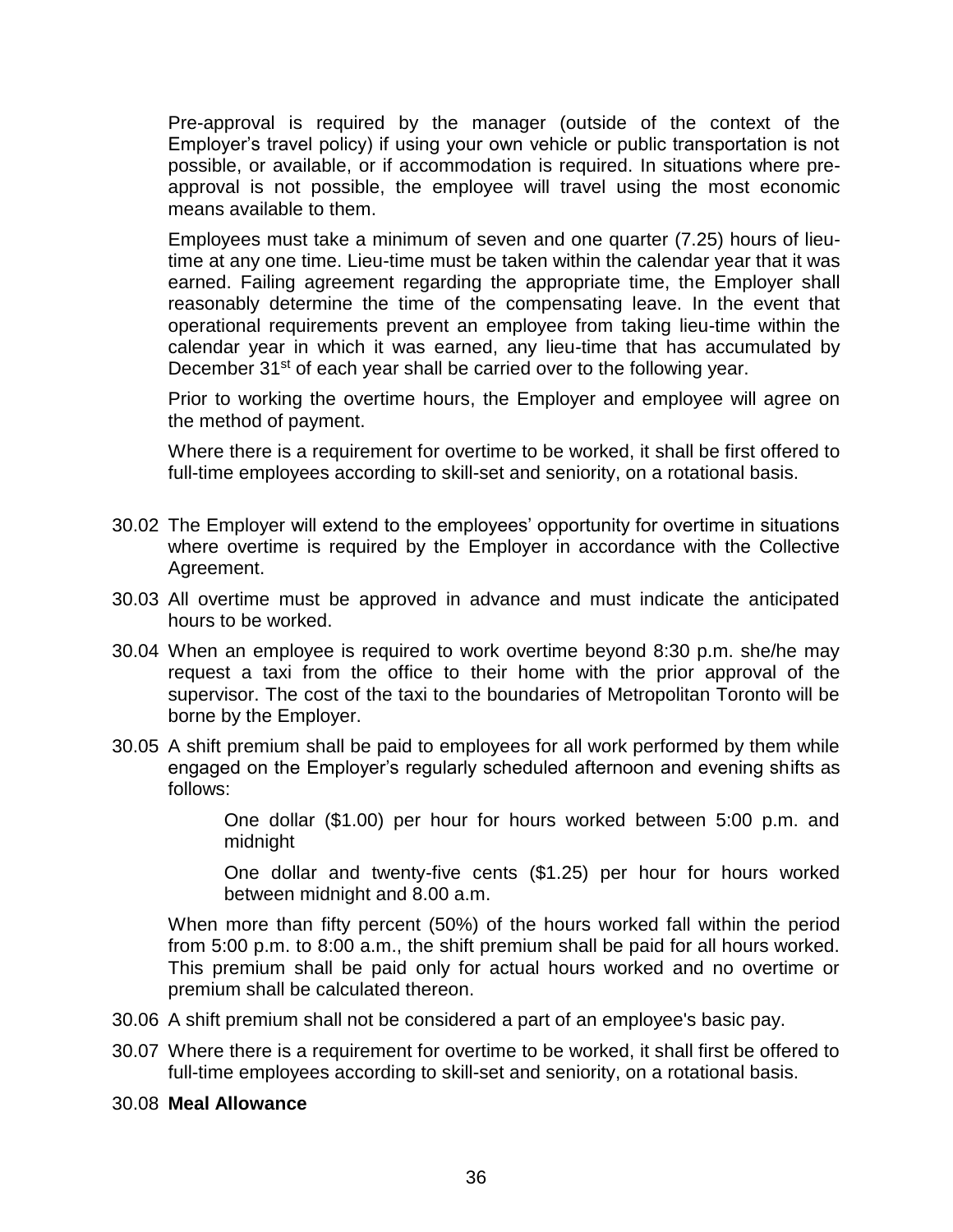Pre-approval is required by the manager (outside of the context of the Employer's travel policy) if using your own vehicle or public transportation is not possible, or available, or if accommodation is required. In situations where pre-approval is not possible, the employee will travel using the most economic means available to them.

Employees must take a minimum of seven and one quarter (7.25) hours of lieu-time at any one time. Lieu-time must be taken within the calendar year that it was earned. Failing agreement regarding the appropriate time, the Employer shall reasonably determine the time of the compensating leave. In the event that operational requirements prevent an employee from taking lieu-time within the calendar year in which it was earned, any lieu-time that has accumulated by December 31st of each year shall be carried over to the following year.

Prior to working the overtime hours, the Employer and employee will agree on the method of payment.

Where there is a requirement for overtime to be worked, it shall be first offered to full-time employees according to skill-set and seniority, on a rotational basis.

30.02 The Employer will extend to the employees' opportunity for overtime in situations where overtime is required by the Employer in accordance with the Collective Agreement.

30.03 All overtime must be approved in advance and must indicate the anticipated hours to be worked.

30.04 When an employee is required to work overtime beyond 8:30 p.m. she/he may request a taxi from the office to their home with the prior approval of the supervisor. The cost of the taxi to the boundaries of Metropolitan Toronto will be borne by the Employer.

30.05 A shift premium shall be paid to employees for all work performed by them while engaged on the Employer's regularly scheduled afternoon and evening shifts as follows:

> One dollar ($1.00) per hour for hours worked between 5:00 p.m. and midnight
>
> One dollar and twenty-five cents ($1.25) per hour for hours worked between midnight and 8.00 a.m.

When more than fifty percent (50%) of the hours worked fall within the period from 5:00 p.m. to 8:00 a.m., the shift premium shall be paid for all hours worked. This premium shall be paid only for actual hours worked and no overtime or premium shall be calculated thereon.

30.06 A shift premium shall not be considered a part of an employee's basic pay.

30.07 Where there is a requirement for overtime to be worked, it shall first be offered to full-time employees according to skill-set and seniority, on a rotational basis.

30.08 **Meal Allowance**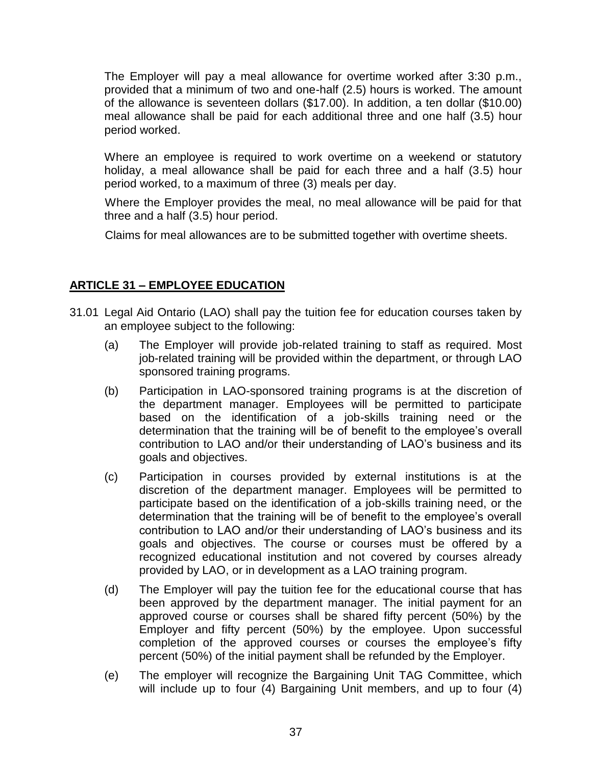The Employer will pay a meal allowance for overtime worked after 3:30 p.m., provided that a minimum of two and one-half (2.5) hours is worked. The amount of the allowance is seventeen dollars ($17.00). In addition, a ten dollar ($10.00) meal allowance shall be paid for each additional three and one half (3.5) hour period worked.

Where an employee is required to work overtime on a weekend or statutory holiday, a meal allowance shall be paid for each three and a half (3.5) hour period worked, to a maximum of three (3) meals per day.

Where the Employer provides the meal, no meal allowance will be paid for that three and a half (3.5) hour period.

Claims for meal allowances are to be submitted together with overtime sheets.

## ARTICLE 31 – EMPLOYEE EDUCATION

31.01 Legal Aid Ontario (LAO) shall pay the tuition fee for education courses taken by an employee subject to the following:

(a) The Employer will provide job-related training to staff as required. Most job-related training will be provided within the department, or through LAO sponsored training programs.

(b) Participation in LAO-sponsored training programs is at the discretion of the department manager. Employees will be permitted to participate based on the identification of a job-skills training need or the determination that the training will be of benefit to the employee's overall contribution to LAO and/or their understanding of LAO's business and its goals and objectives.

(c) Participation in courses provided by external institutions is at the discretion of the department manager. Employees will be permitted to participate based on the identification of a job-skills training need, or the determination that the training will be of benefit to the employee's overall contribution to LAO and/or their understanding of LAO's business and its goals and objectives. The course or courses must be offered by a recognized educational institution and not covered by courses already provided by LAO, or in development as a LAO training program.

(d) The Employer will pay the tuition fee for the educational course that has been approved by the department manager. The initial payment for an approved course or courses shall be shared fifty percent (50%) by the Employer and fifty percent (50%) by the employee. Upon successful completion of the approved courses or courses the employee's fifty percent (50%) of the initial payment shall be refunded by the Employer.

(e) The employer will recognize the Bargaining Unit TAG Committee, which will include up to four (4) Bargaining Unit members, and up to four (4)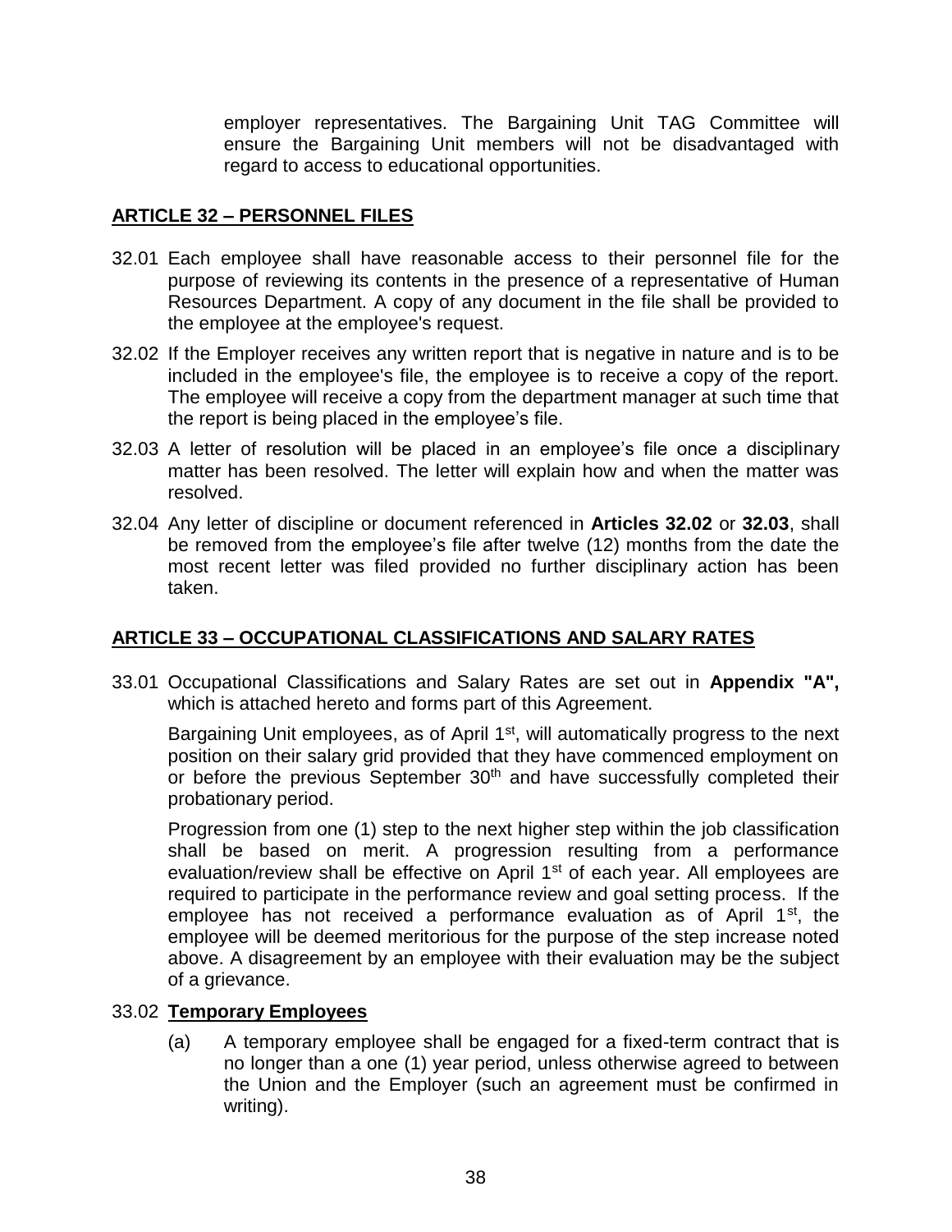employer representatives. The Bargaining Unit TAG Committee will ensure the Bargaining Unit members will not be disadvantaged with regard to access to educational opportunities.

## ARTICLE 32 – PERSONNEL FILES

32.01 Each employee shall have reasonable access to their personnel file for the purpose of reviewing its contents in the presence of a representative of Human Resources Department. A copy of any document in the file shall be provided to the employee at the employee's request.

32.02 If the Employer receives any written report that is negative in nature and is to be included in the employee's file, the employee is to receive a copy of the report. The employee will receive a copy from the department manager at such time that the report is being placed in the employee's file.

32.03 A letter of resolution will be placed in an employee's file once a disciplinary matter has been resolved. The letter will explain how and when the matter was resolved.

32.04 Any letter of discipline or document referenced in **Articles 32.02** or **32.03**, shall be removed from the employee's file after twelve (12) months from the date the most recent letter was filed provided no further disciplinary action has been taken.

## ARTICLE 33 – OCCUPATIONAL CLASSIFICATIONS AND SALARY RATES

33.01 Occupational Classifications and Salary Rates are set out in **Appendix "A",** which is attached hereto and forms part of this Agreement.

Bargaining Unit employees, as of April 1st, will automatically progress to the next position on their salary grid provided that they have commenced employment on or before the previous September 30th and have successfully completed their probationary period.

Progression from one (1) step to the next higher step within the job classification shall be based on merit. A progression resulting from a performance evaluation/review shall be effective on April 1st of each year. All employees are required to participate in the performance review and goal setting process. If the employee has not received a performance evaluation as of April 1st, the employee will be deemed meritorious for the purpose of the step increase noted above. A disagreement by an employee with their evaluation may be the subject of a grievance.

33.02 **Temporary Employees**

(a) A temporary employee shall be engaged for a fixed-term contract that is no longer than a one (1) year period, unless otherwise agreed to between the Union and the Employer (such an agreement must be confirmed in writing).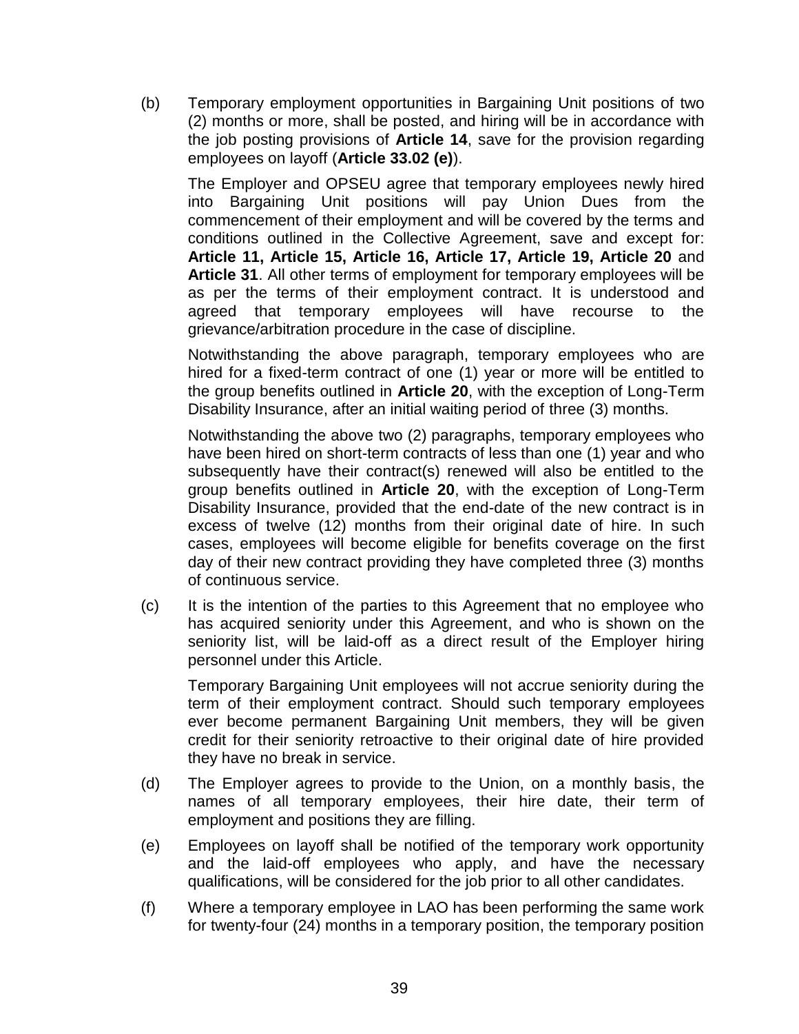(b) Temporary employment opportunities in Bargaining Unit positions of two (2) months or more, shall be posted, and hiring will be in accordance with the job posting provisions of **Article 14**, save for the provision regarding employees on layoff (**Article 33.02 (e)**).

The Employer and OPSEU agree that temporary employees newly hired into Bargaining Unit positions will pay Union Dues from the commencement of their employment and will be covered by the terms and conditions outlined in the Collective Agreement, save and except for: **Article 11, Article 15, Article 16, Article 17, Article 19, Article 20** and **Article 31**. All other terms of employment for temporary employees will be as per the terms of their employment contract. It is understood and agreed that temporary employees will have recourse to the grievance/arbitration procedure in the case of discipline.

Notwithstanding the above paragraph, temporary employees who are hired for a fixed-term contract of one (1) year or more will be entitled to the group benefits outlined in **Article 20**, with the exception of Long-Term Disability Insurance, after an initial waiting period of three (3) months.

Notwithstanding the above two (2) paragraphs, temporary employees who have been hired on short-term contracts of less than one (1) year and who subsequently have their contract(s) renewed will also be entitled to the group benefits outlined in **Article 20**, with the exception of Long-Term Disability Insurance, provided that the end-date of the new contract is in excess of twelve (12) months from their original date of hire. In such cases, employees will become eligible for benefits coverage on the first day of their new contract providing they have completed three (3) months of continuous service.

(c) It is the intention of the parties to this Agreement that no employee who has acquired seniority under this Agreement, and who is shown on the seniority list, will be laid-off as a direct result of the Employer hiring personnel under this Article.

Temporary Bargaining Unit employees will not accrue seniority during the term of their employment contract. Should such temporary employees ever become permanent Bargaining Unit members, they will be given credit for their seniority retroactive to their original date of hire provided they have no break in service.

(d) The Employer agrees to provide to the Union, on a monthly basis, the names of all temporary employees, their hire date, their term of employment and positions they are filling.

(e) Employees on layoff shall be notified of the temporary work opportunity and the laid-off employees who apply, and have the necessary qualifications, will be considered for the job prior to all other candidates.

(f) Where a temporary employee in LAO has been performing the same work for twenty-four (24) months in a temporary position, the temporary position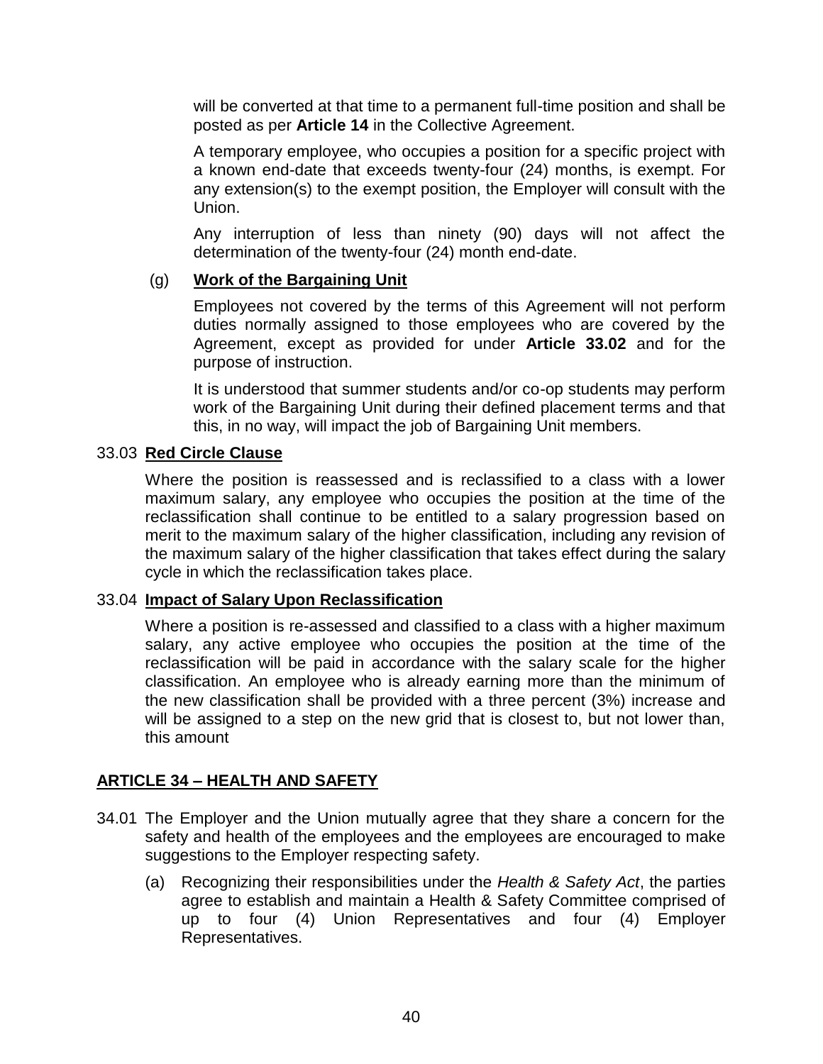will be converted at that time to a permanent full-time position and shall be posted as per **Article 14** in the Collective Agreement.

A temporary employee, who occupies a position for a specific project with a known end-date that exceeds twenty-four (24) months, is exempt. For any extension(s) to the exempt position, the Employer will consult with the Union.

Any interruption of less than ninety (90) days will not affect the determination of the twenty-four (24) month end-date.

(g) **Work of the Bargaining Unit**

Employees not covered by the terms of this Agreement will not perform duties normally assigned to those employees who are covered by the Agreement, except as provided for under **Article 33.02** and for the purpose of instruction.

It is understood that summer students and/or co-op students may perform work of the Bargaining Unit during their defined placement terms and that this, in no way, will impact the job of Bargaining Unit members.

33.03 **Red Circle Clause**

Where the position is reassessed and is reclassified to a class with a lower maximum salary, any employee who occupies the position at the time of the reclassification shall continue to be entitled to a salary progression based on merit to the maximum salary of the higher classification, including any revision of the maximum salary of the higher classification that takes effect during the salary cycle in which the reclassification takes place.

33.04 **Impact of Salary Upon Reclassification**

Where a position is re-assessed and classified to a class with a higher maximum salary, any active employee who occupies the position at the time of the reclassification will be paid in accordance with the salary scale for the higher classification. An employee who is already earning more than the minimum of the new classification shall be provided with a three percent (3%) increase and will be assigned to a step on the new grid that is closest to, but not lower than, this amount

## ARTICLE 34 – HEALTH AND SAFETY

34.01 The Employer and the Union mutually agree that they share a concern for the safety and health of the employees and the employees are encouraged to make suggestions to the Employer respecting safety.

(a) Recognizing their responsibilities under the *Health & Safety Act*, the parties agree to establish and maintain a Health & Safety Committee comprised of up to four (4) Union Representatives and four (4) Employer Representatives.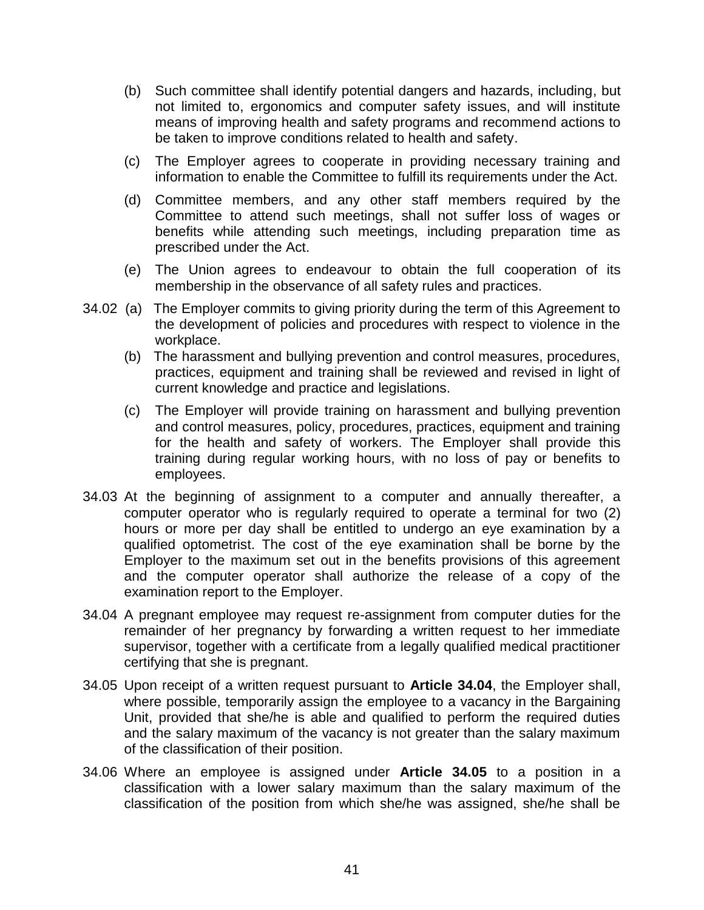(b) Such committee shall identify potential dangers and hazards, including, but not limited to, ergonomics and computer safety issues, and will institute means of improving health and safety programs and recommend actions to be taken to improve conditions related to health and safety.

(c) The Employer agrees to cooperate in providing necessary training and information to enable the Committee to fulfill its requirements under the Act.

(d) Committee members, and any other staff members required by the Committee to attend such meetings, shall not suffer loss of wages or benefits while attending such meetings, including preparation time as prescribed under the Act.

(e) The Union agrees to endeavour to obtain the full cooperation of its membership in the observance of all safety rules and practices.

34.02 (a) The Employer commits to giving priority during the term of this Agreement to the development of policies and procedures with respect to violence in the workplace.

(b) The harassment and bullying prevention and control measures, procedures, practices, equipment and training shall be reviewed and revised in light of current knowledge and practice and legislations.

(c) The Employer will provide training on harassment and bullying prevention and control measures, policy, procedures, practices, equipment and training for the health and safety of workers. The Employer shall provide this training during regular working hours, with no loss of pay or benefits to employees.

34.03 At the beginning of assignment to a computer and annually thereafter, a computer operator who is regularly required to operate a terminal for two (2) hours or more per day shall be entitled to undergo an eye examination by a qualified optometrist. The cost of the eye examination shall be borne by the Employer to the maximum set out in the benefits provisions of this agreement and the computer operator shall authorize the release of a copy of the examination report to the Employer.

34.04 A pregnant employee may request re-assignment from computer duties for the remainder of her pregnancy by forwarding a written request to her immediate supervisor, together with a certificate from a legally qualified medical practitioner certifying that she is pregnant.

34.05 Upon receipt of a written request pursuant to **Article 34.04**, the Employer shall, where possible, temporarily assign the employee to a vacancy in the Bargaining Unit, provided that she/he is able and qualified to perform the required duties and the salary maximum of the vacancy is not greater than the salary maximum of the classification of their position.

34.06 Where an employee is assigned under **Article 34.05** to a position in a classification with a lower salary maximum than the salary maximum of the classification of the position from which she/he was assigned, she/he shall be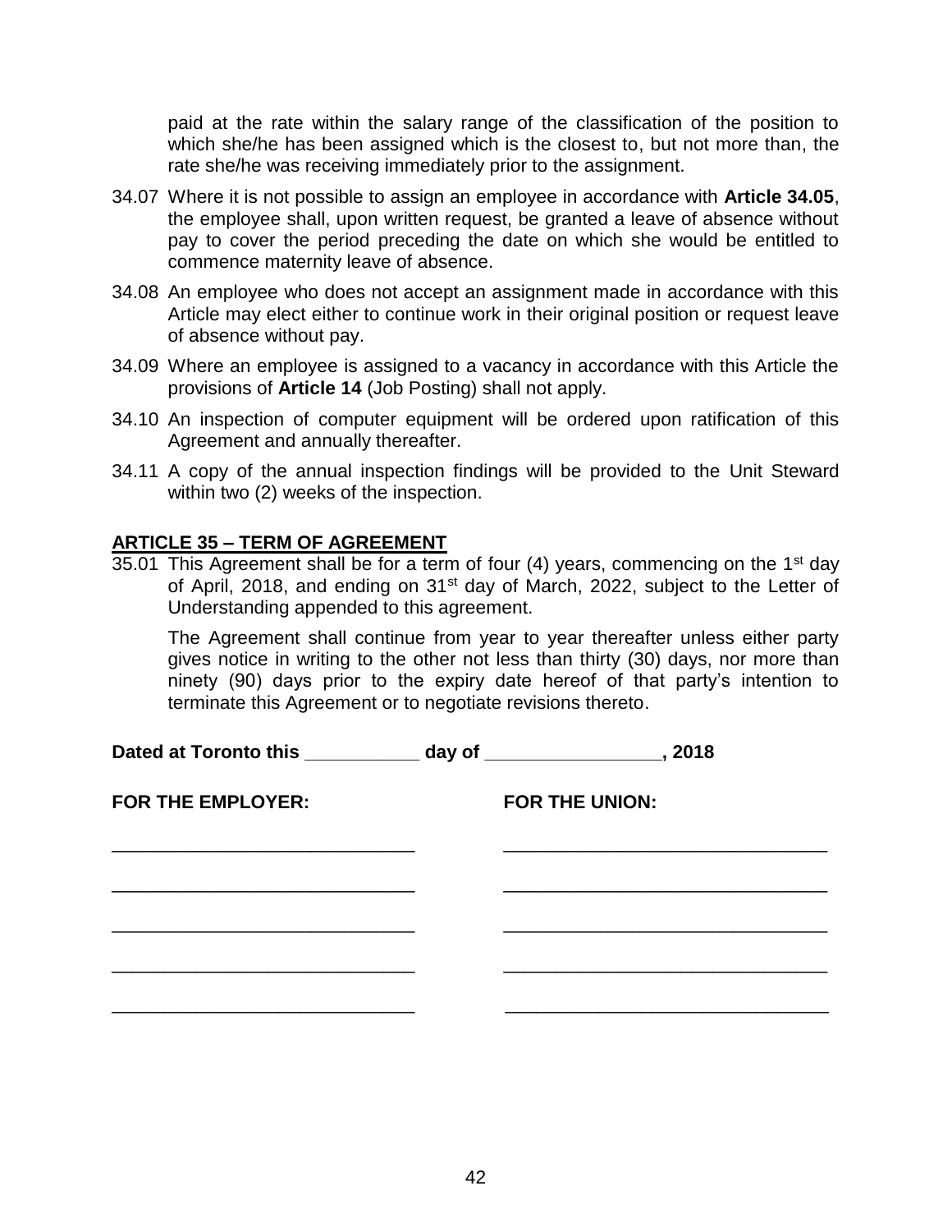paid at the rate within the salary range of the classification of the position to which she/he has been assigned which is the closest to, but not more than, the rate she/he was receiving immediately prior to the assignment.

34.07 Where it is not possible to assign an employee in accordance with **Article 34.05**, the employee shall, upon written request, be granted a leave of absence without pay to cover the period preceding the date on which she would be entitled to commence maternity leave of absence.

34.08 An employee who does not accept an assignment made in accordance with this Article may elect either to continue work in their original position or request leave of absence without pay.

34.09 Where an employee is assigned to a vacancy in accordance with this Article the provisions of **Article 14** (Job Posting) shall not apply.

34.10 An inspection of computer equipment will be ordered upon ratification of this Agreement and annually thereafter.

34.11 A copy of the annual inspection findings will be provided to the Unit Steward within two (2) weeks of the inspection.

## ARTICLE 35 – TERM OF AGREEMENT

35.01 This Agreement shall be for a term of four (4) years, commencing on the 1st day of April, 2018, and ending on 31st day of March, 2022, subject to the Letter of Understanding appended to this agreement.

The Agreement shall continue from year to year thereafter unless either party gives notice in writing to the other not less than thirty (30) days, nor more than ninety (90) days prior to the expiry date hereof of that party's intention to terminate this Agreement or to negotiate revisions thereto.

**Dated at Toronto this ___________ day of _________________, 2018**

| **FOR THE EMPLOYER:** | **FOR THE UNION:** |
|---|---|
| ______________________________ | ________________________________ |
| ______________________________ | ________________________________ |
| ______________________________ | ________________________________ |
| ______________________________ | ________________________________ |
| ______________________________ | ________________________________ |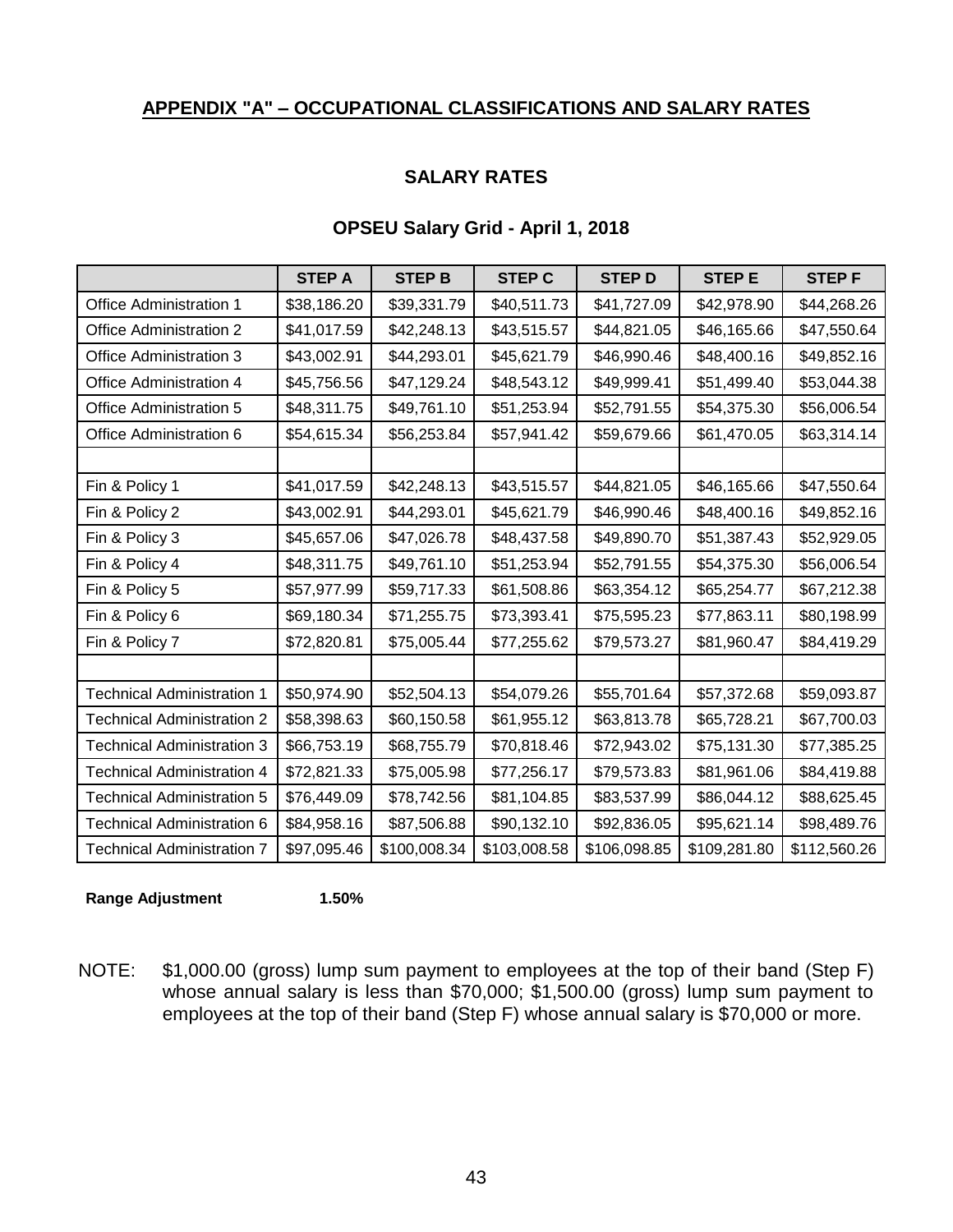## APPENDIX "A" – OCCUPATIONAL CLASSIFICATIONS AND SALARY RATES

### SALARY RATES

### OPSEU Salary Grid - April 1, 2018

| | STEP A | STEP B | STEP C | STEP D | STEP E | STEP F |
|---|---|---|---|---|---|---|
| Office Administration 1 | $38,186.20 | $39,331.79 | $40,511.73 | $41,727.09 | $42,978.90 | $44,268.26 |
| Office Administration 2 | $41,017.59 | $42,248.13 | $43,515.57 | $44,821.05 | $46,165.66 | $47,550.64 |
| Office Administration 3 | $43,002.91 | $44,293.01 | $45,621.79 | $46,990.46 | $48,400.16 | $49,852.16 |
| Office Administration 4 | $45,756.56 | $47,129.24 | $48,543.12 | $49,999.41 | $51,499.40 | $53,044.38 |
| Office Administration 5 | $48,311.75 | $49,761.10 | $51,253.94 | $52,791.55 | $54,375.30 | $56,006.54 |
| Office Administration 6 | $54,615.34 | $56,253.84 | $57,941.42 | $59,679.66 | $61,470.05 | $63,314.14 |
| | | | | | | |
| Fin & Policy 1 | $41,017.59 | $42,248.13 | $43,515.57 | $44,821.05 | $46,165.66 | $47,550.64 |
| Fin & Policy 2 | $43,002.91 | $44,293.01 | $45,621.79 | $46,990.46 | $48,400.16 | $49,852.16 |
| Fin & Policy 3 | $45,657.06 | $47,026.78 | $48,437.58 | $49,890.70 | $51,387.43 | $52,929.05 |
| Fin & Policy 4 | $48,311.75 | $49,761.10 | $51,253.94 | $52,791.55 | $54,375.30 | $56,006.54 |
| Fin & Policy 5 | $57,977.99 | $59,717.33 | $61,508.86 | $63,354.12 | $65,254.77 | $67,212.38 |
| Fin & Policy 6 | $69,180.34 | $71,255.75 | $73,393.41 | $75,595.23 | $77,863.11 | $80,198.99 |
| Fin & Policy 7 | $72,820.81 | $75,005.44 | $77,255.62 | $79,573.27 | $81,960.47 | $84,419.29 |
| | | | | | | |
| Technical Administration 1 | $50,974.90 | $52,504.13 | $54,079.26 | $55,701.64 | $57,372.68 | $59,093.87 |
| Technical Administration 2 | $58,398.63 | $60,150.58 | $61,955.12 | $63,813.78 | $65,728.21 | $67,700.03 |
| Technical Administration 3 | $66,753.19 | $68,755.79 | $70,818.46 | $72,943.02 | $75,131.30 | $77,385.25 |
| Technical Administration 4 | $72,821.33 | $75,005.98 | $77,256.17 | $79,573.83 | $81,961.06 | $84,419.88 |
| Technical Administration 5 | $76,449.09 | $78,742.56 | $81,104.85 | $83,537.99 | $86,044.12 | $88,625.45 |
| Technical Administration 6 | $84,958.16 | $87,506.88 | $90,132.10 | $92,836.05 | $95,621.14 | $98,489.76 |
| Technical Administration 7 | $97,095.46 | $100,008.34 | $103,008.58 | $106,098.85 | $109,281.80 | $112,560.26 |

**Range Adjustment** **1.50%**

NOTE: $1,000.00 (gross) lump sum payment to employees at the top of their band (Step F) whose annual salary is less than $70,000; $1,500.00 (gross) lump sum payment to employees at the top of their band (Step F) whose annual salary is $70,000 or more.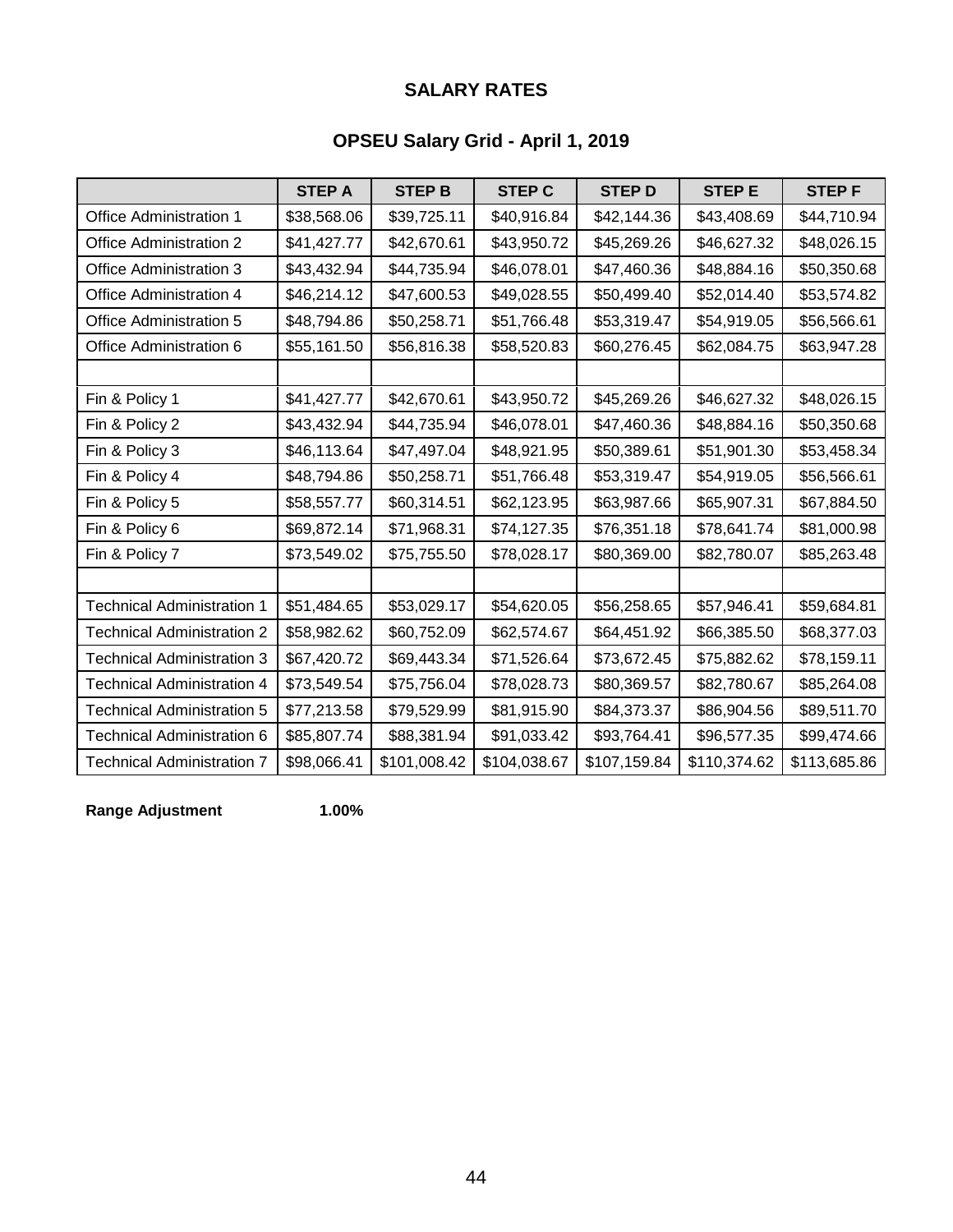## SALARY RATES

## OPSEU Salary Grid - April 1, 2019

| | STEP A | STEP B | STEP C | STEP D | STEP E | STEP F |
|---|---|---|---|---|---|---|
| Office Administration 1 | $38,568.06 | $39,725.11 | $40,916.84 | $42,144.36 | $43,408.69 | $44,710.94 |
| Office Administration 2 | $41,427.77 | $42,670.61 | $43,950.72 | $45,269.26 | $46,627.32 | $48,026.15 |
| Office Administration 3 | $43,432.94 | $44,735.94 | $46,078.01 | $47,460.36 | $48,884.16 | $50,350.68 |
| Office Administration 4 | $46,214.12 | $47,600.53 | $49,028.55 | $50,499.40 | $52,014.40 | $53,574.82 |
| Office Administration 5 | $48,794.86 | $50,258.71 | $51,766.48 | $53,319.47 | $54,919.05 | $56,566.61 |
| Office Administration 6 | $55,161.50 | $56,816.38 | $58,520.83 | $60,276.45 | $62,084.75 | $63,947.28 |
| | | | | | | |
| Fin & Policy 1 | $41,427.77 | $42,670.61 | $43,950.72 | $45,269.26 | $46,627.32 | $48,026.15 |
| Fin & Policy 2 | $43,432.94 | $44,735.94 | $46,078.01 | $47,460.36 | $48,884.16 | $50,350.68 |
| Fin & Policy 3 | $46,113.64 | $47,497.04 | $48,921.95 | $50,389.61 | $51,901.30 | $53,458.34 |
| Fin & Policy 4 | $48,794.86 | $50,258.71 | $51,766.48 | $53,319.47 | $54,919.05 | $56,566.61 |
| Fin & Policy 5 | $58,557.77 | $60,314.51 | $62,123.95 | $63,987.66 | $65,907.31 | $67,884.50 |
| Fin & Policy 6 | $69,872.14 | $71,968.31 | $74,127.35 | $76,351.18 | $78,641.74 | $81,000.98 |
| Fin & Policy 7 | $73,549.02 | $75,755.50 | $78,028.17 | $80,369.00 | $82,780.07 | $85,263.48 |
| | | | | | | |
| Technical Administration 1 | $51,484.65 | $53,029.17 | $54,620.05 | $56,258.65 | $57,946.41 | $59,684.81 |
| Technical Administration 2 | $58,982.62 | $60,752.09 | $62,574.67 | $64,451.92 | $66,385.50 | $68,377.03 |
| Technical Administration 3 | $67,420.72 | $69,443.34 | $71,526.64 | $73,672.45 | $75,882.62 | $78,159.11 |
| Technical Administration 4 | $73,549.54 | $75,756.04 | $78,028.73 | $80,369.57 | $82,780.67 | $85,264.08 |
| Technical Administration 5 | $77,213.58 | $79,529.99 | $81,915.90 | $84,373.37 | $86,904.56 | $89,511.70 |
| Technical Administration 6 | $85,807.74 | $88,381.94 | $91,033.42 | $93,764.41 | $96,577.35 | $99,474.66 |
| Technical Administration 7 | $98,066.41 | $101,008.42 | $104,038.67 | $107,159.84 | $110,374.62 | $113,685.86 |

**Range Adjustment** **1.00%**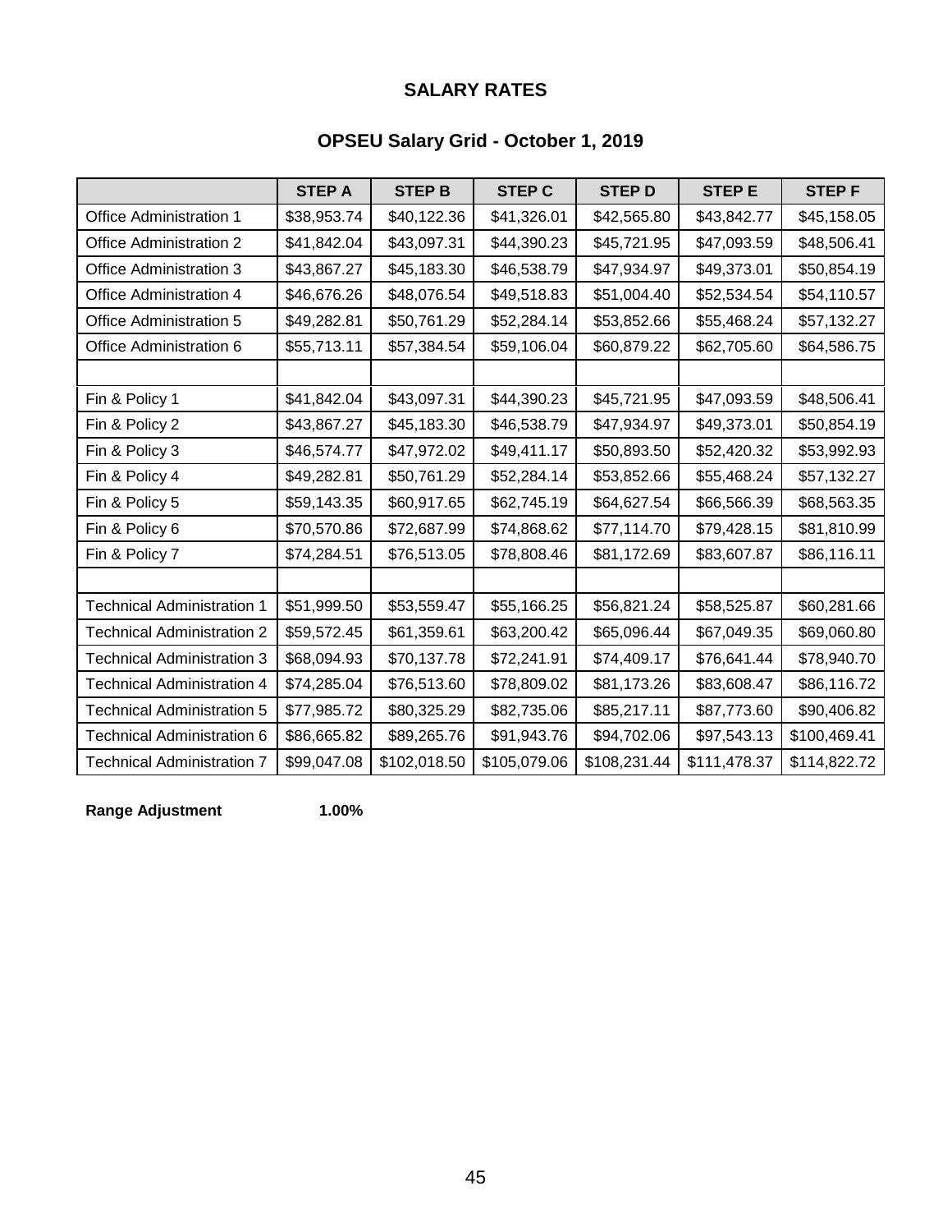# SALARY RATES

## OPSEU Salary Grid - October 1, 2019

| | STEP A | STEP B | STEP C | STEP D | STEP E | STEP F |
|---|---|---|---|---|---|---|
| Office Administration 1 | $38,953.74 | $40,122.36 | $41,326.01 | $42,565.80 | $43,842.77 | $45,158.05 |
| Office Administration 2 | $41,842.04 | $43,097.31 | $44,390.23 | $45,721.95 | $47,093.59 | $48,506.41 |
| Office Administration 3 | $43,867.27 | $45,183.30 | $46,538.79 | $47,934.97 | $49,373.01 | $50,854.19 |
| Office Administration 4 | $46,676.26 | $48,076.54 | $49,518.83 | $51,004.40 | $52,534.54 | $54,110.57 |
| Office Administration 5 | $49,282.81 | $50,761.29 | $52,284.14 | $53,852.66 | $55,468.24 | $57,132.27 |
| Office Administration 6 | $55,713.11 | $57,384.54 | $59,106.04 | $60,879.22 | $62,705.60 | $64,586.75 |
| | | | | | | |
| Fin & Policy 1 | $41,842.04 | $43,097.31 | $44,390.23 | $45,721.95 | $47,093.59 | $48,506.41 |
| Fin & Policy 2 | $43,867.27 | $45,183.30 | $46,538.79 | $47,934.97 | $49,373.01 | $50,854.19 |
| Fin & Policy 3 | $46,574.77 | $47,972.02 | $49,411.17 | $50,893.50 | $52,420.32 | $53,992.93 |
| Fin & Policy 4 | $49,282.81 | $50,761.29 | $52,284.14 | $53,852.66 | $55,468.24 | $57,132.27 |
| Fin & Policy 5 | $59,143.35 | $60,917.65 | $62,745.19 | $64,627.54 | $66,566.39 | $68,563.35 |
| Fin & Policy 6 | $70,570.86 | $72,687.99 | $74,868.62 | $77,114.70 | $79,428.15 | $81,810.99 |
| Fin & Policy 7 | $74,284.51 | $76,513.05 | $78,808.46 | $81,172.69 | $83,607.87 | $86,116.11 |
| | | | | | | |
| Technical Administration 1 | $51,999.50 | $53,559.47 | $55,166.25 | $56,821.24 | $58,525.87 | $60,281.66 |
| Technical Administration 2 | $59,572.45 | $61,359.61 | $63,200.42 | $65,096.44 | $67,049.35 | $69,060.80 |
| Technical Administration 3 | $68,094.93 | $70,137.78 | $72,241.91 | $74,409.17 | $76,641.44 | $78,940.70 |
| Technical Administration 4 | $74,285.04 | $76,513.60 | $78,809.02 | $81,173.26 | $83,608.47 | $86,116.72 |
| Technical Administration 5 | $77,985.72 | $80,325.29 | $82,735.06 | $85,217.11 | $87,773.60 | $90,406.82 |
| Technical Administration 6 | $86,665.82 | $89,265.76 | $91,943.76 | $94,702.06 | $97,543.13 | $100,469.41 |
| Technical Administration 7 | $99,047.08 | $102,018.50 | $105,079.06 | $108,231.44 | $111,478.37 | $114,822.72 |

**Range Adjustment** **1.00%**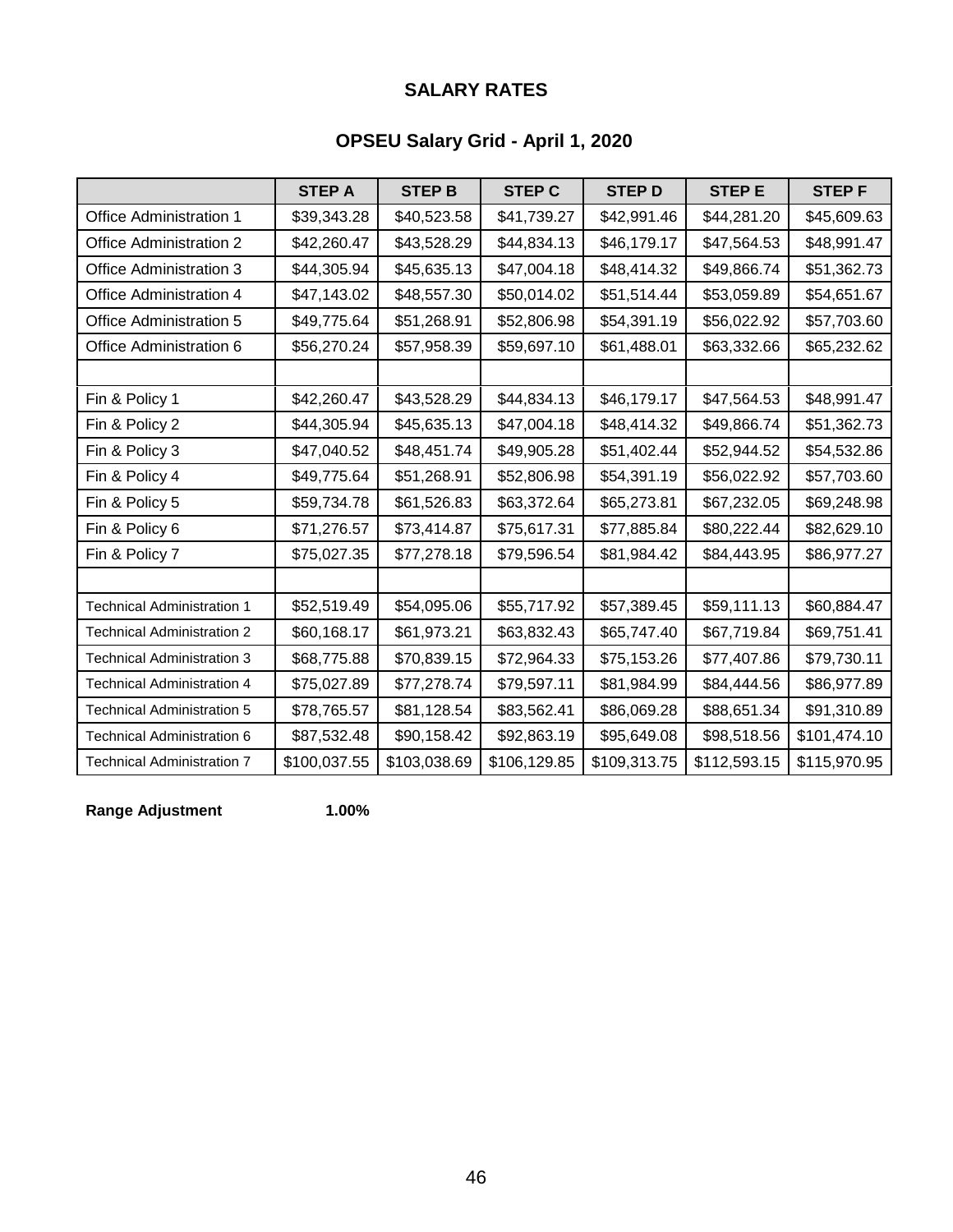## SALARY RATES

### OPSEU Salary Grid - April 1, 2020

| | STEP A | STEP B | STEP C | STEP D | STEP E | STEP F |
|---|---|---|---|---|---|---|
| Office Administration 1 | $39,343.28 | $40,523.58 | $41,739.27 | $42,991.46 | $44,281.20 | $45,609.63 |
| Office Administration 2 | $42,260.47 | $43,528.29 | $44,834.13 | $46,179.17 | $47,564.53 | $48,991.47 |
| Office Administration 3 | $44,305.94 | $45,635.13 | $47,004.18 | $48,414.32 | $49,866.74 | $51,362.73 |
| Office Administration 4 | $47,143.02 | $48,557.30 | $50,014.02 | $51,514.44 | $53,059.89 | $54,651.67 |
| Office Administration 5 | $49,775.64 | $51,268.91 | $52,806.98 | $54,391.19 | $56,022.92 | $57,703.60 |
| Office Administration 6 | $56,270.24 | $57,958.39 | $59,697.10 | $61,488.01 | $63,332.66 | $65,232.62 |
| | | | | | | |
| Fin & Policy 1 | $42,260.47 | $43,528.29 | $44,834.13 | $46,179.17 | $47,564.53 | $48,991.47 |
| Fin & Policy 2 | $44,305.94 | $45,635.13 | $47,004.18 | $48,414.32 | $49,866.74 | $51,362.73 |
| Fin & Policy 3 | $47,040.52 | $48,451.74 | $49,905.28 | $51,402.44 | $52,944.52 | $54,532.86 |
| Fin & Policy 4 | $49,775.64 | $51,268.91 | $52,806.98 | $54,391.19 | $56,022.92 | $57,703.60 |
| Fin & Policy 5 | $59,734.78 | $61,526.83 | $63,372.64 | $65,273.81 | $67,232.05 | $69,248.98 |
| Fin & Policy 6 | $71,276.57 | $73,414.87 | $75,617.31 | $77,885.84 | $80,222.44 | $82,629.10 |
| Fin & Policy 7 | $75,027.35 | $77,278.18 | $79,596.54 | $81,984.42 | $84,443.95 | $86,977.27 |
| | | | | | | |
| Technical Administration 1 | $52,519.49 | $54,095.06 | $55,717.92 | $57,389.45 | $59,111.13 | $60,884.47 |
| Technical Administration 2 | $60,168.17 | $61,973.21 | $63,832.43 | $65,747.40 | $67,719.84 | $69,751.41 |
| Technical Administration 3 | $68,775.88 | $70,839.15 | $72,964.33 | $75,153.26 | $77,407.86 | $79,730.11 |
| Technical Administration 4 | $75,027.89 | $77,278.74 | $79,597.11 | $81,984.99 | $84,444.56 | $86,977.89 |
| Technical Administration 5 | $78,765.57 | $81,128.54 | $83,562.41 | $86,069.28 | $88,651.34 | $91,310.89 |
| Technical Administration 6 | $87,532.48 | $90,158.42 | $92,863.19 | $95,649.08 | $98,518.56 | $101,474.10 |
| Technical Administration 7 | $100,037.55 | $103,038.69 | $106,129.85 | $109,313.75 | $112,593.15 | $115,970.95 |

**Range Adjustment** **1.00%**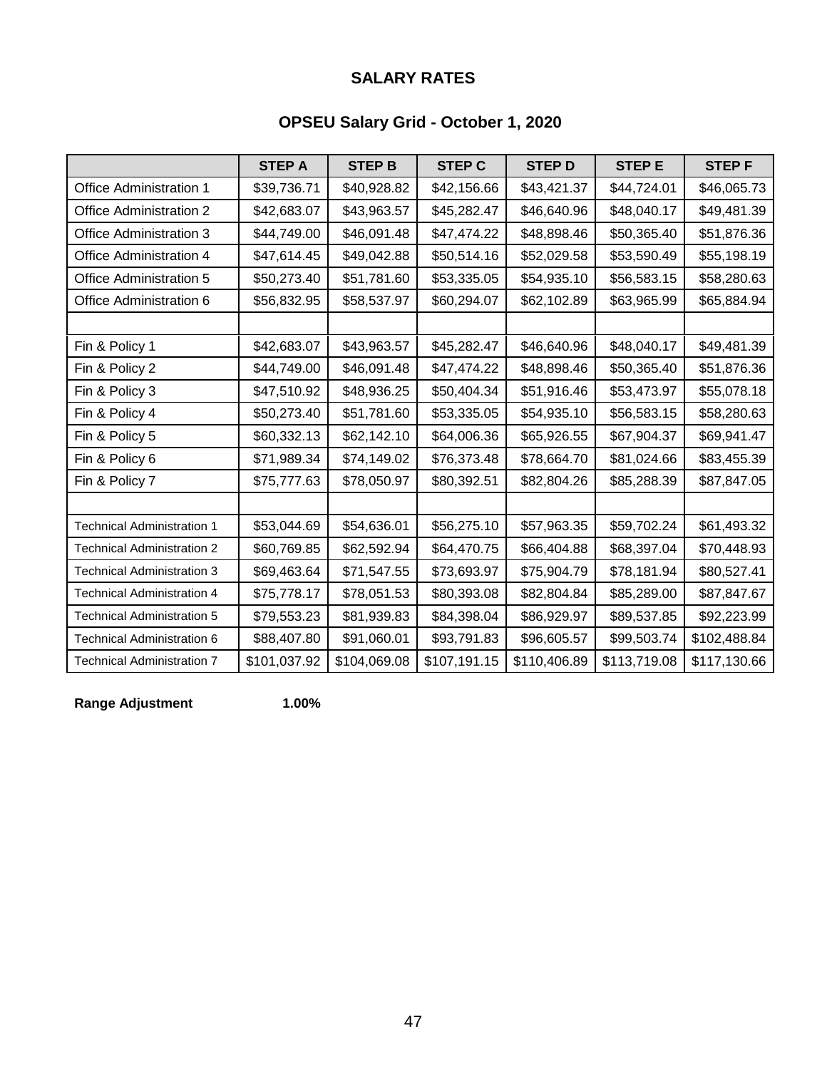## SALARY RATES

### OPSEU Salary Grid - October 1, 2020

| | STEP A | STEP B | STEP C | STEP D | STEP E | STEP F |
|---|---|---|---|---|---|---|
| Office Administration 1 | $39,736.71 | $40,928.82 | $42,156.66 | $43,421.37 | $44,724.01 | $46,065.73 |
| Office Administration 2 | $42,683.07 | $43,963.57 | $45,282.47 | $46,640.96 | $48,040.17 | $49,481.39 |
| Office Administration 3 | $44,749.00 | $46,091.48 | $47,474.22 | $48,898.46 | $50,365.40 | $51,876.36 |
| Office Administration 4 | $47,614.45 | $49,042.88 | $50,514.16 | $52,029.58 | $53,590.49 | $55,198.19 |
| Office Administration 5 | $50,273.40 | $51,781.60 | $53,335.05 | $54,935.10 | $56,583.15 | $58,280.63 |
| Office Administration 6 | $56,832.95 | $58,537.97 | $60,294.07 | $62,102.89 | $63,965.99 | $65,884.94 |
| | | | | | | |
| Fin & Policy 1 | $42,683.07 | $43,963.57 | $45,282.47 | $46,640.96 | $48,040.17 | $49,481.39 |
| Fin & Policy 2 | $44,749.00 | $46,091.48 | $47,474.22 | $48,898.46 | $50,365.40 | $51,876.36 |
| Fin & Policy 3 | $47,510.92 | $48,936.25 | $50,404.34 | $51,916.46 | $53,473.97 | $55,078.18 |
| Fin & Policy 4 | $50,273.40 | $51,781.60 | $53,335.05 | $54,935.10 | $56,583.15 | $58,280.63 |
| Fin & Policy 5 | $60,332.13 | $62,142.10 | $64,006.36 | $65,926.55 | $67,904.37 | $69,941.47 |
| Fin & Policy 6 | $71,989.34 | $74,149.02 | $76,373.48 | $78,664.70 | $81,024.66 | $83,455.39 |
| Fin & Policy 7 | $75,777.63 | $78,050.97 | $80,392.51 | $82,804.26 | $85,288.39 | $87,847.05 |
| | | | | | | |
| Technical Administration 1 | $53,044.69 | $54,636.01 | $56,275.10 | $57,963.35 | $59,702.24 | $61,493.32 |
| Technical Administration 2 | $60,769.85 | $62,592.94 | $64,470.75 | $66,404.88 | $68,397.04 | $70,448.93 |
| Technical Administration 3 | $69,463.64 | $71,547.55 | $73,693.97 | $75,904.79 | $78,181.94 | $80,527.41 |
| Technical Administration 4 | $75,778.17 | $78,051.53 | $80,393.08 | $82,804.84 | $85,289.00 | $87,847.67 |
| Technical Administration 5 | $79,553.23 | $81,939.83 | $84,398.04 | $86,929.97 | $89,537.85 | $92,223.99 |
| Technical Administration 6 | $88,407.80 | $91,060.01 | $93,791.83 | $96,605.57 | $99,503.74 | $102,488.84 |
| Technical Administration 7 | $101,037.92 | $104,069.08 | $107,191.15 | $110,406.89 | $113,719.08 | $117,130.66 |

**Range Adjustment** **1.00%**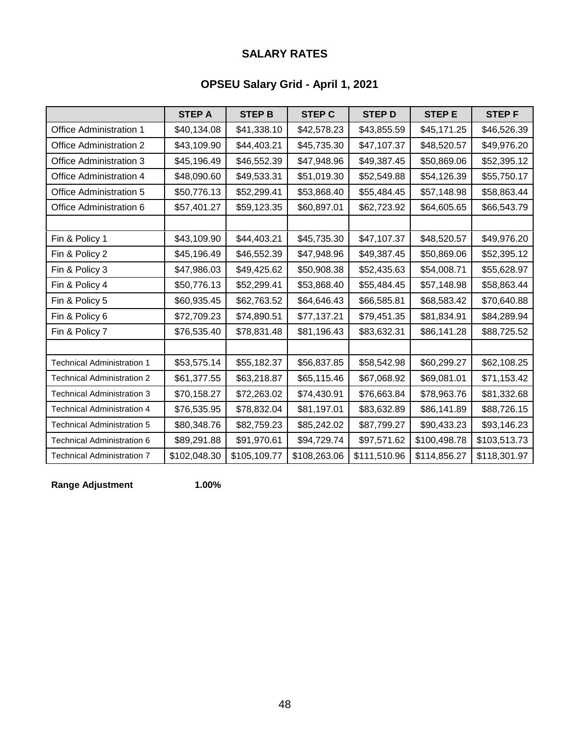# SALARY RATES

## OPSEU Salary Grid - April 1, 2021

| | STEP A | STEP B | STEP C | STEP D | STEP E | STEP F |
|---|---|---|---|---|---|---|
| Office Administration 1 | $40,134.08 | $41,338.10 | $42,578.23 | $43,855.59 | $45,171.25 | $46,526.39 |
| Office Administration 2 | $43,109.90 | $44,403.21 | $45,735.30 | $47,107.37 | $48,520.57 | $49,976.20 |
| Office Administration 3 | $45,196.49 | $46,552.39 | $47,948.96 | $49,387.45 | $50,869.06 | $52,395.12 |
| Office Administration 4 | $48,090.60 | $49,533.31 | $51,019.30 | $52,549.88 | $54,126.39 | $55,750.17 |
| Office Administration 5 | $50,776.13 | $52,299.41 | $53,868.40 | $55,484.45 | $57,148.98 | $58,863.44 |
| Office Administration 6 | $57,401.27 | $59,123.35 | $60,897.01 | $62,723.92 | $64,605.65 | $66,543.79 |
| | | | | | | |
| Fin & Policy 1 | $43,109.90 | $44,403.21 | $45,735.30 | $47,107.37 | $48,520.57 | $49,976.20 |
| Fin & Policy 2 | $45,196.49 | $46,552.39 | $47,948.96 | $49,387.45 | $50,869.06 | $52,395.12 |
| Fin & Policy 3 | $47,986.03 | $49,425.62 | $50,908.38 | $52,435.63 | $54,008.71 | $55,628.97 |
| Fin & Policy 4 | $50,776.13 | $52,299.41 | $53,868.40 | $55,484.45 | $57,148.98 | $58,863.44 |
| Fin & Policy 5 | $60,935.45 | $62,763.52 | $64,646.43 | $66,585.81 | $68,583.42 | $70,640.88 |
| Fin & Policy 6 | $72,709.23 | $74,890.51 | $77,137.21 | $79,451.35 | $81,834.91 | $84,289.94 |
| Fin & Policy 7 | $76,535.40 | $78,831.48 | $81,196.43 | $83,632.31 | $86,141.28 | $88,725.52 |
| | | | | | | |
| Technical Administration 1 | $53,575.14 | $55,182.37 | $56,837.85 | $58,542.98 | $60,299.27 | $62,108.25 |
| Technical Administration 2 | $61,377.55 | $63,218.87 | $65,115.46 | $67,068.92 | $69,081.01 | $71,153.42 |
| Technical Administration 3 | $70,158.27 | $72,263.02 | $74,430.91 | $76,663.84 | $78,963.76 | $81,332.68 |
| Technical Administration 4 | $76,535.95 | $78,832.04 | $81,197.01 | $83,632.89 | $86,141.89 | $88,726.15 |
| Technical Administration 5 | $80,348.76 | $82,759.23 | $85,242.02 | $87,799.27 | $90,433.23 | $93,146.23 |
| Technical Administration 6 | $89,291.88 | $91,970.61 | $94,729.74 | $97,571.62 | $100,498.78 | $103,513.73 |
| Technical Administration 7 | $102,048.30 | $105,109.77 | $108,263.06 | $111,510.96 | $114,856.27 | $118,301.97 |

**Range Adjustment** **1.00%**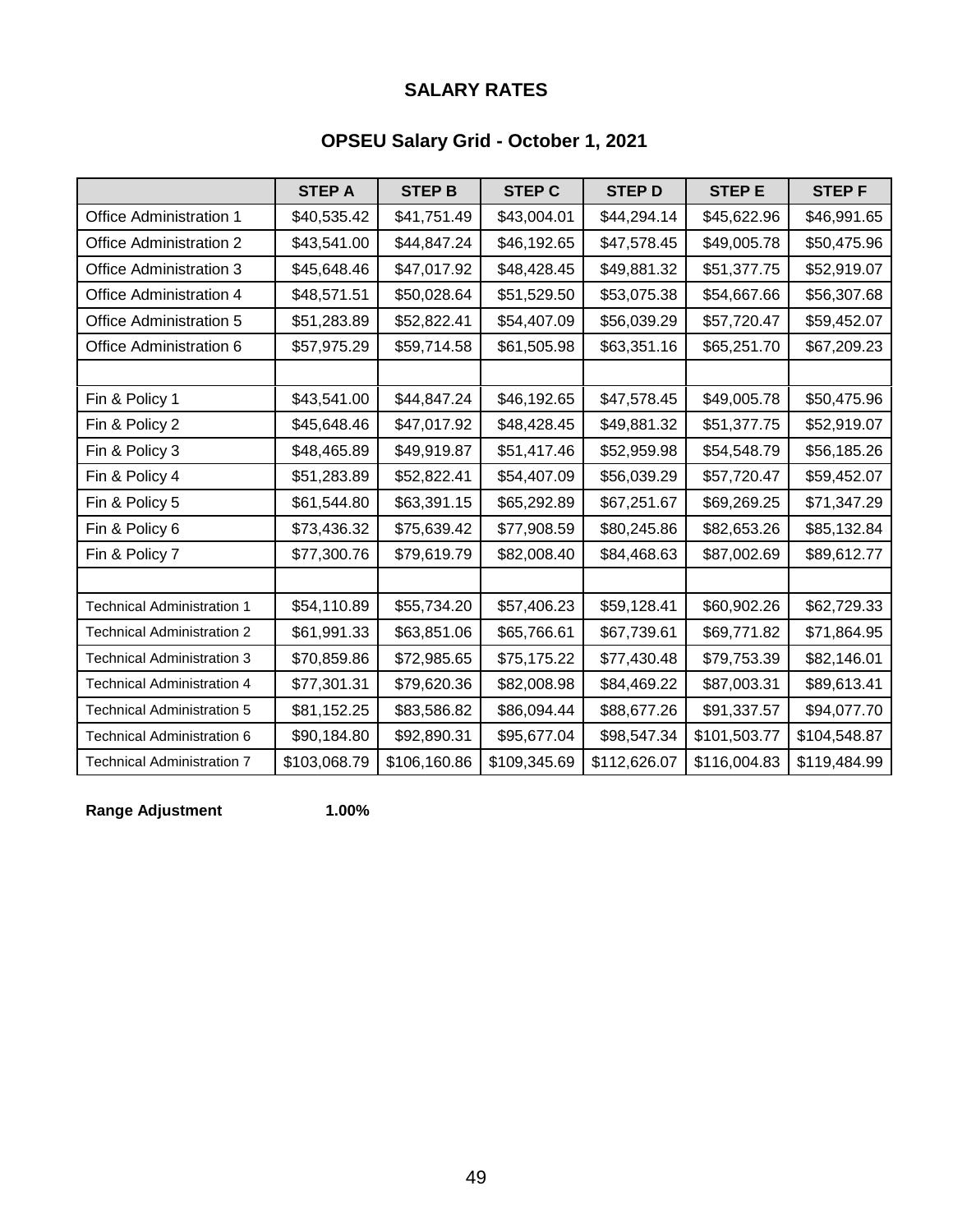## SALARY RATES

### OPSEU Salary Grid - October 1, 2021

| | STEP A | STEP B | STEP C | STEP D | STEP E | STEP F |
|---|---|---|---|---|---|---|
| Office Administration 1 | $40,535.42 | $41,751.49 | $43,004.01 | $44,294.14 | $45,622.96 | $46,991.65 |
| Office Administration 2 | $43,541.00 | $44,847.24 | $46,192.65 | $47,578.45 | $49,005.78 | $50,475.96 |
| Office Administration 3 | $45,648.46 | $47,017.92 | $48,428.45 | $49,881.32 | $51,377.75 | $52,919.07 |
| Office Administration 4 | $48,571.51 | $50,028.64 | $51,529.50 | $53,075.38 | $54,667.66 | $56,307.68 |
| Office Administration 5 | $51,283.89 | $52,822.41 | $54,407.09 | $56,039.29 | $57,720.47 | $59,452.07 |
| Office Administration 6 | $57,975.29 | $59,714.58 | $61,505.98 | $63,351.16 | $65,251.70 | $67,209.23 |
| | | | | | | |
| Fin & Policy 1 | $43,541.00 | $44,847.24 | $46,192.65 | $47,578.45 | $49,005.78 | $50,475.96 |
| Fin & Policy 2 | $45,648.46 | $47,017.92 | $48,428.45 | $49,881.32 | $51,377.75 | $52,919.07 |
| Fin & Policy 3 | $48,465.89 | $49,919.87 | $51,417.46 | $52,959.98 | $54,548.79 | $56,185.26 |
| Fin & Policy 4 | $51,283.89 | $52,822.41 | $54,407.09 | $56,039.29 | $57,720.47 | $59,452.07 |
| Fin & Policy 5 | $61,544.80 | $63,391.15 | $65,292.89 | $67,251.67 | $69,269.25 | $71,347.29 |
| Fin & Policy 6 | $73,436.32 | $75,639.42 | $77,908.59 | $80,245.86 | $82,653.26 | $85,132.84 |
| Fin & Policy 7 | $77,300.76 | $79,619.79 | $82,008.40 | $84,468.63 | $87,002.69 | $89,612.77 |
| | | | | | | |
| Technical Administration 1 | $54,110.89 | $55,734.20 | $57,406.23 | $59,128.41 | $60,902.26 | $62,729.33 |
| Technical Administration 2 | $61,991.33 | $63,851.06 | $65,766.61 | $67,739.61 | $69,771.82 | $71,864.95 |
| Technical Administration 3 | $70,859.86 | $72,985.65 | $75,175.22 | $77,430.48 | $79,753.39 | $82,146.01 |
| Technical Administration 4 | $77,301.31 | $79,620.36 | $82,008.98 | $84,469.22 | $87,003.31 | $89,613.41 |
| Technical Administration 5 | $81,152.25 | $83,586.82 | $86,094.44 | $88,677.26 | $91,337.57 | $94,077.70 |
| Technical Administration 6 | $90,184.80 | $92,890.31 | $95,677.04 | $98,547.34 | $101,503.77 | $104,548.87 |
| Technical Administration 7 | $103,068.79 | $106,160.86 | $109,345.69 | $112,626.07 | $116,004.83 | $119,484.99 |

**Range Adjustment** **1.00%**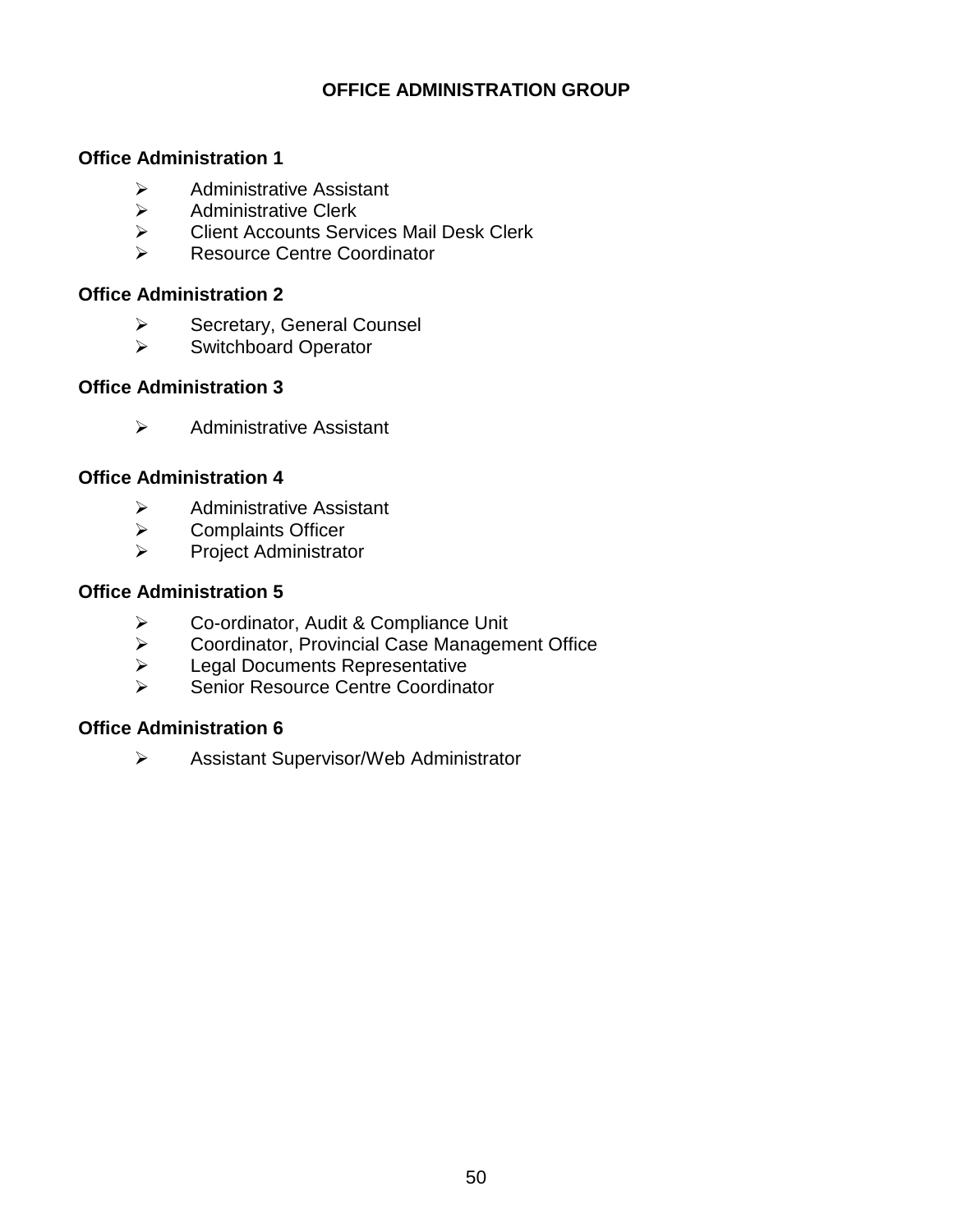## OFFICE ADMINISTRATION GROUP

### Office Administration 1

- Administrative Assistant
- Administrative Clerk
- Client Accounts Services Mail Desk Clerk
- Resource Centre Coordinator

### Office Administration 2

- Secretary, General Counsel
- Switchboard Operator

### Office Administration 3

- Administrative Assistant

### Office Administration 4

- Administrative Assistant
- Complaints Officer
- Project Administrator

### Office Administration 5

- Co-ordinator, Audit & Compliance Unit
- Coordinator, Provincial Case Management Office
- Legal Documents Representative
- Senior Resource Centre Coordinator

### Office Administration 6

- Assistant Supervisor/Web Administrator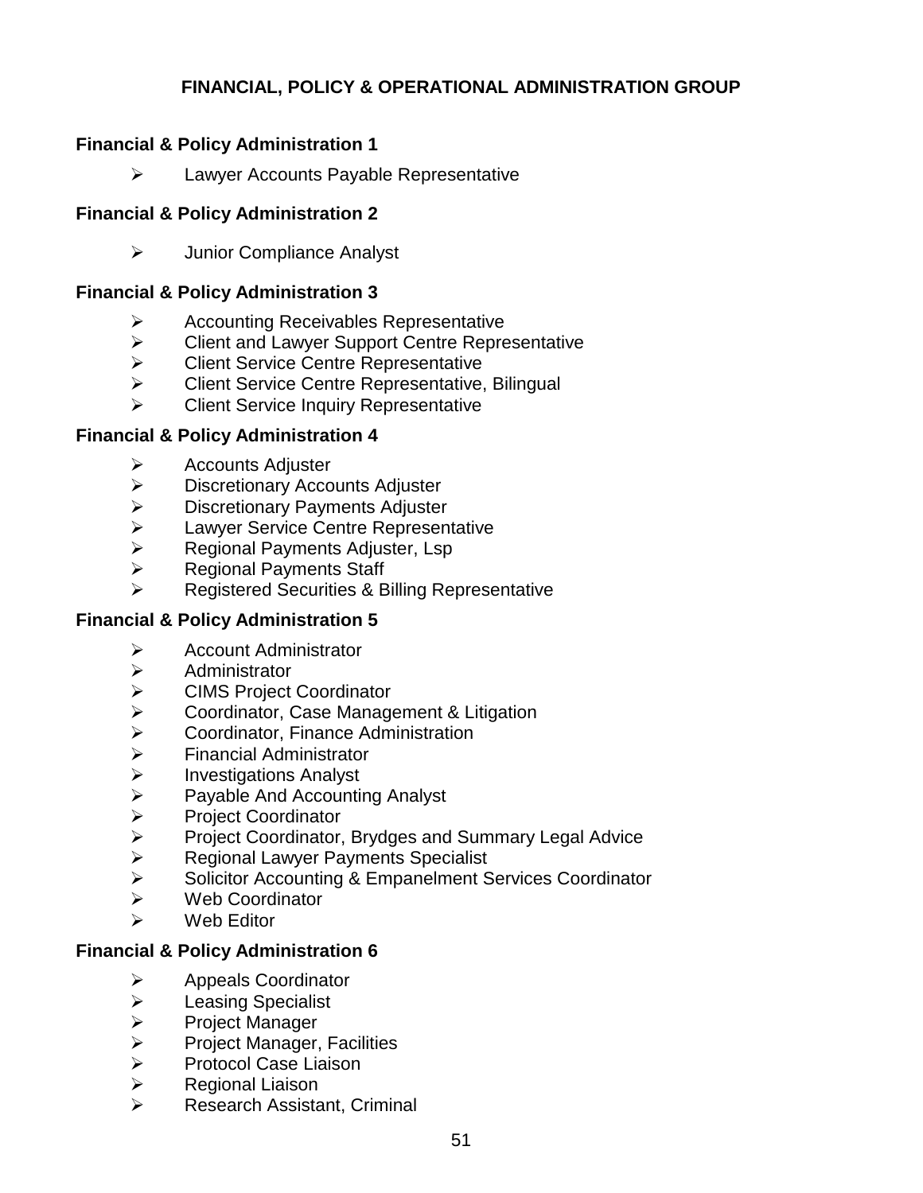## FINANCIAL, POLICY & OPERATIONAL ADMINISTRATION GROUP

### Financial & Policy Administration 1

- Lawyer Accounts Payable Representative

### Financial & Policy Administration 2

- Junior Compliance Analyst

### Financial & Policy Administration 3

- Accounting Receivables Representative
- Client and Lawyer Support Centre Representative
- Client Service Centre Representative
- Client Service Centre Representative, Bilingual
- Client Service Inquiry Representative

### Financial & Policy Administration 4

- Accounts Adjuster
- Discretionary Accounts Adjuster
- Discretionary Payments Adjuster
- Lawyer Service Centre Representative
- Regional Payments Adjuster, Lsp
- Regional Payments Staff
- Registered Securities & Billing Representative

### Financial & Policy Administration 5

- Account Administrator
- Administrator
- CIMS Project Coordinator
- Coordinator, Case Management & Litigation
- Coordinator, Finance Administration
- Financial Administrator
- Investigations Analyst
- Payable And Accounting Analyst
- Project Coordinator
- Project Coordinator, Brydges and Summary Legal Advice
- Regional Lawyer Payments Specialist
- Solicitor Accounting & Empanelment Services Coordinator
- Web Coordinator
- Web Editor

### Financial & Policy Administration 6

- Appeals Coordinator
- Leasing Specialist
- Project Manager
- Project Manager, Facilities
- Protocol Case Liaison
- Regional Liaison
- Research Assistant, Criminal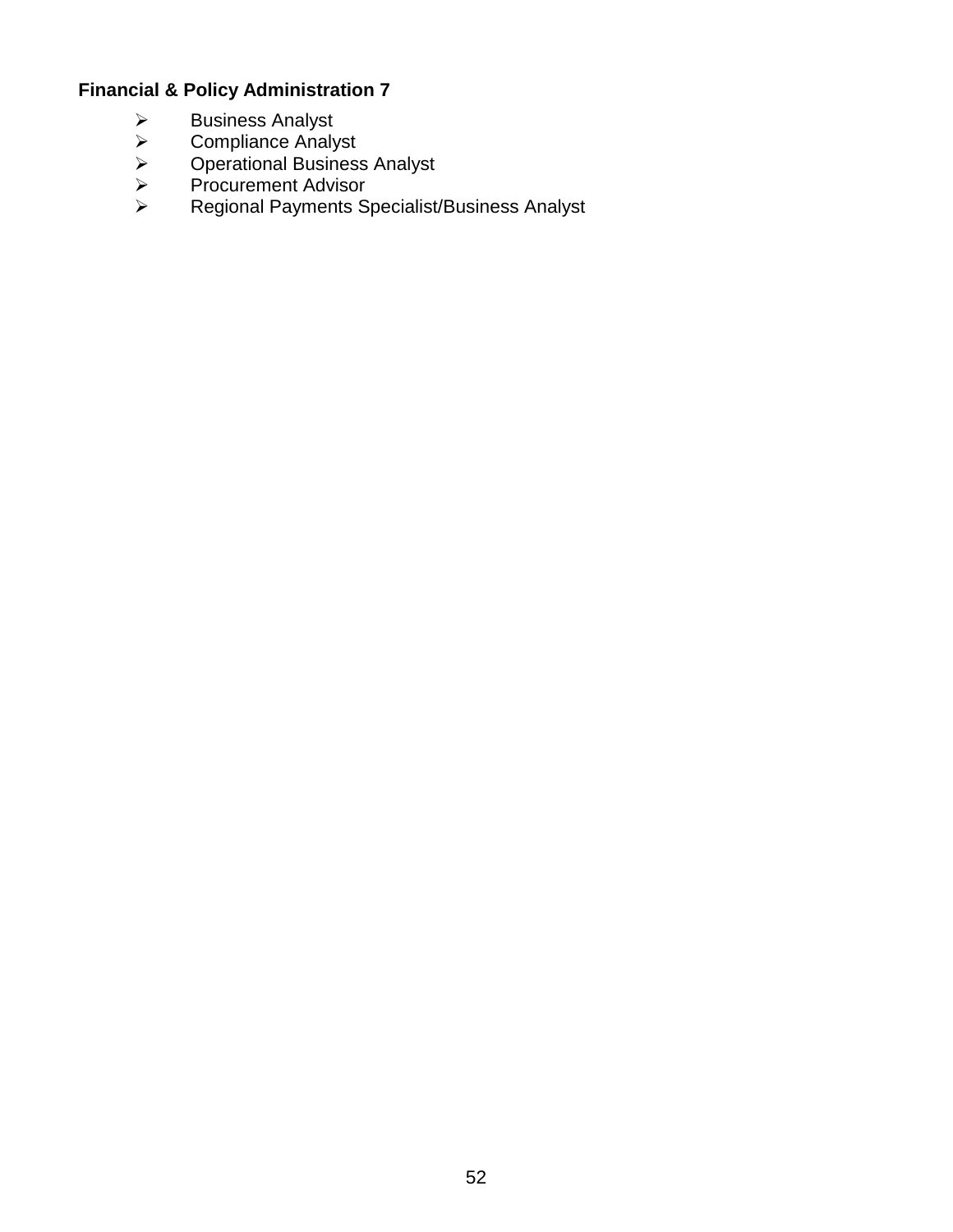**Financial & Policy Administration 7**

- Business Analyst
- Compliance Analyst
- Operational Business Analyst
- Procurement Advisor
- Regional Payments Specialist/Business Analyst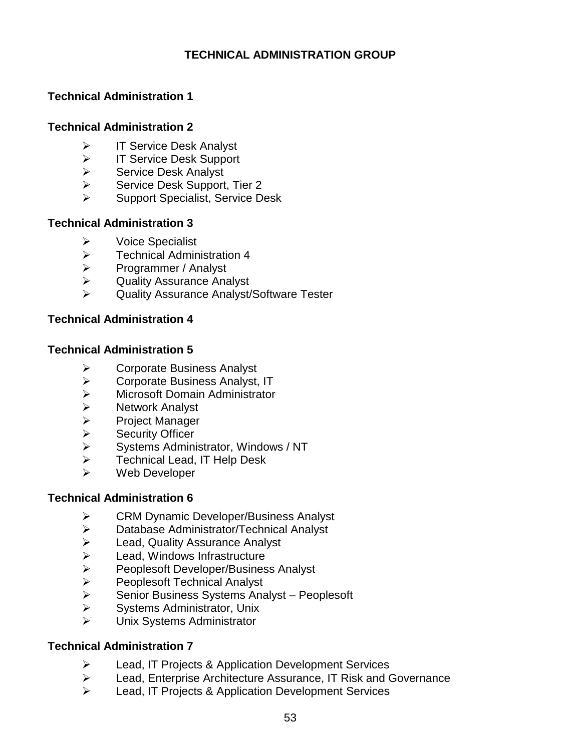# TECHNICAL ADMINISTRATION GROUP

## Technical Administration 1

## Technical Administration 2

- IT Service Desk Analyst
- IT Service Desk Support
- Service Desk Analyst
- Service Desk Support, Tier 2
- Support Specialist, Service Desk

## Technical Administration 3

- Voice Specialist
- Technical Administration 4
- Programmer / Analyst
- Quality Assurance Analyst
- Quality Assurance Analyst/Software Tester

## Technical Administration 4

## Technical Administration 5

- Corporate Business Analyst
- Corporate Business Analyst, IT
- Microsoft Domain Administrator
- Network Analyst
- Project Manager
- Security Officer
- Systems Administrator, Windows / NT
- Technical Lead, IT Help Desk
- Web Developer

## Technical Administration 6

- CRM Dynamic Developer/Business Analyst
- Database Administrator/Technical Analyst
- Lead, Quality Assurance Analyst
- Lead, Windows Infrastructure
- Peoplesoft Developer/Business Analyst
- Peoplesoft Technical Analyst
- Senior Business Systems Analyst – Peoplesoft
- Systems Administrator, Unix
- Unix Systems Administrator

## Technical Administration 7

- Lead, IT Projects & Application Development Services
- Lead, Enterprise Architecture Assurance, IT Risk and Governance
- Lead, IT Projects & Application Development Services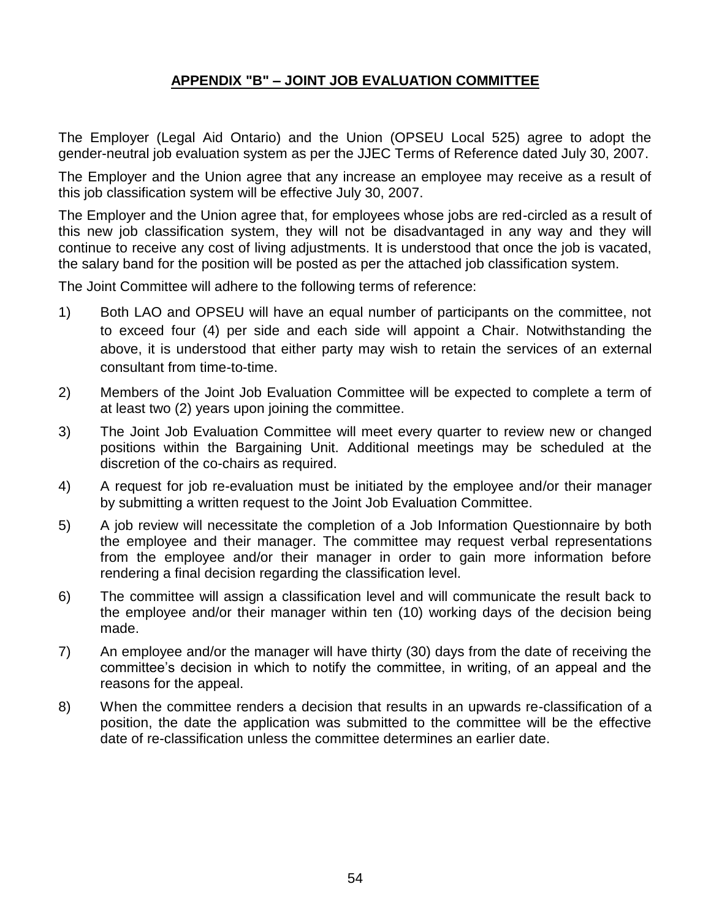## APPENDIX "B" – JOINT JOB EVALUATION COMMITTEE

The Employer (Legal Aid Ontario) and the Union (OPSEU Local 525) agree to adopt the gender-neutral job evaluation system as per the JJEC Terms of Reference dated July 30, 2007.

The Employer and the Union agree that any increase an employee may receive as a result of this job classification system will be effective July 30, 2007.

The Employer and the Union agree that, for employees whose jobs are red-circled as a result of this new job classification system, they will not be disadvantaged in any way and they will continue to receive any cost of living adjustments. It is understood that once the job is vacated, the salary band for the position will be posted as per the attached job classification system.

The Joint Committee will adhere to the following terms of reference:

1) Both LAO and OPSEU will have an equal number of participants on the committee, not to exceed four (4) per side and each side will appoint a Chair. Notwithstanding the above, it is understood that either party may wish to retain the services of an external consultant from time-to-time.

2) Members of the Joint Job Evaluation Committee will be expected to complete a term of at least two (2) years upon joining the committee.

3) The Joint Job Evaluation Committee will meet every quarter to review new or changed positions within the Bargaining Unit. Additional meetings may be scheduled at the discretion of the co-chairs as required.

4) A request for job re-evaluation must be initiated by the employee and/or their manager by submitting a written request to the Joint Job Evaluation Committee.

5) A job review will necessitate the completion of a Job Information Questionnaire by both the employee and their manager. The committee may request verbal representations from the employee and/or their manager in order to gain more information before rendering a final decision regarding the classification level.

6) The committee will assign a classification level and will communicate the result back to the employee and/or their manager within ten (10) working days of the decision being made.

7) An employee and/or the manager will have thirty (30) days from the date of receiving the committee's decision in which to notify the committee, in writing, of an appeal and the reasons for the appeal.

8) When the committee renders a decision that results in an upwards re-classification of a position, the date the application was submitted to the committee will be the effective date of re-classification unless the committee determines an earlier date.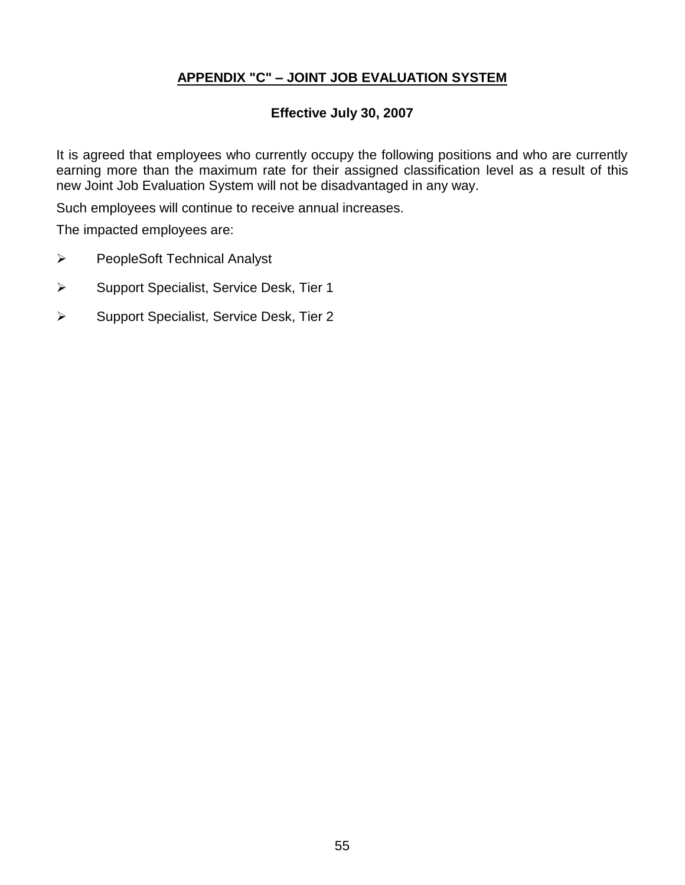## APPENDIX "C" – JOINT JOB EVALUATION SYSTEM

**Effective July 30, 2007**

It is agreed that employees who currently occupy the following positions and who are currently earning more than the maximum rate for their assigned classification level as a result of this new Joint Job Evaluation System will not be disadvantaged in any way.

Such employees will continue to receive annual increases.

The impacted employees are:

- PeopleSoft Technical Analyst
- Support Specialist, Service Desk, Tier 1
- Support Specialist, Service Desk, Tier 2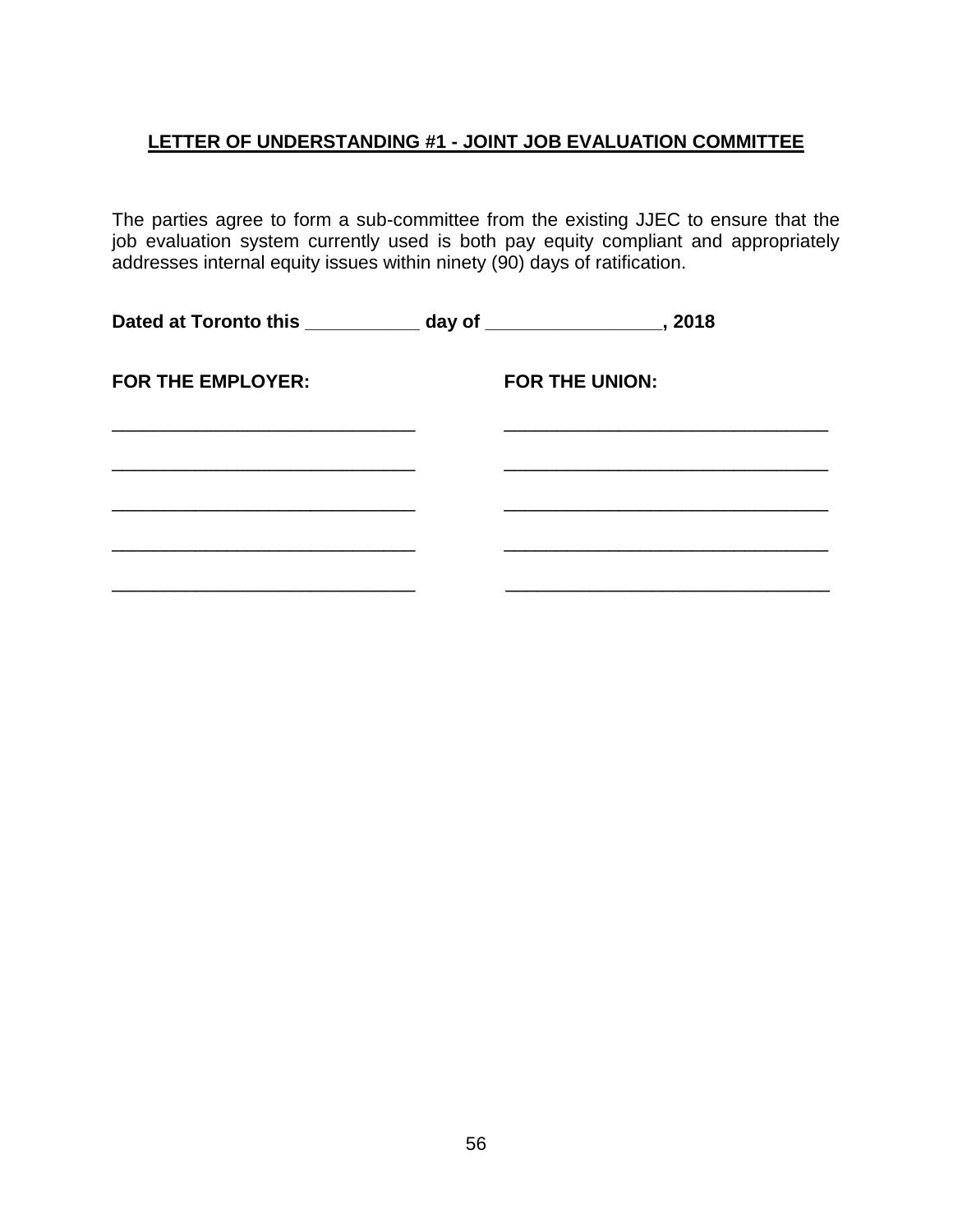**LETTER OF UNDERSTANDING #1 - JOINT JOB EVALUATION COMMITTEE**

The parties agree to form a sub-committee from the existing JJEC to ensure that the job evaluation system currently used is both pay equity compliant and appropriately addresses internal equity issues within ninety (90) days of ratification.

**Dated at Toronto this ___________ day of _________________, 2018**

| **FOR THE EMPLOYER:** | **FOR THE UNION:** |
|---|---|
| ______________________________ | ______________________________ |
| ______________________________ | ______________________________ |
| ______________________________ | ______________________________ |
| ______________________________ | ______________________________ |
| ______________________________ | ______________________________ |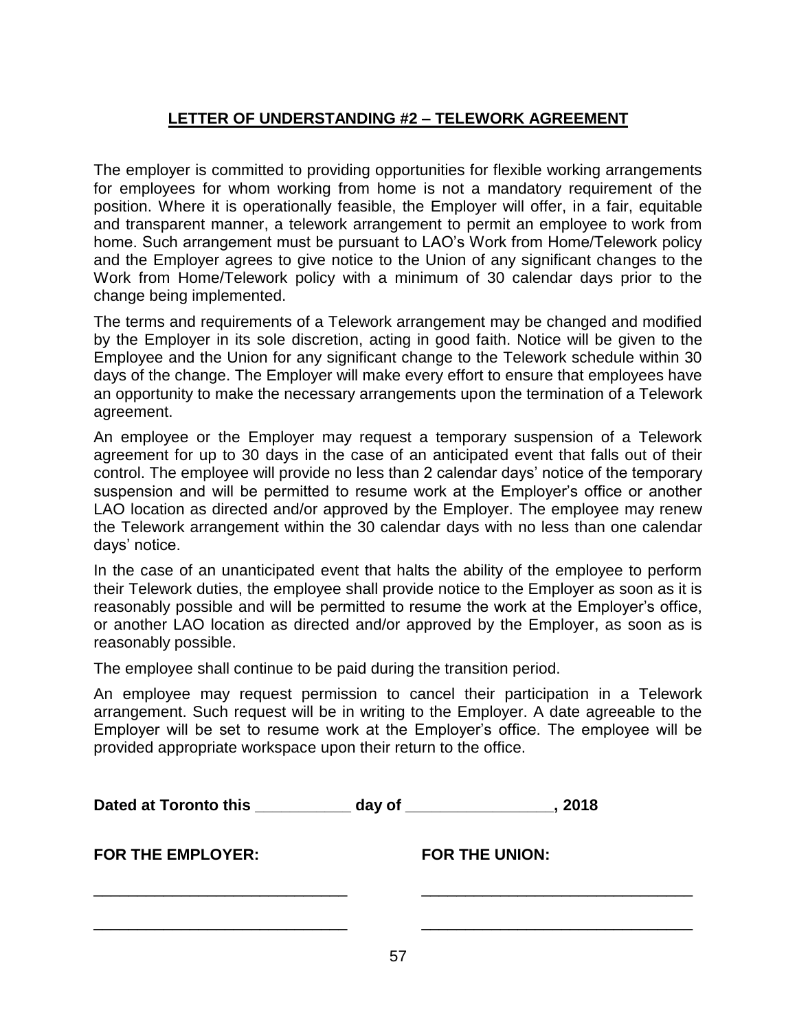## LETTER OF UNDERSTANDING #2 – TELEWORK AGREEMENT

The employer is committed to providing opportunities for flexible working arrangements for employees for whom working from home is not a mandatory requirement of the position. Where it is operationally feasible, the Employer will offer, in a fair, equitable and transparent manner, a telework arrangement to permit an employee to work from home. Such arrangement must be pursuant to LAO's Work from Home/Telework policy and the Employer agrees to give notice to the Union of any significant changes to the Work from Home/Telework policy with a minimum of 30 calendar days prior to the change being implemented.

The terms and requirements of a Telework arrangement may be changed and modified by the Employer in its sole discretion, acting in good faith. Notice will be given to the Employee and the Union for any significant change to the Telework schedule within 30 days of the change. The Employer will make every effort to ensure that employees have an opportunity to make the necessary arrangements upon the termination of a Telework agreement.

An employee or the Employer may request a temporary suspension of a Telework agreement for up to 30 days in the case of an anticipated event that falls out of their control. The employee will provide no less than 2 calendar days' notice of the temporary suspension and will be permitted to resume work at the Employer's office or another LAO location as directed and/or approved by the Employer. The employee may renew the Telework arrangement within the 30 calendar days with no less than one calendar days' notice.

In the case of an unanticipated event that halts the ability of the employee to perform their Telework duties, the employee shall provide notice to the Employer as soon as it is reasonably possible and will be permitted to resume the work at the Employer's office, or another LAO location as directed and/or approved by the Employer, as soon as is reasonably possible.

The employee shall continue to be paid during the transition period.

An employee may request permission to cancel their participation in a Telework arrangement. Such request will be in writing to the Employer. A date agreeable to the Employer will be set to resume work at the Employer's office. The employee will be provided appropriate workspace upon their return to the office.

**Dated at Toronto this ___________ day of _________________, 2018**

**FOR THE EMPLOYER:** ______________________________

______________________________

**FOR THE UNION:** ______________________________

______________________________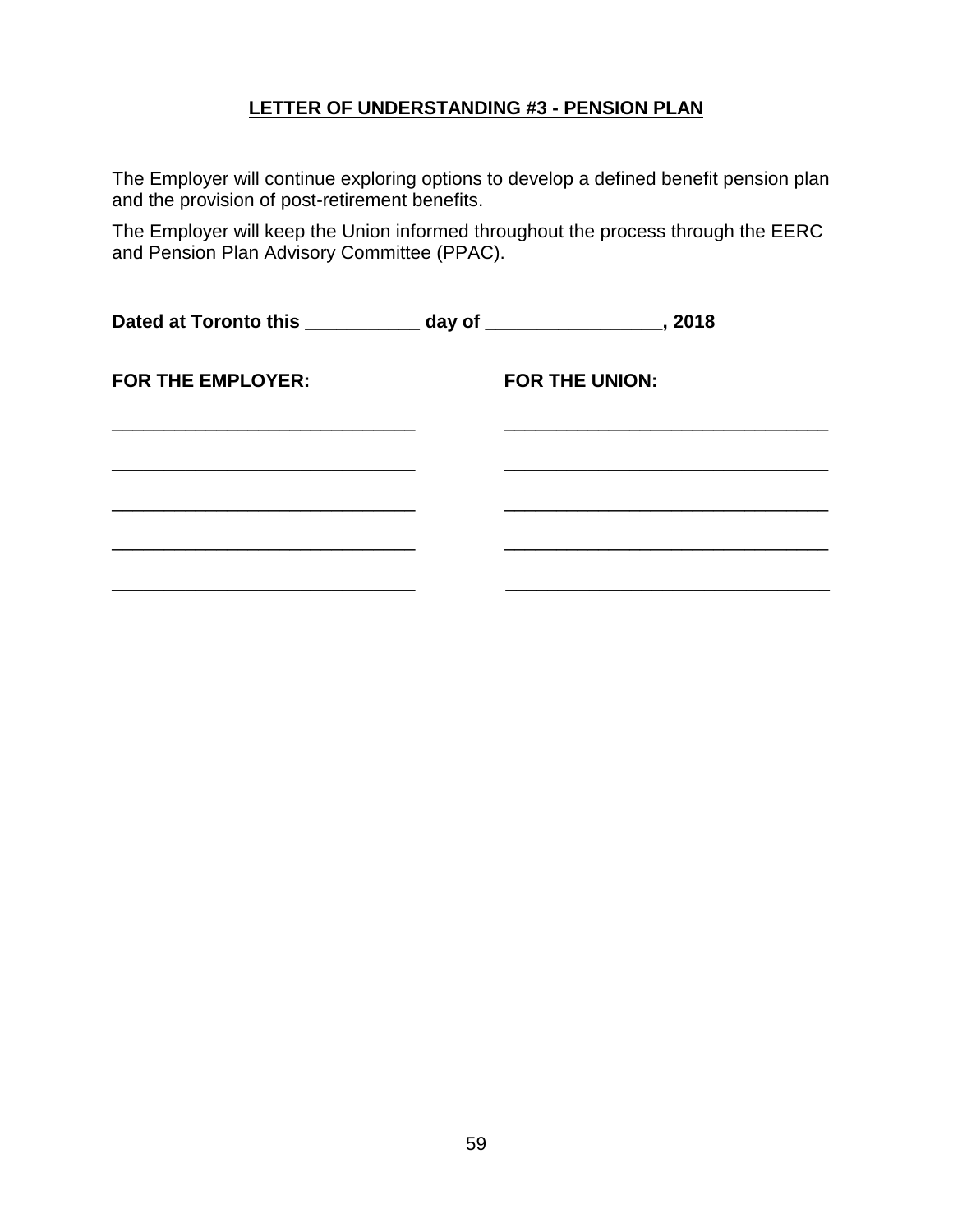## LETTER OF UNDERSTANDING #3 - PENSION PLAN

The Employer will continue exploring options to develop a defined benefit pension plan and the provision of post-retirement benefits.

The Employer will keep the Union informed throughout the process through the EERC and Pension Plan Advisory Committee (PPAC).

**Dated at Toronto this ___________ day of _________________, 2018**

| **FOR THE EMPLOYER:** | **FOR THE UNION:** |
|---|---|
| ______________________________ | ______________________________ |
| ______________________________ | ______________________________ |
| ______________________________ | ______________________________ |
| ______________________________ | ______________________________ |
| ______________________________ | ______________________________ |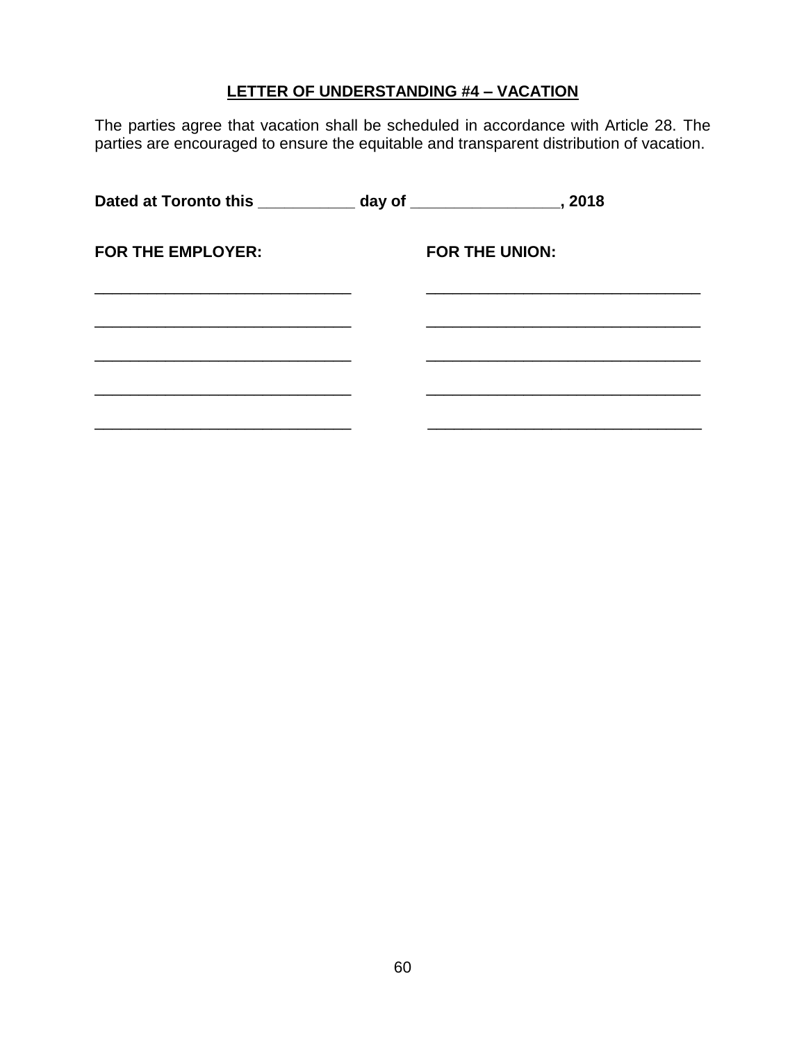## LETTER OF UNDERSTANDING #4 – VACATION

The parties agree that vacation shall be scheduled in accordance with Article 28. The parties are encouraged to ensure the equitable and transparent distribution of vacation.

**Dated at Toronto this ___________ day of _________________, 2018**

| **FOR THE EMPLOYER:** | **FOR THE UNION:** |
|---|---|
| ______________________________ | ______________________________ |
| ______________________________ | ______________________________ |
| ______________________________ | ______________________________ |
| ______________________________ | ______________________________ |
| ______________________________ | ______________________________ |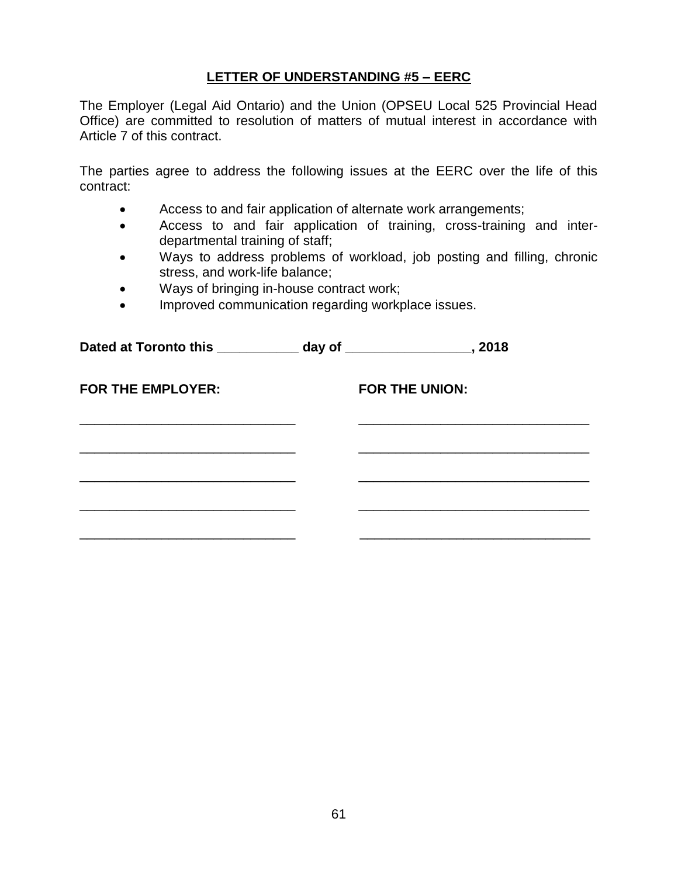## LETTER OF UNDERSTANDING #5 – EERC

The Employer (Legal Aid Ontario) and the Union (OPSEU Local 525 Provincial Head Office) are committed to resolution of matters of mutual interest in accordance with Article 7 of this contract.

The parties agree to address the following issues at the EERC over the life of this contract:

- Access to and fair application of alternate work arrangements;
- Access to and fair application of training, cross-training and inter-departmental training of staff;
- Ways to address problems of workload, job posting and filling, chronic stress, and work-life balance;
- Ways of bringing in-house contract work;
- Improved communication regarding workplace issues.

**Dated at Toronto this ___________ day of _________________, 2018**

| **FOR THE EMPLOYER:** | **FOR THE UNION:** |
| --- | --- |
| ______________________________ | ________________________________ |
| ______________________________ | ________________________________ |
| ______________________________ | ________________________________ |
| ______________________________ | ________________________________ |
| ______________________________ | ________________________________ |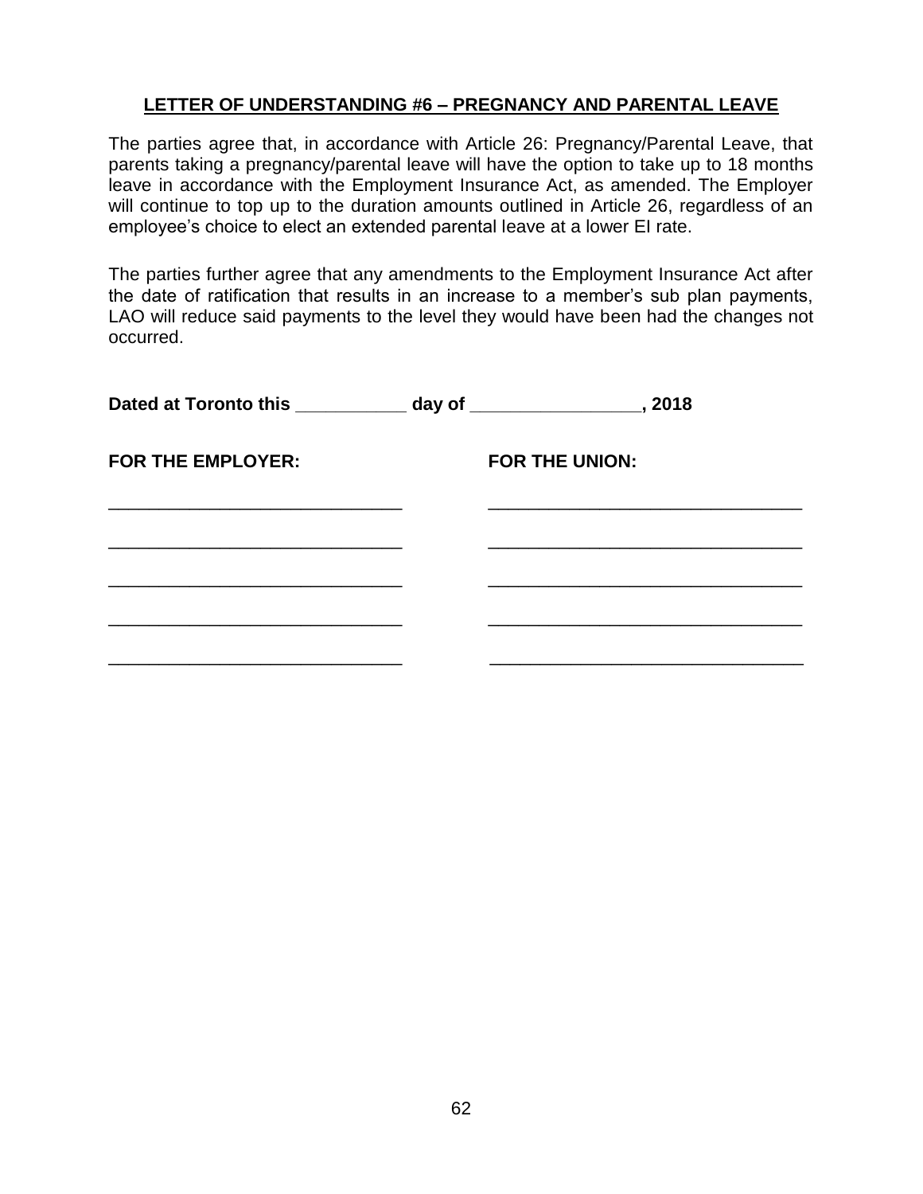## LETTER OF UNDERSTANDING #6 – PREGNANCY AND PARENTAL LEAVE

The parties agree that, in accordance with Article 26: Pregnancy/Parental Leave, that parents taking a pregnancy/parental leave will have the option to take up to 18 months leave in accordance with the Employment Insurance Act, as amended. The Employer will continue to top up to the duration amounts outlined in Article 26, regardless of an employee's choice to elect an extended parental leave at a lower EI rate.

The parties further agree that any amendments to the Employment Insurance Act after the date of ratification that results in an increase to a member's sub plan payments, LAO will reduce said payments to the level they would have been had the changes not occurred.

**Dated at Toronto this ___________ day of _________________, 2018**

| **FOR THE EMPLOYER:** | **FOR THE UNION:** |
|---|---|
| ______________________________ | ________________________________ |
| ______________________________ | ________________________________ |
| ______________________________ | ________________________________ |
| ______________________________ | ________________________________ |
| ______________________________ | ________________________________ |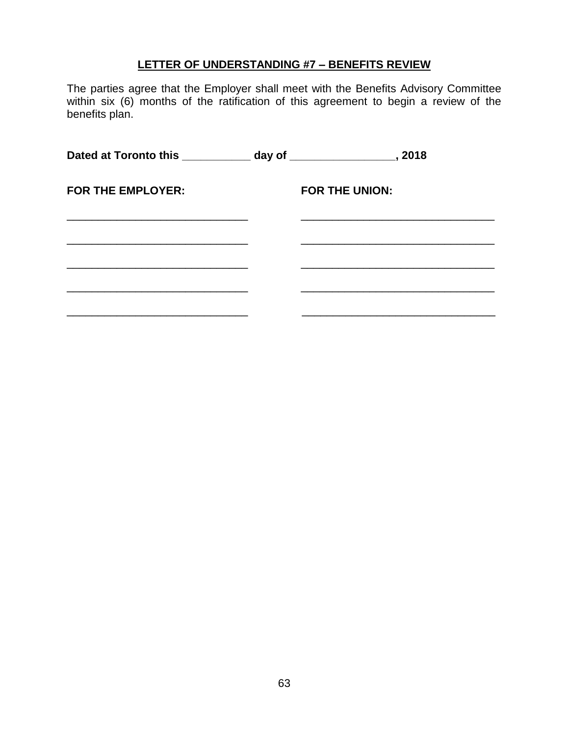## LETTER OF UNDERSTANDING #7 – BENEFITS REVIEW

The parties agree that the Employer shall meet with the Benefits Advisory Committee within six (6) months of the ratification of this agreement to begin a review of the benefits plan.

**Dated at Toronto this ___________ day of _________________, 2018**

| FOR THE EMPLOYER: | FOR THE UNION: |
| --- | --- |
| ______________________________ | ________________________________ |
| ______________________________ | ________________________________ |
| ______________________________ | ________________________________ |
| ______________________________ | ________________________________ |
| ______________________________ | ________________________________ |